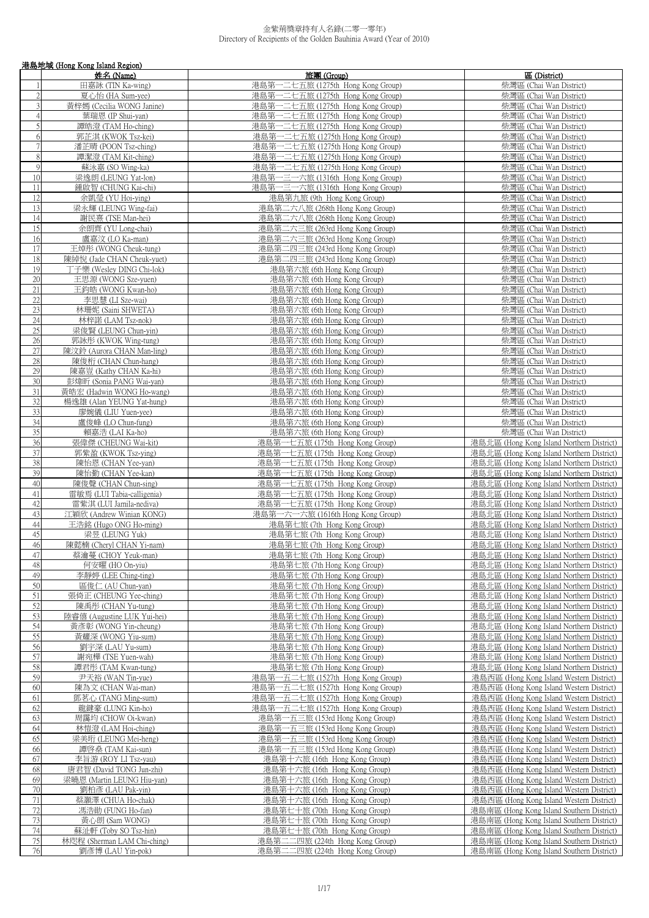金紫荊獎章持有人名錄(二零一零年)
Directory of Recipients of the Golden Bauhinia Award (Year of 2010)

港島地域 (Hong Kong Island Region)

| | 姓名 (Name) | 旅團 (Group) | 區 (District) |
|---|---|---|---|
| 1 | 田嘉詠 (TIN Ka-wing) | 港島第一二七五旅 (1275th Hong Kong Group) | 柴灣區 (Chai Wan District) |
| 2 | 夏心怡 (HA Sum-yee) | 港島第一二七五旅 (1275th Hong Kong Group) | 柴灣區 (Chai Wan District) |
| 3 | 黃梓嫣 (Cecilia WONG Janine) | 港島第一二七五旅 (1275th Hong Kong Group) | 柴灣區 (Chai Wan District) |
| 4 | 葉瑞恩 (IP Shui-yan) | 港島第一二七五旅 (1275th Hong Kong Group) | 柴灣區 (Chai Wan District) |
| 5 | 譚皓澄 (TAM Ho-ching) | 港島第一二七五旅 (1275th Hong Kong Group) | 柴灣區 (Chai Wan District) |
| 6 | 郭芷淇 (KWOK Tsz-kei) | 港島第一二七五旅 (1275th Hong Kong Group) | 柴灣區 (Chai Wan District) |
| 7 | 潘芷晴 (POON Tsz-ching) | 港島第一二七五旅 (1275th Hong Kong Group) | 柴灣區 (Chai Wan District) |
| 8 | 譚潔澄 (TAM Kit-ching) | 港島第一二七五旅 (1275th Hong Kong Group) | 柴灣區 (Chai Wan District) |
| 9 | 蘇泳嘉 (SO Wing-ka) | 港島第一二七五旅 (1275th Hong Kong Group) | 柴灣區 (Chai Wan District) |
| 10 | 梁逸朗 (LEUNG Yat-lon) | 港島第一三一六旅 (1316th Hong Kong Group) | 柴灣區 (Chai Wan District) |
| 11 | 鍾啟智 (CHUNG Kai-chi) | 港島第一三一六旅 (1316th Hong Kong Group) | 柴灣區 (Chai Wan District) |
| 12 | 余凱瑩 (YU Hoi-ying) | 港島第九旅 (9th Hong Kong Group) | 柴灣區 (Chai Wan District) |
| 13 | 梁永輝 (LEUNG Wing-fai) | 港島第二六八旅 (268th Hong Kong Group) | 柴灣區 (Chai Wan District) |
| 14 | 謝民熹 (TSE Man-hei) | 港島第二六八旅 (268th Hong Kong Group) | 柴灣區 (Chai Wan District) |
| 15 | 余朗齊 (YU Long-chai) | 港島第二六三旅 (263rd Hong Kong Group) | 柴灣區 (Chai Wan District) |
| 16 | 盧嘉汶 (LO Ka-man) | 港島第二六三旅 (263rd Hong Kong Group) | 柴灣區 (Chai Wan District) |
| 17 | 王焯彤 (WONG Cheuk-tung) | 港島第二四三旅 (243rd Hong Kong Group) | 柴灣區 (Chai Wan District) |
| 18 | 陳綽悅 (Jade CHAN Cheuk-yuet) | 港島第二四三旅 (243rd Hong Kong Group) | 柴灣區 (Chai Wan District) |
| 19 | 丁子樂 (Wesley DING Chi-lok) | 港島第六旅 (6th Hong Kong Group) | 柴灣區 (Chai Wan District) |
| 20 | 王思源 (WONG Sze-yuen) | 港島第六旅 (6th Hong Kong Group) | 柴灣區 (Chai Wan District) |
| 21 | 王鈞皓 (WONG Kwan-ho) | 港島第六旅 (6th Hong Kong Group) | 柴灣區 (Chai Wan District) |
| 22 | 李思慧 (LI Sze-wai) | 港島第六旅 (6th Hong Kong Group) | 柴灣區 (Chai Wan District) |
| 23 | 林珊妮 (Saini SHWETA) | 港島第六旅 (6th Hong Kong Group) | 柴灣區 (Chai Wan District) |
| 24 | 林梓諾 (LAM Tsz-nok) | 港島第六旅 (6th Hong Kong Group) | 柴灣區 (Chai Wan District) |
| 25 | 梁俊賢 (LEUNG Chun-yin) | 港島第六旅 (6th Hong Kong Group) | 柴灣區 (Chai Wan District) |
| 26 | 郭詠彤 (KWOK Wing-tung) | 港島第六旅 (6th Hong Kong Group) | 柴灣區 (Chai Wan District) |
| 27 | 陳汶鈴 (Aurora CHAN Man-ling) | 港島第六旅 (6th Hong Kong Group) | 柴灣區 (Chai Wan District) |
| 28 | 陳俊桁 (CHAN Chun-hang) | 港島第六旅 (6th Hong Kong Group) | 柴灣區 (Chai Wan District) |
| 29 | 陳嘉豈 (Kathy CHAN Ka-hi) | 港島第六旅 (6th Hong Kong Group) | 柴灣區 (Chai Wan District) |
| 30 | 彭煒昕 (Sonia PANG Wai-yan) | 港島第六旅 (6th Hong Kong Group) | 柴灣區 (Chai Wan District) |
| 31 | 黃皓宏 (Hadwin WONG Ho-wang) | 港島第六旅 (6th Hong Kong Group) | 柴灣區 (Chai Wan District) |
| 32 | 楊逸雄 (Alan YEUNG Yat-hung) | 港島第六旅 (6th Hong Kong Group) | 柴灣區 (Chai Wan District) |
| 33 | 廖婉儀 (LIU Yuen-yee) | 港島第六旅 (6th Hong Kong Group) | 柴灣區 (Chai Wan District) |
| 34 | 盧俊峰 (LO Chun-fung) | 港島第六旅 (6th Hong Kong Group) | 柴灣區 (Chai Wan District) |
| 35 | 賴嘉浩 (LAI Ka-ho) | 港島第六旅 (6th Hong Kong Group) | 柴灣區 (Chai Wan District) |
| 36 | 張偉傑 (CHEUNG Wai-kit) | 港島第一七五旅 (175th Hong Kong Group) | 港島北區 (Hong Kong Island Northern District) |
| 37 | 郭紫盈 (KWOK Tsz-ying) | 港島第一七五旅 (175th Hong Kong Group) | 港島北區 (Hong Kong Island Northern District) |
| 38 | 陳怡恩 (CHAN Yee-yan) | 港島第一七五旅 (175th Hong Kong Group) | 港島北區 (Hong Kong Island Northern District) |
| 39 | 陳怡勤 (CHAN Yee-kan) | 港島第一七五旅 (175th Hong Kong Group) | 港島北區 (Hong Kong Island Northern District) |
| 40 | 陳俊聲 (CHAN Chun-sing) | 港島第一七五旅 (175th Hong Kong Group) | 港島北區 (Hong Kong Island Northern District) |
| 41 | 雷敏焉 (LUI Tabia-calligenia) | 港島第一七五旅 (175th Hong Kong Group) | 港島北區 (Hong Kong Island Northern District) |
| 42 | 雷紫淇 (LUI Jamila-nediva) | 港島第一七五旅 (175th Hong Kong Group) | 港島北區 (Hong Kong Island Northern District) |
| 43 | 江穎欣 (Andrew Winian KONG) | 港島第一六一六旅 (1616th Hong Kong Group) | 港島北區 (Hong Kong Island Northern District) |
| 44 | 王浩銘 (Hugo ONG Ho-ming) | 港島第七旅 (7th Hong Kong Group) | 港島北區 (Hong Kong Island Northern District) |
| 45 | 梁昱 (LEUNG Yuk) | 港島第七旅 (7th Hong Kong Group) | 港島北區 (Hong Kong Island Northern District) |
| 46 | 陳懿楠 (Cheryl CHAN Yi-nam) | 港島第七旅 (7th Hong Kong Group) | 港島北區 (Hong Kong Island Northern District) |
| 47 | 蔡瀹蔓 (CHOY Yeuk-man) | 港島第七旅 (7th Hong Kong Group) | 港島北區 (Hong Kong Island Northern District) |
| 48 | 何安曜 (HO On-yiu) | 港島第七旅 (7th Hong Kong Group) | 港島北區 (Hong Kong Island Northern District) |
| 49 | 李靜婷 (LEE Ching-ting) | 港島第七旅 (7th Hong Kong Group) | 港島北區 (Hong Kong Island Northern District) |
| 50 | 區俊仁 (AU Chun-yan) | 港島第七旅 (7th Hong Kong Group) | 港島北區 (Hong Kong Island Northern District) |
| 51 | 張倚正 (CHEUNG Yee-ching) | 港島第七旅 (7th Hong Kong Group) | 港島北區 (Hong Kong Island Northern District) |
| 52 | 陳禹彤 (CHAN Yu-tung) | 港島第七旅 (7th Hong Kong Group) | 港島北區 (Hong Kong Island Northern District) |
| 53 | 陸睿僖 (Augustine LUK Yui-hei) | 港島第七旅 (7th Hong Kong Group) | 港島北區 (Hong Kong Island Northern District) |
| 54 | 黃彥彰 (WONG Yin-cheung) | 港島第七旅 (7th Hong Kong Group) | 港島北區 (Hong Kong Island Northern District) |
| 55 | 黃耀深 (WONG Yiu-sum) | 港島第七旅 (7th Hong Kong Group) | 港島北區 (Hong Kong Island Northern District) |
| 56 | 劉宇深 (LAU Yu-sum) | 港島第七旅 (7th Hong Kong Group) | 港島北區 (Hong Kong Island Northern District) |
| 57 | 謝宛樺 (TSE Yuen-wah) | 港島第七旅 (7th Hong Kong Group) | 港島北區 (Hong Kong Island Northern District) |
| 58 | 譚君彤 (TAM Kwan-tung) | 港島第七旅 (7th Hong Kong Group) | 港島北區 (Hong Kong Island Northern District) |
| 59 | 尹天裕 (WAN Tin-yue) | 港島第一五二七旅 (1527th Hong Kong Group) | 港島西區 (Hong Kong Island Western District) |
| 60 | 陳為文 (CHAN Wai-man) | 港島第一五二七旅 (1527th Hong Kong Group) | 港島西區 (Hong Kong Island Western District) |
| 61 | 鄧茗心 (TANG Ming-sum) | 港島第一五二七旅 (1527th Hong Kong Group) | 港島西區 (Hong Kong Island Western District) |
| 62 | 龍鍵豪 (LUNG Kin-ho) | 港島第一五二七旅 (1527th Hong Kong Group) | 港島西區 (Hong Kong Island Western District) |
| 63 | 周靄均 (CHOW Oi-kwan) | 港島第一五三旅 (153rd Hong Kong Group) | 港島西區 (Hong Kong Island Western District) |
| 64 | 林愷澄 (LAM Hoi-ching) | 港島第一五三旅 (153rd Hong Kong Group) | 港島西區 (Hong Kong Island Western District) |
| 65 | 梁美珩 (LEUNG Mei-heng) | 港島第一五三旅 (153rd Hong Kong Group) | 港島西區 (Hong Kong Island Western District) |
| 66 | 譚啓燊 (TAM Kai-sun) | 港島第一五三旅 (153rd Hong Kong Group) | 港島西區 (Hong Kong Island Western District) |
| 67 | 李旨游 (ROY LI Tsz-yau) | 港島第十六旅 (16th Hong Kong Group) | 港島西區 (Hong Kong Island Western District) |
| 68 | 唐君智 (David TONG Jun-zhi) | 港島第十六旅 (16th Hong Kong Group) | 港島西區 (Hong Kong Island Western District) |
| 69 | 梁曉恩 (Martin LEUNG Hiu-yan) | 港島第十六旅 (16th Hong Kong Group) | 港島西區 (Hong Kong Island Western District) |
| 70 | 劉柏彥 (LAU Pak-yin) | 港島第十六旅 (16th Hong Kong Group) | 港島西區 (Hong Kong Island Western District) |
| 71 | 蔡灝澤 (CHUA Ho-chak) | 港島第十六旅 (16th Hong Kong Group) | 港島西區 (Hong Kong Island Western District) |
| 72 | 馮浩勛 (FUNG Ho-fan) | 港島第七十旅 (70th Hong Kong Group) | 港島南區 (Hong Kong Island Southern District) |
| 73 | 黃心朗 (Sam WONG) | 港島第七十旅 (70th Hong Kong Group) | 港島南區 (Hong Kong Island Southern District) |
| 74 | 蘇沚軒 (Toby SO Tsz-hin) | 港島第七十旅 (70th Hong Kong Group) | 港島南區 (Hong Kong Island Southern District) |
| 75 | 林庭程 (Sherman LAM Chi-ching) | 港島第二二四旅 (224th Hong Kong Group) | 港島南區 (Hong Kong Island Southern District) |
| 76 | 劉彥博 (LAU Yin-pok) | 港島第二二四旅 (224th Hong Kong Group) | 港島南區 (Hong Kong Island Southern District) |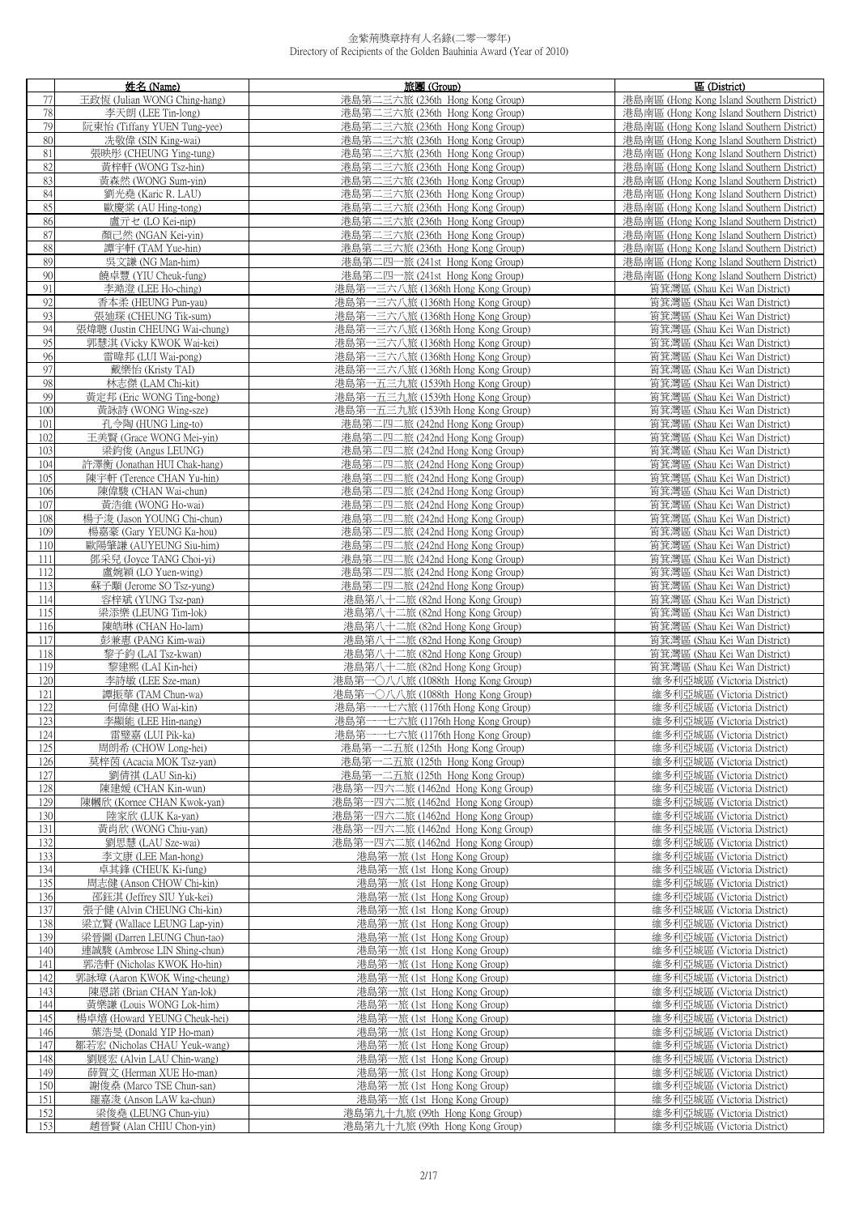金紫荊獎章持有人名錄(二零一零年)
Directory of Recipients of the Golden Bauhinia Award (Year of 2010)

| | 姓名 (Name) | 旅團 (Group) | 區 (District) |
|---|---|---|---|
| 77 | 王政恆 (Julian WONG Ching-hang) | 港島第二三六旅 (236th Hong Kong Group) | 港島南區 (Hong Kong Island Southern District) |
| 78 | 李天朗 (LEE Tin-long) | 港島第二三六旅 (236th Hong Kong Group) | 港島南區 (Hong Kong Island Southern District) |
| 79 | 阮東怡 (Tiffany YUEN Tung-yee) | 港島第二三六旅 (236th Hong Kong Group) | 港島南區 (Hong Kong Island Southern District) |
| 80 | 冼敬偉 (SIN King-wai) | 港島第二三六旅 (236th Hong Kong Group) | 港島南區 (Hong Kong Island Southern District) |
| 81 | 張映彤 (CHEUNG Ying-tung) | 港島第二三六旅 (236th Hong Kong Group) | 港島南區 (Hong Kong Island Southern District) |
| 82 | 黃梓軒 (WONG Tsz-hin) | 港島第二三六旅 (236th Hong Kong Group) | 港島南區 (Hong Kong Island Southern District) |
| 83 | 黃森然 (WONG Sum-yin) | 港島第二三六旅 (236th Hong Kong Group) | 港島南區 (Hong Kong Island Southern District) |
| 84 | 劉光堯 (Karic R. LAU) | 港島第二三六旅 (236th Hong Kong Group) | 港島南區 (Hong Kong Island Southern District) |
| 85 | 歐慶棠 (AU Hing-tong) | 港島第二三六旅 (236th Hong Kong Group) | 港島南區 (Hong Kong Island Southern District) |
| 86 | 盧亓乜 (LO Kei-nip) | 港島第二三六旅 (236th Hong Kong Group) | 港島南區 (Hong Kong Island Southern District) |
| 87 | 顏己然 (NGAN Kei-yin) | 港島第二三六旅 (236th Hong Kong Group) | 港島南區 (Hong Kong Island Southern District) |
| 88 | 譚宇軒 (TAM Yue-hin) | 港島第二三六旅 (236th Hong Kong Group) | 港島南區 (Hong Kong Island Southern District) |
| 89 | 吳文謙 (NG Man-him) | 港島第二四一旅 (241st Hong Kong Group) | 港島南區 (Hong Kong Island Southern District) |
| 90 | 饒卓豐 (YIU Cheuk-fung) | 港島第二四一旅 (241st Hong Kong Group) | 港島南區 (Hong Kong Island Southern District) |
| 91 | 李澔澄 (LEE Ho-ching) | 港島第一三六八旅 (1368th Hong Kong Group) | 筲箕灣區 (Shau Kei Wan District) |
| 92 | 香本柔 (HEUNG Pun-yau) | 港島第一三六八旅 (1368th Hong Kong Group) | 筲箕灣區 (Shau Kei Wan District) |
| 93 | 張廸琛 (CHEUNG Tik-sum) | 港島第一三六八旅 (1368th Hong Kong Group) | 筲箕灣區 (Shau Kei Wan District) |
| 94 | 張煒聰 (Justin CHEUNG Wai-chung) | 港島第一三六八旅 (1368th Hong Kong Group) | 筲箕灣區 (Shau Kei Wan District) |
| 95 | 郭慧淇 (Vicky KWOK Wai-kei) | 港島第一三六八旅 (1368th Hong Kong Group) | 筲箕灣區 (Shau Kei Wan District) |
| 96 | 雷暐邦 (LUI Wai-pong) | 港島第一三六八旅 (1368th Hong Kong Group) | 筲箕灣區 (Shau Kei Wan District) |
| 97 | 戴樂怡 (Kristy TAI) | 港島第一三六八旅 (1368th Hong Kong Group) | 筲箕灣區 (Shau Kei Wan District) |
| 98 | 林志傑 (LAM Chi-kit) | 港島第一五三九旅 (1539th Hong Kong Group) | 筲箕灣區 (Shau Kei Wan District) |
| 99 | 黃定邦 (Eric WONG Ting-bong) | 港島第一五三九旅 (1539th Hong Kong Group) | 筲箕灣區 (Shau Kei Wan District) |
| 100 | 黃詠詩 (WONG Wing-sze) | 港島第一五三九旅 (1539th Hong Kong Group) | 筲箕灣區 (Shau Kei Wan District) |
| 101 | 孔令陶 (HUNG Ling-to) | 港島第二四二旅 (242nd Hong Kong Group) | 筲箕灣區 (Shau Kei Wan District) |
| 102 | 王美賢 (Grace WONG Mei-yin) | 港島第二四二旅 (242nd Hong Kong Group) | 筲箕灣區 (Shau Kei Wan District) |
| 103 | 梁鈞俊 (Angus LEUNG) | 港島第二四二旅 (242nd Hong Kong Group) | 筲箕灣區 (Shau Kei Wan District) |
| 104 | 許澤衡 (Jonathan HUI Chak-hang) | 港島第二四二旅 (242nd Hong Kong Group) | 筲箕灣區 (Shau Kei Wan District) |
| 105 | 陳宇軒 (Terence CHAN Yu-hin) | 港島第二四二旅 (242nd Hong Kong Group) | 筲箕灣區 (Shau Kei Wan District) |
| 106 | 陳偉駿 (CHAN Wai-chun) | 港島第二四二旅 (242nd Hong Kong Group) | 筲箕灣區 (Shau Kei Wan District) |
| 107 | 黃浩維 (WONG Ho-wai) | 港島第二四二旅 (242nd Hong Kong Group) | 筲箕灣區 (Shau Kei Wan District) |
| 108 | 楊子浚 (Jason YOUNG Chi-chun) | 港島第二四二旅 (242nd Hong Kong Group) | 筲箕灣區 (Shau Kei Wan District) |
| 109 | 楊嘉豪 (Gary YEUNG Ka-hou) | 港島第二四二旅 (242nd Hong Kong Group) | 筲箕灣區 (Shau Kei Wan District) |
| 110 | 歐陽肇謙 (AUYEUNG Siu-him) | 港島第二四二旅 (242nd Hong Kong Group) | 筲箕灣區 (Shau Kei Wan District) |
| 111 | 鄧采兒 (Joyce TANG Choi-yi) | 港島第二四二旅 (242nd Hong Kong Group) | 筲箕灣區 (Shau Kei Wan District) |
| 112 | 盧婉穎 (LO Yuen-wing) | 港島第二四二旅 (242nd Hong Kong Group) | 筲箕灣區 (Shau Kei Wan District) |
| 113 | 蘇子顒 (Jerome SO Tsz-yung) | 港島第二四二旅 (242nd Hong Kong Group) | 筲箕灣區 (Shau Kei Wan District) |
| 114 | 容梓斌 (YUNG Tsz-pan) | 港島第八十二旅 (82nd Hong Kong Group) | 筲箕灣區 (Shau Kei Wan District) |
| 115 | 梁添樂 (LEUNG Tim-lok) | 港島第八十二旅 (82nd Hong Kong Group) | 筲箕灣區 (Shau Kei Wan District) |
| 116 | 陳皓琳 (CHAN Ho-lam) | 港島第八十二旅 (82nd Hong Kong Group) | 筲箕灣區 (Shau Kei Wan District) |
| 117 | 彭兼惠 (PANG Kim-wai) | 港島第八十二旅 (82nd Hong Kong Group) | 筲箕灣區 (Shau Kei Wan District) |
| 118 | 黎子鈞 (LAI Tsz-kwan) | 港島第八十二旅 (82nd Hong Kong Group) | 筲箕灣區 (Shau Kei Wan District) |
| 119 | 黎建熙 (LAI Kin-hei) | 港島第八十二旅 (82nd Hong Kong Group) | 筲箕灣區 (Shau Kei Wan District) |
| 120 | 李詩敏 (LEE Sze-man) | 港島第一〇八八旅 (1088th Hong Kong Group) | 維多利亞城區 (Victoria District) |
| 121 | 譚振華 (TAM Chun-wa) | 港島第一〇八八旅 (1088th Hong Kong Group) | 維多利亞城區 (Victoria District) |
| 122 | 何偉健 (HO Wai-kin) | 港島第一一七六旅 (1176th Hong Kong Group) | 維多利亞城區 (Victoria District) |
| 123 | 李顯能 (LEE Hin-nang) | 港島第一一七六旅 (1176th Hong Kong Group) | 維多利亞城區 (Victoria District) |
| 124 | 雷璧嘉 (LUI Pik-ka) | 港島第一一七六旅 (1176th Hong Kong Group) | 維多利亞城區 (Victoria District) |
| 125 | 周朗希 (CHOW Long-hei) | 港島第一二五旅 (125th Hong Kong Group) | 維多利亞城區 (Victoria District) |
| 126 | 莫梓茵 (Acacia MOK Tsz-yan) | 港島第一二五旅 (125th Hong Kong Group) | 維多利亞城區 (Victoria District) |
| 127 | 劉倩琪 (LAU Sin-ki) | 港島第一二五旅 (125th Hong Kong Group) | 維多利亞城區 (Victoria District) |
| 128 | 陳建媛 (CHAN Kin-wun) | 港島第一四六二旅 (1462nd Hong Kong Group) | 維多利亞城區 (Victoria District) |
| 129 | 陳幗欣 (Kornee CHAN Kwok-yan) | 港島第一四六二旅 (1462nd Hong Kong Group) | 維多利亞城區 (Victoria District) |
| 130 | 陸家欣 (LUK Ka-yan) | 港島第一四六二旅 (1462nd Hong Kong Group) | 維多利亞城區 (Victoria District) |
| 131 | 黃肖欣 (WONG Chiu-yan) | 港島第一四六二旅 (1462nd Hong Kong Group) | 維多利亞城區 (Victoria District) |
| 132 | 劉思慧 (LAU Sze-wai) | 港島第一四六二旅 (1462nd Hong Kong Group) | 維多利亞城區 (Victoria District) |
| 133 | 李文康 (LEE Man-hong) | 港島第一旅 (1st Hong Kong Group) | 維多利亞城區 (Victoria District) |
| 134 | 卓其鋒 (CHEUK Ki-fung) | 港島第一旅 (1st Hong Kong Group) | 維多利亞城區 (Victoria District) |
| 135 | 周志健 (Anson CHOW Chi-kin) | 港島第一旅 (1st Hong Kong Group) | 維多利亞城區 (Victoria District) |
| 136 | 邵鈺淇 (Jeffrey SIU Yuk-kei) | 港島第一旅 (1st Hong Kong Group) | 維多利亞城區 (Victoria District) |
| 137 | 張子健 (Alvin CHEUNG Chi-kin) | 港島第一旅 (1st Hong Kong Group) | 維多利亞城區 (Victoria District) |
| 138 | 梁立賢 (Wallace LEUNG Lap-yin) | 港島第一旅 (1st Hong Kong Group) | 維多利亞城區 (Victoria District) |
| 139 | 梁晉圖 (Darren LEUNG Chun-tao) | 港島第一旅 (1st Hong Kong Group) | 維多利亞城區 (Victoria District) |
| 140 | 連誠駿 (Ambrose LIN Shing-chun) | 港島第一旅 (1st Hong Kong Group) | 維多利亞城區 (Victoria District) |
| 141 | 郭浩軒 (Nicholas KWOK Ho-hin) | 港島第一旅 (1st Hong Kong Group) | 維多利亞城區 (Victoria District) |
| 142 | 郭詠璋 (Aaron KWOK Wing-cheung) | 港島第一旅 (1st Hong Kong Group) | 維多利亞城區 (Victoria District) |
| 143 | 陳恩諾 (Brian CHAN Yan-lok) | 港島第一旅 (1st Hong Kong Group) | 維多利亞城區 (Victoria District) |
| 144 | 黃樂謙 (Louis WONG Lok-him) | 港島第一旅 (1st Hong Kong Group) | 維多利亞城區 (Victoria District) |
| 145 | 楊卓熹 (Howard YEUNG Cheuk-hei) | 港島第一旅 (1st Hong Kong Group) | 維多利亞城區 (Victoria District) |
| 146 | 葉浩旻 (Donald YIP Ho-man) | 港島第一旅 (1st Hong Kong Group) | 維多利亞城區 (Victoria District) |
| 147 | 鄒若宏 (Nicholas CHAU Yeuk-wang) | 港島第一旅 (1st Hong Kong Group) | 維多利亞城區 (Victoria District) |
| 148 | 劉展宏 (Alvin LAU Chin-wang) | 港島第一旅 (1st Hong Kong Group) | 維多利亞城區 (Victoria District) |
| 149 | 薛賀文 (Herman XUE Ho-man) | 港島第一旅 (1st Hong Kong Group) | 維多利亞城區 (Victoria District) |
| 150 | 謝俊燊 (Marco TSE Chun-san) | 港島第一旅 (1st Hong Kong Group) | 維多利亞城區 (Victoria District) |
| 151 | 羅嘉浚 (Anson LAW ka-chun) | 港島第一旅 (1st Hong Kong Group) | 維多利亞城區 (Victoria District) |
| 152 | 梁俊堯 (LEUNG Chun-yiu) | 港島第九十九旅 (99th Hong Kong Group) | 維多利亞城區 (Victoria District) |
| 153 | 趙晉賢 (Alan CHIU Chon-yin) | 港島第九十九旅 (99th Hong Kong Group) | 維多利亞城區 (Victoria District) |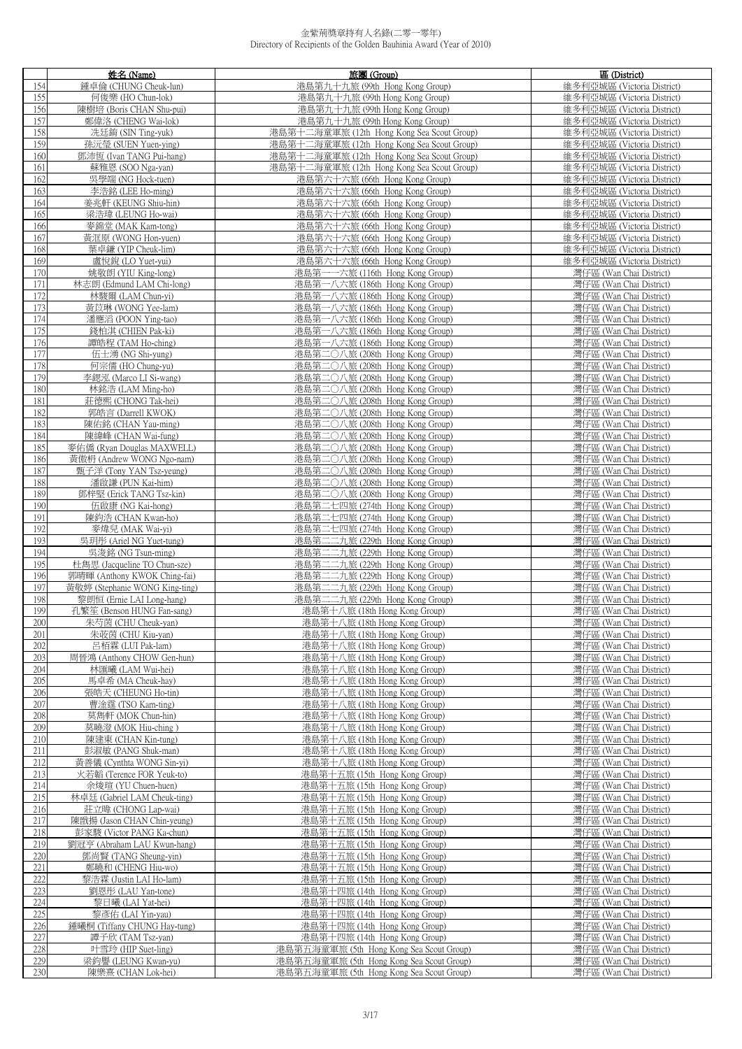# 金紫荊獎章持有人名錄(二零一零年)
Directory of Recipients of the Golden Bauhinia Award (Year of 2010)

| | 姓名 (Name) | 旅團 (Group) | 區 (District) |
|---|---|---|---|
| 154 | 鍾卓倫 (CHUNG Cheuk-lun) | 港島第九十九旅 (99th Hong Kong Group) | 維多利亞城區 (Victoria District) |
| 155 | 何俊樂 (HO Chun-lok) | 港島第九十九旅 (99th Hong Kong Group) | 維多利亞城區 (Victoria District) |
| 156 | 陳樹培 (Boris CHAN Shu-pui) | 港島第九十九旅 (99th Hong Kong Group) | 維多利亞城區 (Victoria District) |
| 157 | 鄭偉洛 (CHENG Wai-lok) | 港島第九十九旅 (99th Hong Kong Group) | 維多利亞城區 (Victoria District) |
| 158 | 冼廷鈺 (SIN Ting-yuk) | 港島第十二海童軍旅 (12th Hong Kong Sea Scout Group) | 維多利亞城區 (Victoria District) |
| 159 | 孫沅瑩 (SUEN Yuen-ying) | 港島第十二海童軍旅 (12th Hong Kong Sea Scout Group) | 維多利亞城區 (Victoria District) |
| 160 | 鄧沛恆 (Ivan TANG Pui-hang) | 港島第十二海童軍旅 (12th Hong Kong Sea Scout Group) | 維多利亞城區 (Victoria District) |
| 161 | 蘇雅恩 (SOO Nga-yan) | 港島第十二海童軍旅 (12th Hong Kong Sea Scout Group) | 維多利亞城區 (Victoria District) |
| 162 | 吳學端 (NG Hock-tuen) | 港島第六十六旅 (66th Hong Kong Group) | 維多利亞城區 (Victoria District) |
| 163 | 李浩銘 (LEE Ho-ming) | 港島第六十六旅 (66th Hong Kong Group) | 維多利亞城區 (Victoria District) |
| 164 | 姜兆軒 (KEUNG Shiu-hin) | 港島第六十六旅 (66th Hong Kong Group) | 維多利亞城區 (Victoria District) |
| 165 | 梁浩瑋 (LEUNG Ho-wai) | 港島第六十六旅 (66th Hong Kong Group) | 維多利亞城區 (Victoria District) |
| 166 | 麥錦堂 (MAK Kam-tong) | 港島第六十六旅 (66th Hong Kong Group) | 維多利亞城區 (Victoria District) |
| 167 | 黃漢原 (WONG Hon-yuen) | 港島第六十六旅 (66th Hong Kong Group) | 維多利亞城區 (Victoria District) |
| 168 | 葉卓鎌 (YIP Cheuk-lim) | 港島第六十六旅 (66th Hong Kong Group) | 維多利亞城區 (Victoria District) |
| 169 | 盧悅銳 (LO Yuet-yui) | 港島第六十六旅 (66th Hong Kong Group) | 維多利亞城區 (Victoria District) |
| 170 | 姚敬朗 (YIU King-long) | 港島第一一六旅 (116th Hong Kong Group) | 灣仔區 (Wan Chai District) |
| 171 | 林志朗 (Edmund LAM Chi-long) | 港島第一八六旅 (186th Hong Kong Group) | 灣仔區 (Wan Chai District) |
| 172 | 林駿爾 (LAM Chun-yi) | 港島第一八六旅 (186th Hong Kong Group) | 灣仔區 (Wan Chai District) |
| 173 | 黃苡琳 (WONG Yee-lam) | 港島第一八六旅 (186th Hong Kong Group) | 灣仔區 (Wan Chai District) |
| 174 | 潘應滔 (POON Ying-tao) | 港島第一八六旅 (186th Hong Kong Group) | 灣仔區 (Wan Chai District) |
| 175 | 錢柏淇 (CHIEN Pak-ki) | 港島第一八六旅 (186th Hong Kong Group) | 灣仔區 (Wan Chai District) |
| 176 | 譚皓程 (TAM Ho-ching) | 港島第一八六旅 (186th Hong Kong Group) | 灣仔區 (Wan Chai District) |
| 177 | 伍士湧 (NG Shi-yung) | 港島第二〇八旅 (208th Hong Kong Group) | 灣仔區 (Wan Chai District) |
| 178 | 何宗儒 (HO Chung-yu) | 港島第二〇八旅 (208th Hong Kong Group) | 灣仔區 (Wan Chai District) |
| 179 | 李鍶泓 (Marco LI Si-wang) | 港島第二〇八旅 (208th Hong Kong Group) | 灣仔區 (Wan Chai District) |
| 180 | 林銘浩 (LAM Ming-ho) | 港島第二〇八旅 (208th Hong Kong Group) | 灣仔區 (Wan Chai District) |
| 181 | 莊德熙 (CHONG Tak-hei) | 港島第二〇八旅 (208th Hong Kong Group) | 灣仔區 (Wan Chai District) |
| 182 | 郭皓言 (Darrell KWOK) | 港島第二〇八旅 (208th Hong Kong Group) | 灣仔區 (Wan Chai District) |
| 183 | 陳佑銘 (CHAN Yau-ming) | 港島第二〇八旅 (208th Hong Kong Group) | 灣仔區 (Wan Chai District) |
| 184 | 陳緯峰 (CHAN Wai-fung) | 港島第二〇八旅 (208th Hong Kong Group) | 灣仔區 (Wan Chai District) |
| 185 | 麥佑僑 (Ryan Douglas MAXWELL) | 港島第二〇八旅 (208th Hong Kong Group) | 灣仔區 (Wan Chai District) |
| 186 | 黃傲枏 (Andrew WONG Ngo-nam) | 港島第二〇八旅 (208th Hong Kong Group) | 灣仔區 (Wan Chai District) |
| 187 | 甄子洋 (Tony YAN Tsz-yeung) | 港島第二〇八旅 (208th Hong Kong Group) | 灣仔區 (Wan Chai District) |
| 188 | 潘啟謙 (PUN Kai-him) | 港島第二〇八旅 (208th Hong Kong Group) | 灣仔區 (Wan Chai District) |
| 189 | 鄧梓堅 (Erick TANG Tsz-kin) | 港島第二〇八旅 (208th Hong Kong Group) | 灣仔區 (Wan Chai District) |
| 190 | 伍啟康 (NG Kai-hong) | 港島第二七四旅 (274th Hong Kong Group) | 灣仔區 (Wan Chai District) |
| 191 | 陳鈞浩 (CHAN Kwan-ho) | 港島第二七四旅 (274th Hong Kong Group) | 灣仔區 (Wan Chai District) |
| 192 | 麥煒兒 (MAK Wai-yi) | 港島第二七四旅 (274th Hong Kong Group) | 灣仔區 (Wan Chai District) |
| 193 | 吳玥彤 (Ariel NG Yuet-tung) | 港島第二二九旅 (229th Hong Kong Group) | 灣仔區 (Wan Chai District) |
| 194 | 吳浚銘 (NG Tsun-ming) | 港島第二二九旅 (229th Hong Kong Group) | 灣仔區 (Wan Chai District) |
| 195 | 杜雋思 (Jacqueline TO Chun-sze) | 港島第二二九旅 (229th Hong Kong Group) | 灣仔區 (Wan Chai District) |
| 196 | 郭晴暉 (Anthony KWOK Ching-fai) | 港島第二二九旅 (229th Hong Kong Group) | 灣仔區 (Wan Chai District) |
| 197 | 黃敬婷 (Stephanie WONG King-ting) | 港島第二二九旅 (229th Hong Kong Group) | 灣仔區 (Wan Chai District) |
| 198 | 黎朗恒 (Ernie LAI Long-hang) | 港島第二二九旅 (229th Hong Kong Group) | 灣仔區 (Wan Chai District) |
| 199 | 孔繁笙 (Benson HUNG Fan-sang) | 港島第十八旅 (18th Hong Kong Group) | 灣仔區 (Wan Chai District) |
| 200 | 朱芍茵 (CHU Cheuk-yan) | 港島第十八旅 (18th Hong Kong Group) | 灣仔區 (Wan Chai District) |
| 201 | 朱皎茵 (CHU Kiu-yan) | 港島第十八旅 (18th Hong Kong Group) | 灣仔區 (Wan Chai District) |
| 202 | 呂栢霖 (LUI Pak-lam) | 港島第十八旅 (18th Hong Kong Group) | 灣仔區 (Wan Chai District) |
| 203 | 周晉鴻 (Anthony CHOW Gen-hun) | 港島第十八旅 (18th Hong Kong Group) | 灣仔區 (Wan Chai District) |
| 204 | 林匯曦 (LAM Wui-hei) | 港島第十八旅 (18th Hong Kong Group) | 灣仔區 (Wan Chai District) |
| 205 | 馬卓希 (MA Cheuk-hay) | 港島第十八旅 (18th Hong Kong Group) | 灣仔區 (Wan Chai District) |
| 206 | 張皓天 (CHEUNG Ho-tin) | 港島第十八旅 (18th Hong Kong Group) | 灣仔區 (Wan Chai District) |
| 207 | 曹淦霆 (TSO Kam-ting) | 港島第十八旅 (18th Hong Kong Group) | 灣仔區 (Wan Chai District) |
| 208 | 莫雋軒 (MOK Chun-hin) | 港島第十八旅 (18th Hong Kong Group) | 灣仔區 (Wan Chai District) |
| 209 | 莫曉澄 (MOK Hiu-ching ) | 港島第十八旅 (18th Hong Kong Group) | 灣仔區 (Wan Chai District) |
| 210 | 陳建東 (CHAN Kin-tung) | 港島第十八旅 (18th Hong Kong Group) | 灣仔區 (Wan Chai District) |
| 211 | 彭淑敏 (PANG Shuk-man) | 港島第十八旅 (18th Hong Kong Group) | 灣仔區 (Wan Chai District) |
| 212 | 黃善儀 (Cynthta WONG Sin-yi) | 港島第十八旅 (18th Hong Kong Group) | 灣仔區 (Wan Chai District) |
| 213 | 火若韜 (Terence FOR Yeuk-to) | 港島第十五旅 (15th Hong Kong Group) | 灣仔區 (Wan Chai District) |
| 214 | 余竣暄 (YU Chuen-huen) | 港島第十五旅 (15th Hong Kong Group) | 灣仔區 (Wan Chai District) |
| 215 | 林卓廷 (Gabriel LAM Cheuk-ting) | 港島第十五旅 (15th Hong Kong Group) | 灣仔區 (Wan Chai District) |
| 216 | 莊立暐 (CHONG Lap-wai) | 港島第十五旅 (15th Hong Kong Group) | 灣仔區 (Wan Chai District) |
| 217 | 陳戩揚 (Jason CHAN Chin-yeung) | 港島第十五旅 (15th Hong Kong Group) | 灣仔區 (Wan Chai District) |
| 218 | 彭家駿 (Victor PANG Ka-chun) | 港島第十五旅 (15th Hong Kong Group) | 灣仔區 (Wan Chai District) |
| 219 | 劉冠亨 (Abraham LAU Kwun-hang) | 港島第十五旅 (15th Hong Kong Group) | 灣仔區 (Wan Chai District) |
| 220 | 鄧尚賢 (TANG Sheung-yin) | 港島第十五旅 (15th Hong Kong Group) | 灣仔區 (Wan Chai District) |
| 221 | 鄭曉和 (CHENG Hiu-wo) | 港島第十五旅 (15th Hong Kong Group) | 灣仔區 (Wan Chai District) |
| 222 | 黎浩霖 (Justin LAI Ho-lam) | 港島第十五旅 (15th Hong Kong Group) | 灣仔區 (Wan Chai District) |
| 223 | 劉恩彤 (LAU Yan-tone) | 港島第十四旅 (14th Hong Kong Group) | 灣仔區 (Wan Chai District) |
| 224 | 黎日曦 (LAI Yat-hei) | 港島第十四旅 (14th Hong Kong Group) | 灣仔區 (Wan Chai District) |
| 225 | 黎彥佑 (LAI Yin-yau) | 港島第十四旅 (14th Hong Kong Group) | 灣仔區 (Wan Chai District) |
| 226 | 鍾曦桐 (Tiffany CHUNG Hay-tung) | 港島第十四旅 (14th Hong Kong Group) | 灣仔區 (Wan Chai District) |
| 227 | 譚子欣 (TAM Tsz-yan) | 港島第十四旅 (14th Hong Kong Group) | 灣仔區 (Wan Chai District) |
| 228 | 叶雪玲 (HIP Suet-ling) | 港島第五海童軍旅 (5th Hong Kong Sea Scout Group) | 灣仔區 (Wan Chai District) |
| 229 | 梁鈞譽 (LEUNG Kwan-yu) | 港島第五海童軍旅 (5th Hong Kong Sea Scout Group) | 灣仔區 (Wan Chai District) |
| 230 | 陳樂熹 (CHAN Lok-hei) | 港島第五海童軍旅 (5th Hong Kong Sea Scout Group) | 灣仔區 (Wan Chai District) |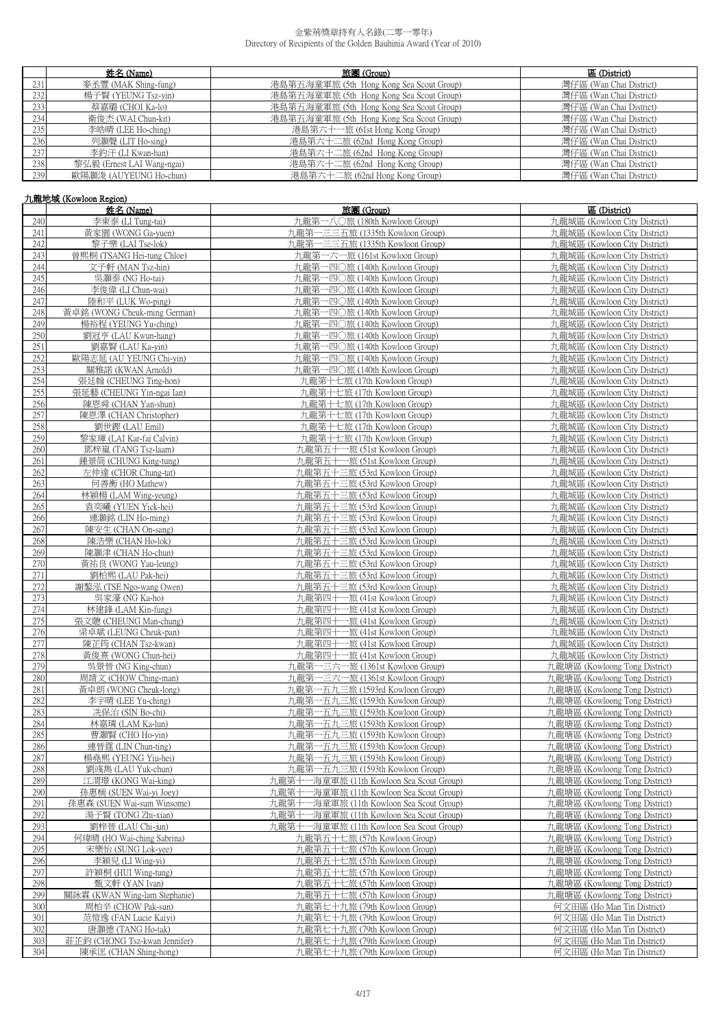金紫荊獎章持有人名錄(二零一零年)
Directory of Recipients of the Golden Bauhinia Award (Year of 2010)

| | 姓名 (Name) | 旅團 (Group) | 區 (District) |
|---|---|---|---|
| 231 | 麥丞豐 (MAK Shing-fung) | 港島第五海童軍旅 (5th Hong Kong Sea Scout Group) | 灣仔區 (Wan Chai District) |
| 232 | 楊子賢 (YEUNG Tsz-yin) | 港島第五海童軍旅 (5th Hong Kong Sea Scout Group) | 灣仔區 (Wan Chai District) |
| 233 | 蔡嘉璐 (CHOI Ka-lo) | 港島第五海童軍旅 (5th Hong Kong Sea Scout Group) | 灣仔區 (Wan Chai District) |
| 234 | 衛俊杰 (WAI Chun-kit) | 港島第五海童軍旅 (5th Hong Kong Sea Scout Group) | 灣仔區 (Wan Chai District) |
| 235 | 李皓晴 (LEE Ho-ching) | 港島第六十一旅 (61st Hong Kong Group) | 灣仔區 (Wan Chai District) |
| 236 | 列灝聲 (LIT Ho-sing) | 港島第六十二旅 (62nd Hong Kong Group) | 灣仔區 (Wan Chai District) |
| 237 | 李鈞汗 (LI Kwan-han) | 港島第六十二旅 (62nd Hong Kong Group) | 灣仔區 (Wan Chai District) |
| 238 | 黎弘毅 (Ernest LAI Wang-ngai) | 港島第六十二旅 (62nd Hong Kong Group) | 灣仔區 (Wan Chai District) |
| 239 | 歐陽灝浚 (AUYEUNG Ho-chun) | 港島第六十二旅 (62nd Hong Kong Group) | 灣仔區 (Wan Chai District) |

## 九龍地域 (Kowloon Region)

| | 姓名 (Name) | 旅團 (Group) | 區 (District) |
|---|---|---|---|
| 240 | 李東泰 (LI Tung-tai) | 九龍第一八〇旅 (180th Kowloon Group) | 九龍城區 (Kowloon City District) |
| 241 | 黃家園 (WONG Ga-yuen) | 九龍第一三三五旅 (1335th Kowloon Group) | 九龍城區 (Kowloon City District) |
| 242 | 黎子樂 (LAI Tse-lok) | 九龍第一三三五旅 (1335th Kowloon Group) | 九龍城區 (Kowloon City District) |
| 243 | 曾熙桐 (TSANG Hei-tung Chloe) | 九龍第一六一旅 (161st Kowloon Group) | 九龍城區 (Kowloon City District) |
| 244 | 文子軒 (MAN Tsz-hin) | 九龍第一四〇旅 (140th Kowloon Group) | 九龍城區 (Kowloon City District) |
| 245 | 吳灝泰 (NG Ho-tai) | 九龍第一四〇旅 (140th Kowloon Group) | 九龍城區 (Kowloon City District) |
| 246 | 李俊偉 (LI Chun-wai) | 九龍第一四〇旅 (140th Kowloon Group) | 九龍城區 (Kowloon City District) |
| 247 | 陸和平 (LUK Wo-ping) | 九龍第一四〇旅 (140th Kowloon Group) | 九龍城區 (Kowloon City District) |
| 248 | 黃卓銘 (WONG Cheuk-ming German) | 九龍第一四〇旅 (140th Kowloon Group) | 九龍城區 (Kowloon City District) |
| 249 | 楊裕程 (YEUNG Yu-ching) | 九龍第一四〇旅 (140th Kowloon Group) | 九龍城區 (Kowloon City District) |
| 250 | 劉冠亨 (LAU Kwun-hang) | 九龍第一四〇旅 (140th Kowloon Group) | 九龍城區 (Kowloon City District) |
| 251 | 劉嘉賢 (LAU Ka-yin) | 九龍第一四〇旅 (140th Kowloon Group) | 九龍城區 (Kowloon City District) |
| 252 | 歐陽志延 (AU YEUNG Chi-yin) | 九龍第一四〇旅 (140th Kowloon Group) | 九龍城區 (Kowloon City District) |
| 253 | 關雅諾 (KWAN Arnold) | 九龍第一四〇旅 (140th Kowloon Group) | 九龍城區 (Kowloon City District) |
| 254 | 張廷翰 (CHEUNG Ting-hon) | 九龍第十七旅 (17th Kowloon Group) | 九龍城區 (Kowloon City District) |
| 255 | 張延藝 (CHEUNG Yin-ngai Ian) | 九龍第十七旅 (17th Kowloon Group) | 九龍城區 (Kowloon City District) |
| 256 | 陳恩舜 (CHAN Yan-shun) | 九龍第十七旅 (17th Kowloon Group) | 九龍城區 (Kowloon City District) |
| 257 | 陳恩澤 (CHAN Christopher) | 九龍第十七旅 (17th Kowloon Group) | 九龍城區 (Kowloon City District) |
| 258 | 劉世鏗 (LAU Emil) | 九龍第十七旅 (17th Kowloon Group) | 九龍城區 (Kowloon City District) |
| 259 | 黎家珲 (LAI Kar-fai Calvin) | 九龍第十七旅 (17th Kowloon Group) | 九龍城區 (Kowloon City District) |
| 260 | 鄧梓嵐 (TANG Tsz-laam) | 九龍第五十一旅 (51st Kowloon Group) | 九龍城區 (Kowloon City District) |
| 261 | 鍾景筒 (CHUNG King-tung) | 九龍第五十一旅 (51st Kowloon Group) | 九龍城區 (Kowloon City District) |
| 262 | 左仲達 (CHOR Chung-tat) | 九龍第五十三旅 (53rd Kowloon Group) | 九龍城區 (Kowloon City District) |
| 263 | 何善衡 (HO Mathew) | 九龍第五十三旅 (53rd Kowloon Group) | 九龍城區 (Kowloon City District) |
| 264 | 林穎楊 (LAM Wing-yeung) | 九龍第五十三旅 (53rd Kowloon Group) | 九龍城區 (Kowloon City District) |
| 265 | 袁奕曦 (YUEN Yick-hei) | 九龍第五十三旅 (53rd Kowloon Group) | 九龍城區 (Kowloon City District) |
| 266 | 連灝銘 (LIN Ho-ming) | 九龍第五十三旅 (53rd Kowloon Group) | 九龍城區 (Kowloon City District) |
| 267 | 陳安生 (CHAN On-sang) | 九龍第五十三旅 (53rd Kowloon Group) | 九龍城區 (Kowloon City District) |
| 268 | 陳浩樂 (CHAN Ho-lok) | 九龍第五十三旅 (53rd Kowloon Group) | 九龍城區 (Kowloon City District) |
| 269 | 陳灝津 (CHAN Ho-chun) | 九龍第五十三旅 (53rd Kowloon Group) | 九龍城區 (Kowloon City District) |
| 270 | 黃祐良 (WONG Yau-leung) | 九龍第五十三旅 (53rd Kowloon Group) | 九龍城區 (Kowloon City District) |
| 271 | 劉柏熙 (LAU Pak-hei) | 九龍第五十三旅 (53rd Kowloon Group) | 九龍城區 (Kowloon City District) |
| 272 | 謝鰲泓 (TSE Ngo-wang Owen) | 九龍第五十三旅 (53rd Kowloon Group) | 九龍城區 (Kowloon City District) |
| 273 | 吳家濠 (NG Ka-ho) | 九龍第四十一旅 (41st Kowloon Group) | 九龍城區 (Kowloon City District) |
| 274 | 林建鋒 (LAM Kin-fung) | 九龍第四十一旅 (41st Kowloon Group) | 九龍城區 (Kowloon City District) |
| 275 | 張文聰 (CHEUNG Man-chung) | 九龍第四十一旅 (41st Kowloon Group) | 九龍城區 (Kowloon City District) |
| 276 | 梁卓斌 (LEUNG Cheuk-pan) | 九龍第四十一旅 (41st Kowloon Group) | 九龍城區 (Kowloon City District) |
| 277 | 陳芷筠 (CHAN Tsz-kwan) | 九龍第四十一旅 (41st Kowloon Group) | 九龍城區 (Kowloon City District) |
| 278 | 黃俊熹 (WONG Chun-hei) | 九龍第四十一旅 (41st Kowloon Group) | 九龍城區 (Kowloon City District) |
| 279 | 吳景晉 (NG King-chun) | 九龍第一三六一旅 (1361st Kowloon Group) | 九龍塘區 (Kowloong Tong District) |
| 280 | 周靖文 (CHOW Ching-man) | 九龍第一三六一旅 (1361st Kowloon Group) | 九龍塘區 (Kowloong Tong District) |
| 281 | 黃卓朗 (WONG Cheuk-long) | 九龍第一五九三旅 (1593rd Kowloon Group) | 九龍塘區 (Kowloong Tong District) |
| 282 | 李宇晴 (LEE Yu-ching) | 九龍第一五九三旅 (1593th Kowloon Group) | 九龍塘區 (Kowloong Tong District) |
| 283 | 冼保治 (SIN Bo-chi) | 九龍第一五九三旅 (1593th Kowloon Group) | 九龍塘區 (Kowloong Tong District) |
| 284 | 林嘉璘 (LAM Ka-lun) | 九龍第一五九三旅 (1593th Kowloon Group) | 九龍塘區 (Kowloong Tong District) |
| 285 | 曹灝賢 (CHO Ho-yin) | 九龍第一五九三旅 (1593th Kowloon Group) | 九龍塘區 (Kowloong Tong District) |
| 286 | 連晉霆 (LIN Chun-ting) | 九龍第一五九三旅 (1593th Kowloon Group) | 九龍塘區 (Kowloong Tong District) |
| 287 | 楊堯熙 (YEUNG Yiu-hei) | 九龍第一五九三旅 (1593th Kowloon Group) | 九龍塘區 (Kowloong Tong District) |
| 288 | 劉彧雋 (LAU Yuk-chun) | 九龍第一五九三旅 (1593th Kowloon Group) | 九龍塘區 (Kowloong Tong District) |
| 289 | 江渭璟 (KONG Wai-king) | 九龍第十一海童軍旅 (11th Kowloon Sea Scout Group) | 九龍塘區 (Kowloong Tong District) |
| 290 | 孫惠栭 (SUEN Wai-yi Joey) | 九龍第十一海童軍旅 (11th Kowloon Sea Scout Group) | 九龍塘區 (Kowloong Tong District) |
| 291 | 孫惠森 (SUEN Wai-sum Winsome) | 九龍第十一海童軍旅 (11th Kowloon Sea Scout Group) | 九龍塘區 (Kowloong Tong District) |
| 292 | 湯子賢 (TONG Zhi-xian) | 九龍第十一海童軍旅 (11th Kowloon Sea Scout Group) | 九龍塘區 (Kowloong Tong District) |
| 293 | 劉梓晉 (LAU Chi-jun) | 九龍第十一海童軍旅 (11th Kowloon Sea Scout Group) | 九龍塘區 (Kowloong Tong District) |
| 294 | 何瑋晴 (HO Wai-ching Sabrina) | 九龍第五十七旅 (57th Kowloon Group) | 九龍塘區 (Kowloong Tong District) |
| 295 | 宋樂怡 (SUNG Lok-yee) | 九龍第五十七旅 (57th Kowloon Group) | 九龍塘區 (Kowloong Tong District) |
| 296 | 李穎兒 (LI Wing-yi) | 九龍第五十七旅 (57th Kowloon Group) | 九龍塘區 (Kowloong Tong District) |
| 297 | 許穎桐 (HUI Wing-tung) | 九龍第五十七旅 (57th Kowloon Group) | 九龍塘區 (Kowloong Tong District) |
| 298 | 甄文軒 (YAN Ivan) | 九龍第五十七旅 (57th Kowloon Group) | 九龍塘區 (Kowloong Tong District) |
| 299 | 關詠霖 (KWAN Wing-lam Stephanie) | 九龍第五十七旅 (57th Kowloon Group) | 九龍塘區 (Kowloong Tong District) |
| 300 | 周柏辛 (CHOW Pak-sun) | 九龍第七十九旅 (79th Kowloon Group) | 何文田區 (Ho Man Tin District) |
| 301 | 范愷逸 (FAN Lucie Kaiyi) | 九龍第七十九旅 (79th Kowloon Group) | 何文田區 (Ho Man Tin District) |
| 302 | 唐灝德 (TANG Ho-tak) | 九龍第七十九旅 (79th Kowloon Group) | 何文田區 (Ho Man Tin District) |
| 303 | 莊芷鈞 (CHONG Tsz-kwan Jennifer) | 九龍第七十九旅 (79th Kowloon Group) | 何文田區 (Ho Man Tin District) |
| 304 | 陳承匡 (CHAN Shing-hong) | 九龍第七十九旅 (79th Kowloon Group) | 何文田區 (Ho Man Tin District) |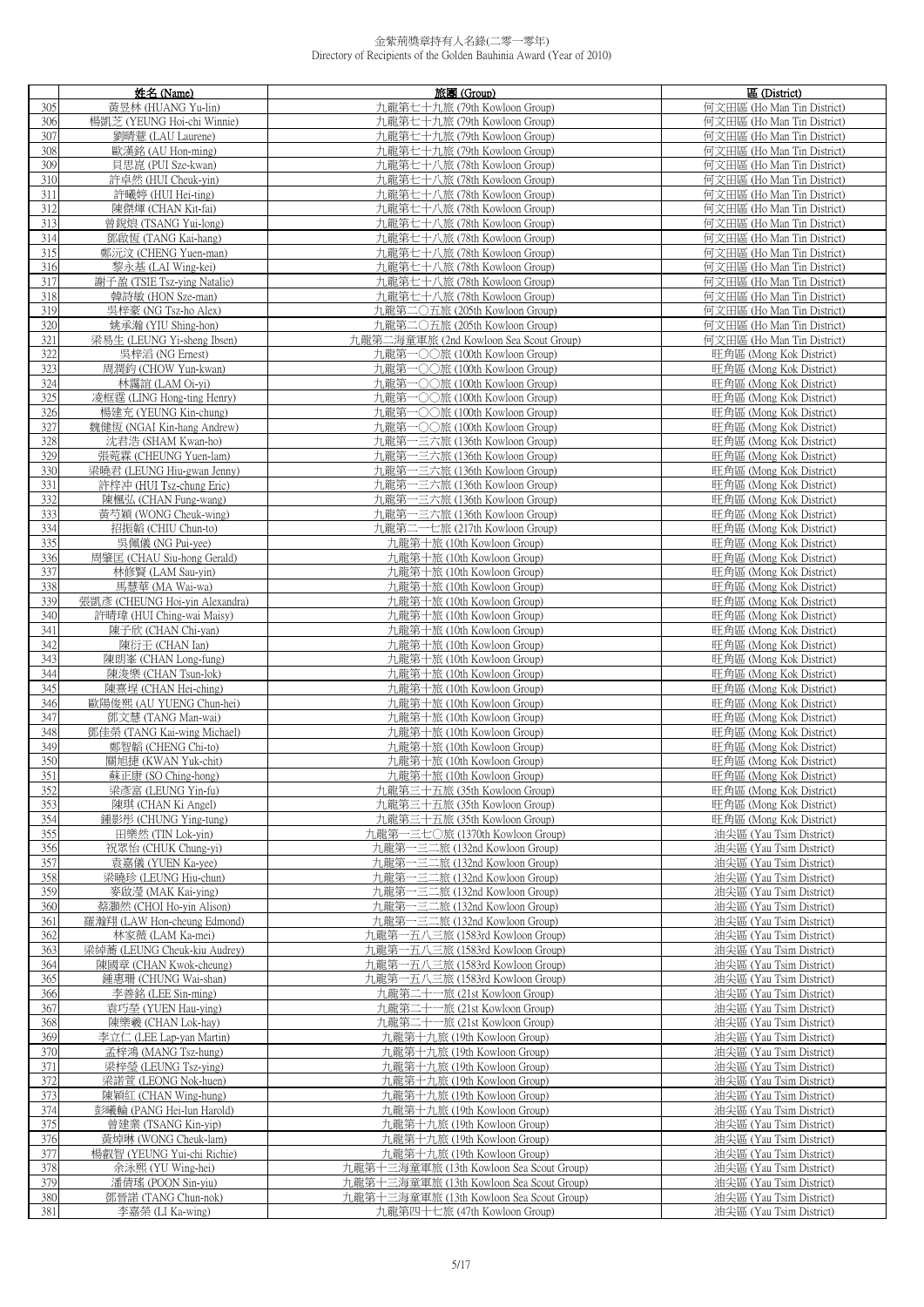金紫荊獎章持有人名錄(二零一零年)
Directory of Recipients of the Golden Bauhinia Award (Year of 2010)

| | 姓名 (Name) | 旅團 (Group) | 區 (District) |
|---|---|---|---|
| 305 | 黃昱林 (HUANG Yu-lin) | 九龍第七十九旅 (79th Kowloon Group) | 何文田區 (Ho Man Tin District) |
| 306 | 楊凱芝 (YEUNG Hoi-chi Winnie) | 九龍第七十九旅 (79th Kowloon Group) | 何文田區 (Ho Man Tin District) |
| 307 | 劉晴蒽 (LAU Laurene) | 九龍第七十九旅 (79th Kowloon Group) | 何文田區 (Ho Man Tin District) |
| 308 | 歐漢銘 (AU Hon-ming) | 九龍第七十九旅 (79th Kowloon Group) | 何文田區 (Ho Man Tin District) |
| 309 | 貝思崑 (PUI Sze-kwan) | 九龍第七十八旅 (78th Kowloon Group) | 何文田區 (Ho Man Tin District) |
| 310 | 許卓然 (HUI Cheuk-yin) | 九龍第七十八旅 (78th Kowloon Group) | 何文田區 (Ho Man Tin District) |
| 311 | 許曦婷 (HUI Hei-ting) | 九龍第七十八旅 (78th Kowloon Group) | 何文田區 (Ho Man Tin District) |
| 312 | 陳傑輝 (CHAN Kit-fai) | 九龍第七十八旅 (78th Kowloon Group) | 何文田區 (Ho Man Tin District) |
| 313 | 曾銳煺 (TSANG Yui-long) | 九龍第七十八旅 (78th Kowloon Group) | 何文田區 (Ho Man Tin District) |
| 314 | 鄧啟恆 (TANG Kai-hang) | 九龍第七十八旅 (78th Kowloon Group) | 何文田區 (Ho Man Tin District) |
| 315 | 鄭沅汶 (CHENG Yuen-man) | 九龍第七十八旅 (78th Kowloon Group) | 何文田區 (Ho Man Tin District) |
| 316 | 黎永基 (LAI Wing-kei) | 九龍第七十八旅 (78th Kowloon Group) | 何文田區 (Ho Man Tin District) |
| 317 | 謝子盈 (TSIE Tsz-ying Natalie) | 九龍第七十八旅 (78th Kowloon Group) | 何文田區 (Ho Man Tin District) |
| 318 | 韓詩敏 (HON Sze-man) | 九龍第七十八旅 (78th Kowloon Group) | 何文田區 (Ho Man Tin District) |
| 319 | 吳梓豪 (NG Tsz-ho Alex) | 九龍第二〇五旅 (205th Kowloon Group) | 何文田區 (Ho Man Tin District) |
| 320 | 姚承瀚 (YIU Shing-hon) | 九龍第二〇五旅 (205th Kowloon Group) | 何文田區 (Ho Man Tin District) |
| 321 | 梁易生 (LEUNG Yi-sheng Ibsen) | 九龍第二海童軍旅 (2nd Kowloon Sea Scout Group) | 何文田區 (Ho Man Tin District) |
| 322 | 吳梓滔 (NG Ernest) | 九龍第一〇〇旅 (100th Kowloon Group) | 旺角區 (Mong Kok District) |
| 323 | 周潤鈞 (CHOW Yun-kwan) | 九龍第一〇〇旅 (100th Kowloon Group) | 旺角區 (Mong Kok District) |
| 324 | 林靄誼 (LAM Oi-yi) | 九龍第一〇〇旅 (100th Kowloon Group) | 旺角區 (Mong Kok District) |
| 325 | 凌桓霆 (LING Hong-ting Henry) | 九龍第一〇〇旅 (100th Kowloon Group) | 旺角區 (Mong Kok District) |
| 326 | 楊建充 (YEUNG Kin-chung) | 九龍第一〇〇旅 (100th Kowloon Group) | 旺角區 (Mong Kok District) |
| 327 | 魏健恆 (NGAI Kin-hang Andrew) | 九龍第一〇〇旅 (100th Kowloon Group) | 旺角區 (Mong Kok District) |
| 328 | 沈君浩 (SHAM Kwan-ho) | 九龍第一三六旅 (136th Kowloon Group) | 旺角區 (Mong Kok District) |
| 329 | 張菀霖 (CHEUNG Yuen-lam) | 九龍第一三六旅 (136th Kowloon Group) | 旺角區 (Mong Kok District) |
| 330 | 梁曉君 (LEUNG Hiu-gwan Jenny) | 九龍第一三六旅 (136th Kowloon Group) | 旺角區 (Mong Kok District) |
| 331 | 許梓冲 (HUI Tsz-chung Eric) | 九龍第一三六旅 (136th Kowloon Group) | 旺角區 (Mong Kok District) |
| 332 | 陳楓弘 (CHAN Fung-wang) | 九龍第一三六旅 (136th Kowloon Group) | 旺角區 (Mong Kok District) |
| 333 | 黃芍穎 (WONG Cheuk-wing) | 九龍第一三六旅 (136th Kowloon Group) | 旺角區 (Mong Kok District) |
| 334 | 招振韜 (CHIU Chun-to) | 九龍第二一七旅 (217th Kowloon Group) | 旺角區 (Mong Kok District) |
| 335 | 吳佩儀 (NG Pui-yee) | 九龍第十旅 (10th Kowloon Group) | 旺角區 (Mong Kok District) |
| 336 | 周肇匡 (CHAU Siu-hong Gerald) | 九龍第十旅 (10th Kowloon Group) | 旺角區 (Mong Kok District) |
| 337 | 林修賢 (LAM Sau-yin) | 九龍第十旅 (10th Kowloon Group) | 旺角區 (Mong Kok District) |
| 338 | 馬慧華 (MA Wai-wa) | 九龍第十旅 (10th Kowloon Group) | 旺角區 (Mong Kok District) |
| 339 | 張凱彥 (CHEUNG Hoi-yin Alexandra) | 九龍第十旅 (10th Kowloon Group) | 旺角區 (Mong Kok District) |
| 340 | 許晴瑋 (HUI Ching-wai Maisy) | 九龍第十旅 (10th Kowloon Group) | 旺角區 (Mong Kok District) |
| 341 | 陳子欣 (CHAN Chi-yan) | 九龍第十旅 (10th Kowloon Group) | 旺角區 (Mong Kok District) |
| 342 | 陳衍王 (CHAN Ian) | 九龍第十旅 (10th Kowloon Group) | 旺角區 (Mong Kok District) |
| 343 | 陳朗峯 (CHAN Long-fung) | 九龍第十旅 (10th Kowloon Group) | 旺角區 (Mong Kok District) |
| 344 | 陳浚樂 (CHAN Tsun-lok) | 九龍第十旅 (10th Kowloon Group) | 旺角區 (Mong Kok District) |
| 345 | 陳熹埕 (CHAN Hei-ching) | 九龍第十旅 (10th Kowloon Group) | 旺角區 (Mong Kok District) |
| 346 | 歐陽俊熙 (AU YUENG Chun-hei) | 九龍第十旅 (10th Kowloon Group) | 旺角區 (Mong Kok District) |
| 347 | 鄧文慧 (TANG Man-wai) | 九龍第十旅 (10th Kowloon Group) | 旺角區 (Mong Kok District) |
| 348 | 鄧佳榮 (TANG Kai-wing Michael) | 九龍第十旅 (10th Kowloon Group) | 旺角區 (Mong Kok District) |
| 349 | 鄭智韜 (CHENG Chi-to) | 九龍第十旅 (10th Kowloon Group) | 旺角區 (Mong Kok District) |
| 350 | 關旭捷 (KWAN Yuk-chit) | 九龍第十旅 (10th Kowloon Group) | 旺角區 (Mong Kok District) |
| 351 | 蘇正康 (SO Ching-hong) | 九龍第十旅 (10th Kowloon Group) | 旺角區 (Mong Kok District) |
| 352 | 梁彥富 (LEUNG Yin-fu) | 九龍第三十五旅 (35th Kowloon Group) | 旺角區 (Mong Kok District) |
| 353 | 陳琪 (CHAN Ki Angel) | 九龍第三十五旅 (35th Kowloon Group) | 旺角區 (Mong Kok District) |
| 354 | 鍾影彤 (CHUNG Ying-tung) | 九龍第三十五旅 (35th Kowloon Group) | 旺角區 (Mong Kok District) |
| 355 | 田樂然 (TIN Lok-yin) | 九龍第一三七〇旅 (1370th Kowloon Group) | 油尖區 (Yau Tsim District) |
| 356 | 祝眾怡 (CHUK Chung-yi) | 九龍第一三二旅 (132nd Kowloon Group) | 油尖區 (Yau Tsim District) |
| 357 | 袁嘉儀 (YUEN Ka-yee) | 九龍第一三二旅 (132nd Kowloon Group) | 油尖區 (Yau Tsim District) |
| 358 | 梁曉珍 (LEUNG Hiu-chun) | 九龍第一三二旅 (132nd Kowloon Group) | 油尖區 (Yau Tsim District) |
| 359 | 麥啟瀅 (MAK Kai-ying) | 九龍第一三二旅 (132nd Kowloon Group) | 油尖區 (Yau Tsim District) |
| 360 | 蔡灝然 (CHOI Ho-yin Alison) | 九龍第一三二旅 (132nd Kowloon Group) | 油尖區 (Yau Tsim District) |
| 361 | 羅瀚翔 (LAW Hon-cheung Edmond) | 九龍第一三二旅 (132nd Kowloon Group) | 油尖區 (Yau Tsim District) |
| 362 | 林家薇 (LAM Ka-mei) | 九龍第一五八三旅 (1583rd Kowloon Group) | 油尖區 (Yau Tsim District) |
| 363 | 梁綽蕎 (LEUNG Cheuk-kiu Audrey) | 九龍第一五八三旅 (1583rd Kowloon Group) | 油尖區 (Yau Tsim District) |
| 364 | 陳國章 (CHAN Kwok-cheung) | 九龍第一五八三旅 (1583rd Kowloon Group) | 油尖區 (Yau Tsim District) |
| 365 | 鍾惠珊 (CHUNG Wai-shan) | 九龍第一五八三旅 (1583rd Kowloon Group) | 油尖區 (Yau Tsim District) |
| 366 | 李善銘 (LEE Sin-ming) | 九龍第二十一旅 (21st Kowloon Group) | 油尖區 (Yau Tsim District) |
| 367 | 袁巧瑩 (YUEN Hau-ying) | 九龍第二十一旅 (21st Kowloon Group) | 油尖區 (Yau Tsim District) |
| 368 | 陳樂羲 (CHAN Lok-hay) | 九龍第二十一旅 (21st Kowloon Group) | 油尖區 (Yau Tsim District) |
| 369 | 李立仁 (LEE Lap-yan Martin) | 九龍第十九旅 (19th Kowloon Group) | 油尖區 (Yau Tsim District) |
| 370 | 孟梓鴻 (MANG Tsz-hung) | 九龍第十九旅 (19th Kowloon Group) | 油尖區 (Yau Tsim District) |
| 371 | 梁梓瑩 (LEUNG Tsz-ying) | 九龍第十九旅 (19th Kowloon Group) | 油尖區 (Yau Tsim District) |
| 372 | 梁諾萱 (LEONG Nok-huen) | 九龍第十九旅 (19th Kowloon Group) | 油尖區 (Yau Tsim District) |
| 373 | 陳穎紅 (CHAN Wing-hung) | 九龍第十九旅 (19th Kowloon Group) | 油尖區 (Yau Tsim District) |
| 374 | 彭曦輪 (PANG Hei-lun Harold) | 九龍第十九旅 (19th Kowloon Group) | 油尖區 (Yau Tsim District) |
| 375 | 曾建業 (TSANG Kin-yip) | 九龍第十九旅 (19th Kowloon Group) | 油尖區 (Yau Tsim District) |
| 376 | 黃焯琳 (WONG Cheuk-lam) | 九龍第十九旅 (19th Kowloon Group) | 油尖區 (Yau Tsim District) |
| 377 | 楊叡智 (YEUNG Yui-chi Richie) | 九龍第十九旅 (19th Kowloon Group) | 油尖區 (Yau Tsim District) |
| 378 | 余泳熙 (YU Wing-hei) | 九龍第十三海童軍旅 (13th Kowloon Sea Scout Group) | 油尖區 (Yau Tsim District) |
| 379 | 潘倩瑤 (POON Sin-yiu) | 九龍第十三海童軍旅 (13th Kowloon Sea Scout Group) | 油尖區 (Yau Tsim District) |
| 380 | 鄧晉諾 (TANG Chun-nok) | 九龍第十三海童軍旅 (13th Kowloon Sea Scout Group) | 油尖區 (Yau Tsim District) |
| 381 | 李嘉榮 (LI Ka-wing) | 九龍第四十七旅 (47th Kowloon Group) | 油尖區 (Yau Tsim District) |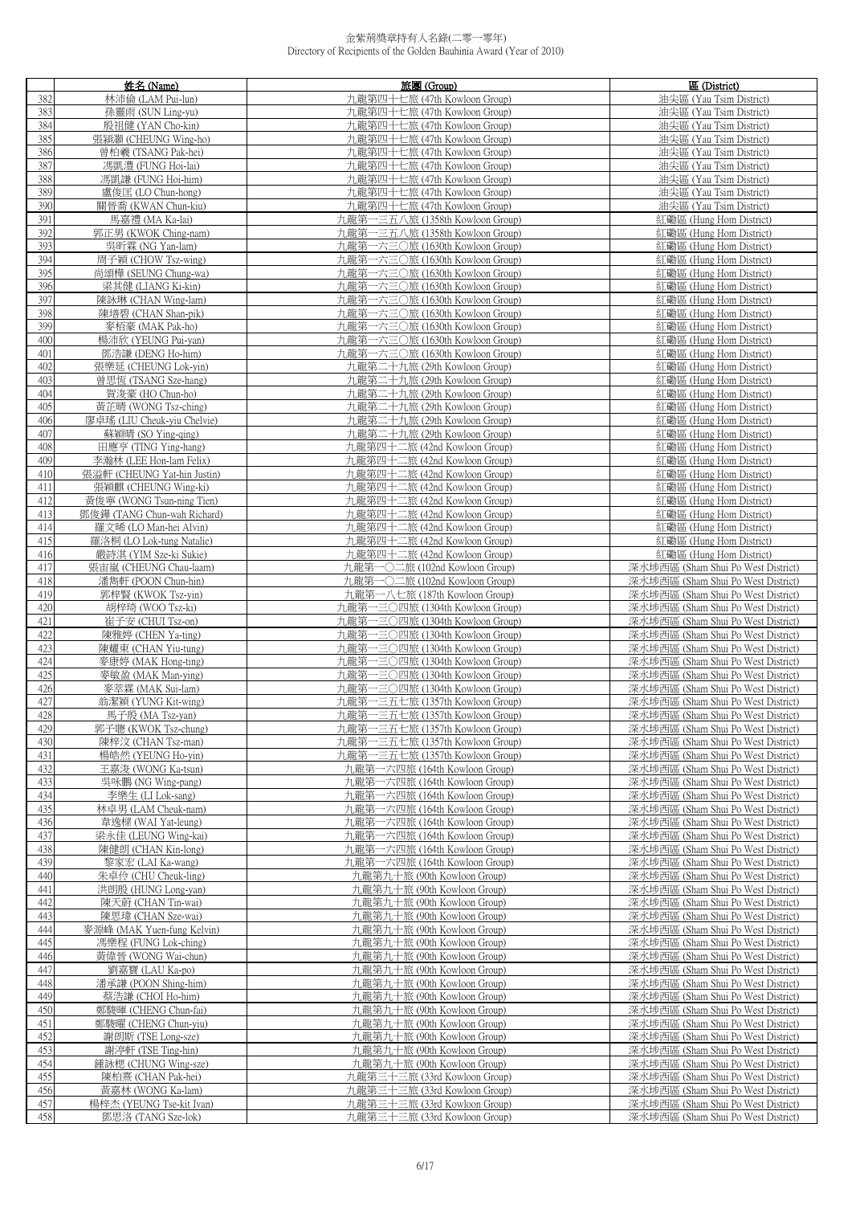# 金紫荊獎章持有人名錄(二零一零年)
Directory of Recipients of the Golden Bauhinia Award (Year of 2010)

| | 姓名 (Name) | 旅團 (Group) | 區 (District) |
|---|---|---|---|
| 382 | 林沛倫 (LAM Pui-lun) | 九龍第四十七旅 (47th Kowloon Group) | 油尖區 (Yau Tsim District) |
| 383 | 孫靈雨 (SUN Ling-yu) | 九龍第四十七旅 (47th Kowloon Group) | 油尖區 (Yau Tsim District) |
| 384 | 殷祖健 (YAN Cho-kin) | 九龍第四十七旅 (47th Kowloon Group) | 油尖區 (Yau Tsim District) |
| 385 | 張穎灝 (CHEUNG Wing-ho) | 九龍第四十七旅 (47th Kowloon Group) | 油尖區 (Yau Tsim District) |
| 386 | 曾柏羲 (TSANG Pak-hei) | 九龍第四十七旅 (47th Kowloon Group) | 油尖區 (Yau Tsim District) |
| 387 | 馮凱澧 (FUNG Hoi-lai) | 九龍第四十七旅 (47th Kowloon Group) | 油尖區 (Yau Tsim District) |
| 388 | 馮凱謙 (FUNG Hoi-him) | 九龍第四十七旅 (47th Kowloon Group) | 油尖區 (Yau Tsim District) |
| 389 | 盧俊匡 (LO Chun-hong) | 九龍第四十七旅 (47th Kowloon Group) | 油尖區 (Yau Tsim District) |
| 390 | 關晉喬 (KWAN Chun-kiu) | 九龍第四十七旅 (47th Kowloon Group) | 油尖區 (Yau Tsim District) |
| 391 | 馬嘉禮 (MA Ka-lai) | 九龍第一三五八旅 (1358th Kowloon Group) | 紅磡區 (Hung Hom District) |
| 392 | 郭正男 (KWOK Ching-nam) | 九龍第一三五八旅 (1358th Kowloon Group) | 紅磡區 (Hung Hom District) |
| 393 | 吳昕霖 (NG Yan-lam) | 九龍第一六三〇旅 (1630th Kowloon Group) | 紅磡區 (Hung Hom District) |
| 394 | 周子穎 (CHOW Tsz-wing) | 九龍第一六三〇旅 (1630th Kowloon Group) | 紅磡區 (Hung Hom District) |
| 395 | 尚頌樺 (SEUNG Chung-wa) | 九龍第一六三〇旅 (1630th Kowloon Group) | 紅磡區 (Hung Hom District) |
| 396 | 梁其健 (LIANG Ki-kin) | 九龍第一六三〇旅 (1630th Kowloon Group) | 紅磡區 (Hung Hom District) |
| 397 | 陳詠琳 (CHAN Wing-lam) | 九龍第一六三〇旅 (1630th Kowloon Group) | 紅磡區 (Hung Hom District) |
| 398 | 陳墡碧 (CHAN Shan-pik) | 九龍第一六三〇旅 (1630th Kowloon Group) | 紅磡區 (Hung Hom District) |
| 399 | 麥栢豪 (MAK Pak-ho) | 九龍第一六三〇旅 (1630th Kowloon Group) | 紅磡區 (Hung Hom District) |
| 400 | 楊沛欣 (YEUNG Pui-yan) | 九龍第一六三〇旅 (1630th Kowloon Group) | 紅磡區 (Hung Hom District) |
| 401 | 鄧浩謙 (DENG Ho-him) | 九龍第一六三〇旅 (1630th Kowloon Group) | 紅磡區 (Hung Hom District) |
| 402 | 張樂延 (CHEUNG Lok-yin) | 九龍第二十九旅 (29th Kowloon Group) | 紅磡區 (Hung Hom District) |
| 403 | 曾思恆 (TSANG Sze-hang) | 九龍第二十九旅 (29th Kowloon Group) | 紅磡區 (Hung Hom District) |
| 404 | 賀浚豪 (HO Chun-ho) | 九龍第二十九旅 (29th Kowloon Group) | 紅磡區 (Hung Hom District) |
| 405 | 黃芷晴 (WONG Tsz-ching) | 九龍第二十九旅 (29th Kowloon Group) | 紅磡區 (Hung Hom District) |
| 406 | 廖卓瑤 (LIU Cheuk-yiu Chelvie) | 九龍第二十九旅 (29th Kowloon Group) | 紅磡區 (Hung Hom District) |
| 407 | 蘇穎晴 (SO Ying-qing) | 九龍第二十九旅 (29th Kowloon Group) | 紅磡區 (Hung Hom District) |
| 408 | 田應亨 (TING Ying-hang) | 九龍第四十二旅 (42nd Kowloon Group) | 紅磡區 (Hung Hom District) |
| 409 | 李瀚林 (LEE Hon-lam Felix) | 九龍第四十二旅 (42nd Kowloon Group) | 紅磡區 (Hung Hom District) |
| 410 | 張溢軒 (CHEUNG Yat-hin Justin) | 九龍第四十二旅 (42nd Kowloon Group) | 紅磡區 (Hung Hom District) |
| 411 | 張穎麒 (CHEUNG Wing-ki) | 九龍第四十二旅 (42nd Kowloon Group) | 紅磡區 (Hung Hom District) |
| 412 | 黃俊寧 (WONG Tsun-ning Tien) | 九龍第四十二旅 (42nd Kowloon Group) | 紅磡區 (Hung Hom District) |
| 413 | 鄧俊鏵 (TANG Chun-wah Richard) | 九龍第四十二旅 (42nd Kowloon Group) | 紅磡區 (Hung Hom District) |
| 414 | 羅文晞 (LO Man-hei Alvin) | 九龍第四十二旅 (42nd Kowloon Group) | 紅磡區 (Hung Hom District) |
| 415 | 羅洛桐 (LO Lok-tung Natalie) | 九龍第四十二旅 (42nd Kowloon Group) | 紅磡區 (Hung Hom District) |
| 416 | 嚴詩淇 (YIM Sze-ki Sukie) | 九龍第四十二旅 (42nd Kowloon Group) | 紅磡區 (Hung Hom District) |
| 417 | 張宙嵐 (CHEUNG Chau-laam) | 九龍第一〇二旅 (102nd Kowloon Group) | 深水埗西區 (Sham Shui Po West District) |
| 418 | 潘雋軒 (POON Chun-hin) | 九龍第一〇二旅 (102nd Kowloon Group) | 深水埗西區 (Sham Shui Po West District) |
| 419 | 郭梓賢 (KWOK Tsz-yin) | 九龍第一八七旅 (187th Kowloon Group) | 深水埗西區 (Sham Shui Po West District) |
| 420 | 胡梓琦 (WOO Tsz-ki) | 九龍第一三〇四旅 (1304th Kowloon Group) | 深水埗西區 (Sham Shui Po West District) |
| 421 | 崔子安 (CHUI Tsz-on) | 九龍第一三〇四旅 (1304th Kowloon Group) | 深水埗西區 (Sham Shui Po West District) |
| 422 | 陳雅婷 (CHEN Ya-ting) | 九龍第一三〇四旅 (1304th Kowloon Group) | 深水埗西區 (Sham Shui Po West District) |
| 423 | 陳耀東 (CHAN Yiu-tung) | 九龍第一三〇四旅 (1304th Kowloon Group) | 深水埗西區 (Sham Shui Po West District) |
| 424 | 麥康婷 (MAK Hong-ting) | 九龍第一三〇四旅 (1304th Kowloon Group) | 深水埗西區 (Sham Shui Po West District) |
| 425 | 麥敏盈 (MAK Man-ying) | 九龍第一三〇四旅 (1304th Kowloon Group) | 深水埗西區 (Sham Shui Po West District) |
| 426 | 麥萃霖 (MAK Sui-lam) | 九龍第一三〇四旅 (1304th Kowloon Group) | 深水埗西區 (Sham Shui Po West District) |
| 427 | 翁潔穎 (YUNG Kit-wing) | 九龍第一三五七旅 (1357th Kowloon Group) | 深水埗西區 (Sham Shui Po West District) |
| 428 | 馬子殷 (MA Tsz-yan) | 九龍第一三五七旅 (1357th Kowloon Group) | 深水埗西區 (Sham Shui Po West District) |
| 429 | 郭子聰 (KWOK Tsz-chung) | 九龍第一三五七旅 (1357th Kowloon Group) | 深水埗西區 (Sham Shui Po West District) |
| 430 | 陳梓汶 (CHAN Tsz-man) | 九龍第一三五七旅 (1357th Kowloon Group) | 深水埗西區 (Sham Shui Po West District) |
| 431 | 楊皓然 (YEUNG Ho-yin) | 九龍第一三五七旅 (1357th Kowloon Group) | 深水埗西區 (Sham Shui Po West District) |
| 432 | 王嘉浚 (WONG Ka-tsun) | 九龍第一六四旅 (164th Kowloon Group) | 深水埗西區 (Sham Shui Po West District) |
| 433 | 吳咏鵬 (NG Wing-pang) | 九龍第一六四旅 (164th Kowloon Group) | 深水埗西區 (Sham Shui Po West District) |
| 434 | 李樂生 (LI Lok-sang) | 九龍第一六四旅 (164th Kowloon Group) | 深水埗西區 (Sham Shui Po West District) |
| 435 | 林卓男 (LAM Cheuk-nam) | 九龍第一六四旅 (164th Kowloon Group) | 深水埗西區 (Sham Shui Po West District) |
| 436 | 韋逸樑 (WAI Yat-leung) | 九龍第一六四旅 (164th Kowloon Group) | 深水埗西區 (Sham Shui Po West District) |
| 437 | 梁永佳 (LEUNG Wing-kai) | 九龍第一六四旅 (164th Kowloon Group) | 深水埗西區 (Sham Shui Po West District) |
| 438 | 陳健朗 (CHAN Kin-long) | 九龍第一六四旅 (164th Kowloon Group) | 深水埗西區 (Sham Shui Po West District) |
| 439 | 黎家宏 (LAI Ka-wang) | 九龍第一六四旅 (164th Kowloon Group) | 深水埗西區 (Sham Shui Po West District) |
| 440 | 朱卓伶 (CHU Cheuk-ling) | 九龍第九十旅 (90th Kowloon Group) | 深水埗西區 (Sham Shui Po West District) |
| 441 | 洪朗殷 (HUNG Long-yan) | 九龍第九十旅 (90th Kowloon Group) | 深水埗西區 (Sham Shui Po West District) |
| 442 | 陳天蔚 (CHAN Tin-wai) | 九龍第九十旅 (90th Kowloon Group) | 深水埗西區 (Sham Shui Po West District) |
| 443 | 陳思瑋 (CHAN Sze-wai) | 九龍第九十旅 (90th Kowloon Group) | 深水埗西區 (Sham Shui Po West District) |
| 444 | 麥源峰 (MAK Yuen-fung Kelvin) | 九龍第九十旅 (90th Kowloon Group) | 深水埗西區 (Sham Shui Po West District) |
| 445 | 馮樂程 (FUNG Lok-ching) | 九龍第九十旅 (90th Kowloon Group) | 深水埗西區 (Sham Shui Po West District) |
| 446 | 黃偉晉 (WONG Wai-chun) | 九龍第九十旅 (90th Kowloon Group) | 深水埗西區 (Sham Shui Po West District) |
| 447 | 劉嘉寶 (LAU Ka-po) | 九龍第九十旅 (90th Kowloon Group) | 深水埗西區 (Sham Shui Po West District) |
| 448 | 潘承謙 (POON Shing-him) | 九龍第九十旅 (90th Kowloon Group) | 深水埗西區 (Sham Shui Po West District) |
| 449 | 蔡浩謙 (CHOI Ho-him) | 九龍第九十旅 (90th Kowloon Group) | 深水埗西區 (Sham Shui Po West District) |
| 450 | 鄭駿暉 (CHENG Chun-fai) | 九龍第九十旅 (90th Kowloon Group) | 深水埗西區 (Sham Shui Po West District) |
| 451 | 鄭駿曜 (CHENG Chun-yiu) | 九龍第九十旅 (90th Kowloon Group) | 深水埗西區 (Sham Shui Po West District) |
| 452 | 謝朗斯 (TSE Long-sze) | 九龍第九十旅 (90th Kowloon Group) | 深水埗西區 (Sham Shui Po West District) |
| 453 | 謝渟軒 (TSE Ting-hin) | 九龍第九十旅 (90th Kowloon Group) | 深水埗西區 (Sham Shui Po West District) |
| 454 | 鍾詠楒 (CHUNG Wing-sze) | 九龍第九十旅 (90th Kowloon Group) | 深水埗西區 (Sham Shui Po West District) |
| 455 | 陳柏熹 (CHAN Pak-hei) | 九龍第三十三旅 (33rd Kowloon Group) | 深水埗西區 (Sham Shui Po West District) |
| 456 | 黃嘉林 (WONG Ka-lam) | 九龍第三十三旅 (33rd Kowloon Group) | 深水埗西區 (Sham Shui Po West District) |
| 457 | 楊梓杰 (YEUNG Tse-kit Ivan) | 九龍第三十三旅 (33rd Kowloon Group) | 深水埗西區 (Sham Shui Po West District) |
| 458 | 鄧思洛 (TANG Sze-lok) | 九龍第三十三旅 (33rd Kowloon Group) | 深水埗西區 (Sham Shui Po West District) |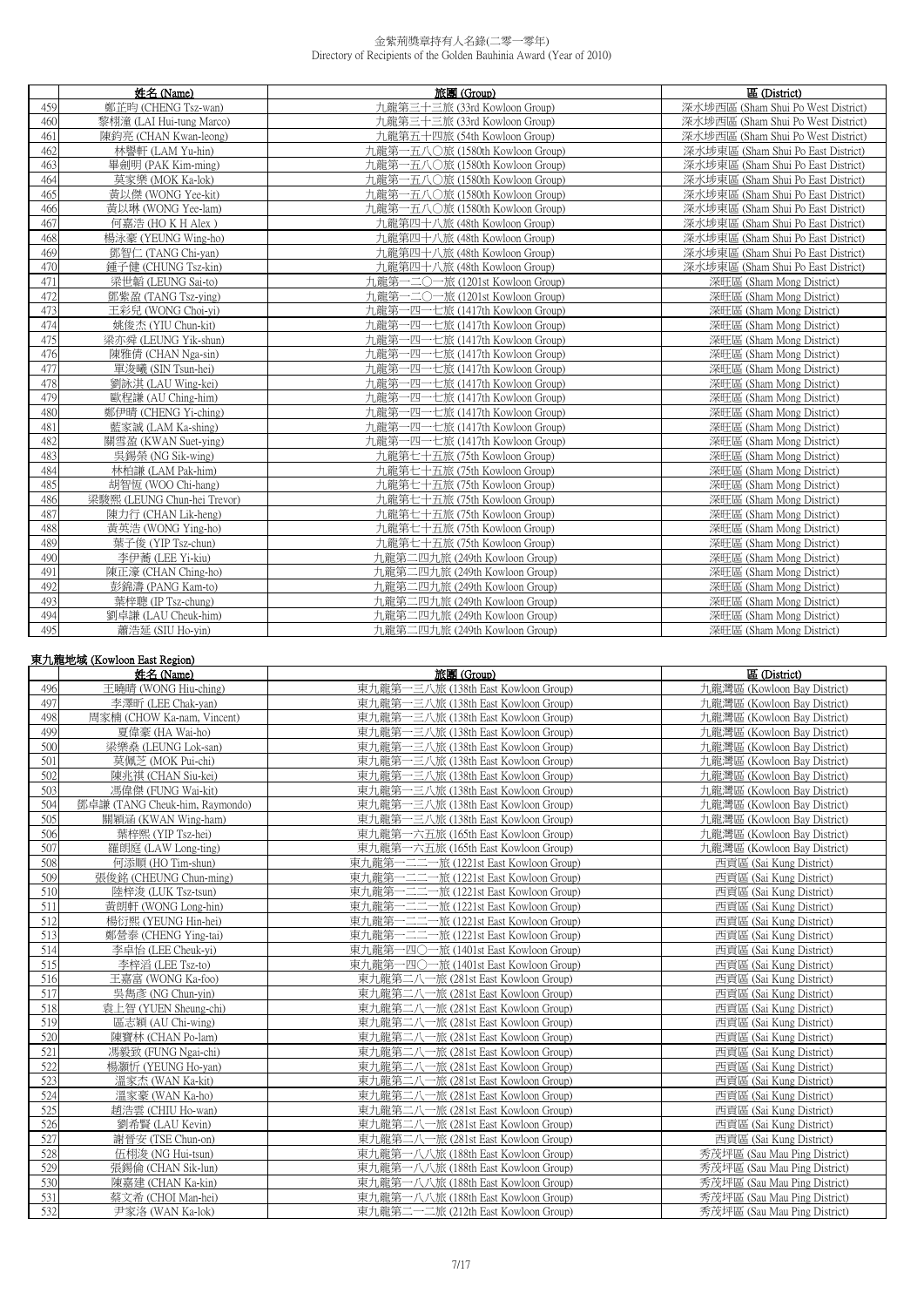| | 姓名 (Name) | 旅團 (Group) | 區 (District) |
|---|---|---|---|
| 459 | 鄭芷昀 (CHENG Tsz-wan) | 九龍第三十三旅 (33rd Kowloon Group) | 深水埗西區 (Sham Shui Po West District) |
| 460 | 黎栩潼 (LAI Hui-tung Marco) | 九龍第三十三旅 (33rd Kowloon Group) | 深水埗西區 (Sham Shui Po West District) |
| 461 | 陳鈞亮 (CHAN Kwan-leong) | 九龍第五十四旅 (54th Kowloon Group) | 深水埗西區 (Sham Shui Po West District) |
| 462 | 林譽軒 (LAM Yu-hin) | 九龍第一五八〇旅 (1580th Kowloon Group) | 深水埗東區 (Sham Shui Po East District) |
| 463 | 畢劍明 (PAK Kim-ming) | 九龍第一五八〇旅 (1580th Kowloon Group) | 深水埗東區 (Sham Shui Po East District) |
| 464 | 莫家樂 (MOK Ka-lok) | 九龍第一五八〇旅 (1580th Kowloon Group) | 深水埗東區 (Sham Shui Po East District) |
| 465 | 黃以傑 (WONG Yee-kit) | 九龍第一五八〇旅 (1580th Kowloon Group) | 深水埗東區 (Sham Shui Po East District) |
| 466 | 黃以琳 (WONG Yee-lam) | 九龍第一五八〇旅 (1580th Kowloon Group) | 深水埗東區 (Sham Shui Po East District) |
| 467 | 何嘉浩 (HO K H Alex ) | 九龍第四十八旅 (48th Kowloon Group) | 深水埗東區 (Sham Shui Po East District) |
| 468 | 楊泳豪 (YEUNG Wing-ho) | 九龍第四十八旅 (48th Kowloon Group) | 深水埗東區 (Sham Shui Po East District) |
| 469 | 鄧智仁 (TANG Chi-yan) | 九龍第四十八旅 (48th Kowloon Group) | 深水埗東區 (Sham Shui Po East District) |
| 470 | 鍾子健 (CHUNG Tsz-kin) | 九龍第四十八旅 (48th Kowloon Group) | 深水埗東區 (Sham Shui Po East District) |
| 471 | 梁世韜 (LEUNG Sai-to) | 九龍第一二〇一旅 (1201st Kowloon Group) | 深旺區 (Sham Mong District) |
| 472 | 鄧紫盈 (TANG Tsz-ying) | 九龍第一二〇一旅 (1201st Kowloon Group) | 深旺區 (Sham Mong District) |
| 473 | 王彩兒 (WONG Choi-yi) | 九龍第一四一七旅 (1417th Kowloon Group) | 深旺區 (Sham Mong District) |
| 474 | 姚俊杰 (YIU Chun-kit) | 九龍第一四一七旅 (1417th Kowloon Group) | 深旺區 (Sham Mong District) |
| 475 | 梁亦舜 (LEUNG Yik-shun) | 九龍第一四一七旅 (1417th Kowloon Group) | 深旺區 (Sham Mong District) |
| 476 | 陳雅倩 (CHAN Nga-sin) | 九龍第一四一七旅 (1417th Kowloon Group) | 深旺區 (Sham Mong District) |
| 477 | 單浚曦 (SIN Tsun-hei) | 九龍第一四一七旅 (1417th Kowloon Group) | 深旺區 (Sham Mong District) |
| 478 | 劉詠淇 (LAU Wing-kei) | 九龍第一四一七旅 (1417th Kowloon Group) | 深旺區 (Sham Mong District) |
| 479 | 歐程謙 (AU Ching-him) | 九龍第一四一七旅 (1417th Kowloon Group) | 深旺區 (Sham Mong District) |
| 480 | 鄭伊晴 (CHENG Yi-ching) | 九龍第一四一七旅 (1417th Kowloon Group) | 深旺區 (Sham Mong District) |
| 481 | 藍家誠 (LAM Ka-shing) | 九龍第一四一七旅 (1417th Kowloon Group) | 深旺區 (Sham Mong District) |
| 482 | 關雪盈 (KWAN Suet-ying) | 九龍第一四一七旅 (1417th Kowloon Group) | 深旺區 (Sham Mong District) |
| 483 | 吳錫榮 (NG Sik-wing) | 九龍第七十五旅 (75th Kowloon Group) | 深旺區 (Sham Mong District) |
| 484 | 林柏謙 (LAM Pak-him) | 九龍第七十五旅 (75th Kowloon Group) | 深旺區 (Sham Mong District) |
| 485 | 胡智恆 (WOO Chi-hang) | 九龍第七十五旅 (75th Kowloon Group) | 深旺區 (Sham Mong District) |
| 486 | 梁駿熙 (LEUNG Chun-hei Trevor) | 九龍第七十五旅 (75th Kowloon Group) | 深旺區 (Sham Mong District) |
| 487 | 陳力行 (CHAN Lik-heng) | 九龍第七十五旅 (75th Kowloon Group) | 深旺區 (Sham Mong District) |
| 488 | 黃英浩 (WONG Ying-ho) | 九龍第七十五旅 (75th Kowloon Group) | 深旺區 (Sham Mong District) |
| 489 | 葉子俊 (YIP Tsz-chun) | 九龍第七十五旅 (75th Kowloon Group) | 深旺區 (Sham Mong District) |
| 490 | 李伊蕎 (LEE Yi-kiu) | 九龍第二四九旅 (249th Kowloon Group) | 深旺區 (Sham Mong District) |
| 491 | 陳正濠 (CHAN Ching-ho) | 九龍第二四九旅 (249th Kowloon Group) | 深旺區 (Sham Mong District) |
| 492 | 彭錦濤 (PANG Kam-to) | 九龍第二四九旅 (249th Kowloon Group) | 深旺區 (Sham Mong District) |
| 493 | 葉梓聰 (IP Tsz-chung) | 九龍第二四九旅 (249th Kowloon Group) | 深旺區 (Sham Mong District) |
| 494 | 劉卓謙 (LAU Cheuk-him) | 九龍第二四九旅 (249th Kowloon Group) | 深旺區 (Sham Mong District) |
| 495 | 蕭浩延 (SIU Ho-yin) | 九龍第二四九旅 (249th Kowloon Group) | 深旺區 (Sham Mong District) |

**東九龍地域 (Kowloon East Region)**

| | 姓名 (Name) | 旅團 (Group) | 區 (District) |
|---|---|---|---|
| 496 | 王曉晴 (WONG Hiu-ching) | 東九龍第一三八旅 (138th East Kowloon Group) | 九龍灣區 (Kowloon Bay District) |
| 497 | 李澤昕 (LEE Chak-yan) | 東九龍第一三八旅 (138th East Kowloon Group) | 九龍灣區 (Kowloon Bay District) |
| 498 | 周家楠 (CHOW Ka-nam, Vincent) | 東九龍第一三八旅 (138th East Kowloon Group) | 九龍灣區 (Kowloon Bay District) |
| 499 | 夏偉豪 (HA Wai-ho) | 東九龍第一三八旅 (138th East Kowloon Group) | 九龍灣區 (Kowloon Bay District) |
| 500 | 梁樂燊 (LEUNG Lok-san) | 東九龍第一三八旅 (138th East Kowloon Group) | 九龍灣區 (Kowloon Bay District) |
| 501 | 莫佩芝 (MOK Pui-chi) | 東九龍第一三八旅 (138th East Kowloon Group) | 九龍灣區 (Kowloon Bay District) |
| 502 | 陳兆祺 (CHAN Siu-kei) | 東九龍第一三八旅 (138th East Kowloon Group) | 九龍灣區 (Kowloon Bay District) |
| 503 | 馮偉傑 (FUNG Wai-kit) | 東九龍第一三八旅 (138th East Kowloon Group) | 九龍灣區 (Kowloon Bay District) |
| 504 | 鄧卓謙 (TANG Cheuk-him, Raymondo) | 東九龍第一三八旅 (138th East Kowloon Group) | 九龍灣區 (Kowloon Bay District) |
| 505 | 關穎涵 (KWAN Wing-ham) | 東九龍第一三八旅 (138th East Kowloon Group) | 九龍灣區 (Kowloon Bay District) |
| 506 | 葉梓熙 (YIP Tsz-hei) | 東九龍第一六五旅 (165th East Kowloon Group) | 九龍灣區 (Kowloon Bay District) |
| 507 | 羅朗庭 (LAW Long-ting) | 東九龍第一六五旅 (165th East Kowloon Group) | 九龍灣區 (Kowloon Bay District) |
| 508 | 何添順 (HO Tim-shun) | 東九龍第一二二一旅 (1221st East Kowloon Group) | 西貢區 (Sai Kung District) |
| 509 | 張俊銘 (CHEUNG Chun-ming) | 東九龍第一二二一旅 (1221st East Kowloon Group) | 西貢區 (Sai Kung District) |
| 510 | 陸梓浚 (LUK Tsz-tsun) | 東九龍第一二二一旅 (1221st East Kowloon Group) | 西貢區 (Sai Kung District) |
| 511 | 黃朗軒 (WONG Long-hin) | 東九龍第一二二一旅 (1221st East Kowloon Group) | 西貢區 (Sai Kung District) |
| 512 | 楊衍熙 (YEUNG Hin-hei) | 東九龍第一二二一旅 (1221st East Kowloon Group) | 西貢區 (Sai Kung District) |
| 513 | 鄭營泰 (CHENG Ying-tai) | 東九龍第一二二一旅 (1221st East Kowloon Group) | 西貢區 (Sai Kung District) |
| 514 | 李卓怡 (LEE Cheuk-yi) | 東九龍第一四〇一旅 (1401st East Kowloon Group) | 西貢區 (Sai Kung District) |
| 515 | 李梓滔 (LEE Tsz-to) | 東九龍第一四〇一旅 (1401st East Kowloon Group) | 西貢區 (Sai Kung District) |
| 516 | 王嘉富 (WONG Ka-foo) | 東九龍第二八一旅 (281st East Kowloon Group) | 西貢區 (Sai Kung District) |
| 517 | 吳雋彥 (NG Chun-yin) | 東九龍第二八一旅 (281st East Kowloon Group) | 西貢區 (Sai Kung District) |
| 518 | 袁上智 (YUEN Sheung-chi) | 東九龍第二八一旅 (281st East Kowloon Group) | 西貢區 (Sai Kung District) |
| 519 | 區志穎 (AU Chi-wing) | 東九龍第二八一旅 (281st East Kowloon Group) | 西貢區 (Sai Kung District) |
| 520 | 陳寶林 (CHAN Po-lam) | 東九龍第二八一旅 (281st East Kowloon Group) | 西貢區 (Sai Kung District) |
| 521 | 馮毅致 (FUNG Ngai-chi) | 東九龍第二八一旅 (281st East Kowloon Group) | 西貢區 (Sai Kung District) |
| 522 | 楊灝忻 (YEUNG Ho-yan) | 東九龍第二八一旅 (281st East Kowloon Group) | 西貢區 (Sai Kung District) |
| 523 | 溫家杰 (WAN Ka-kit) | 東九龍第二八一旅 (281st East Kowloon Group) | 西貢區 (Sai Kung District) |
| 524 | 溫家豪 (WAN Ka-ho) | 東九龍第二八一旅 (281st East Kowloon Group) | 西貢區 (Sai Kung District) |
| 525 | 趙浩雲 (CHIU Ho-wan) | 東九龍第二八一旅 (281st East Kowloon Group) | 西貢區 (Sai Kung District) |
| 526 | 劉希賢 (LAU Kevin) | 東九龍第二八一旅 (281st East Kowloon Group) | 西貢區 (Sai Kung District) |
| 527 | 謝晉安 (TSE Chun-on) | 東九龍第二八一旅 (281st East Kowloon Group) | 西貢區 (Sai Kung District) |
| 528 | 伍栩浚 (NG Hui-tsun) | 東九龍第一八八旅 (188th East Kowloon Group) | 秀茂坪區 (Sau Mau Ping District) |
| 529 | 張錫倫 (CHAN Sik-lun) | 東九龍第一八八旅 (188th East Kowloon Group) | 秀茂坪區 (Sau Mau Ping District) |
| 530 | 陳嘉建 (CHAN Ka-kin) | 東九龍第一八八旅 (188th East Kowloon Group) | 秀茂坪區 (Sau Mau Ping District) |
| 531 | 蔡文希 (CHOI Man-hei) | 東九龍第一八八旅 (188th East Kowloon Group) | 秀茂坪區 (Sau Mau Ping District) |
| 532 | 尹家洛 (WAN Ka-lok) | 東九龍第二一二旅 (212th East Kowloon Group) | 秀茂坪區 (Sau Mau Ping District) |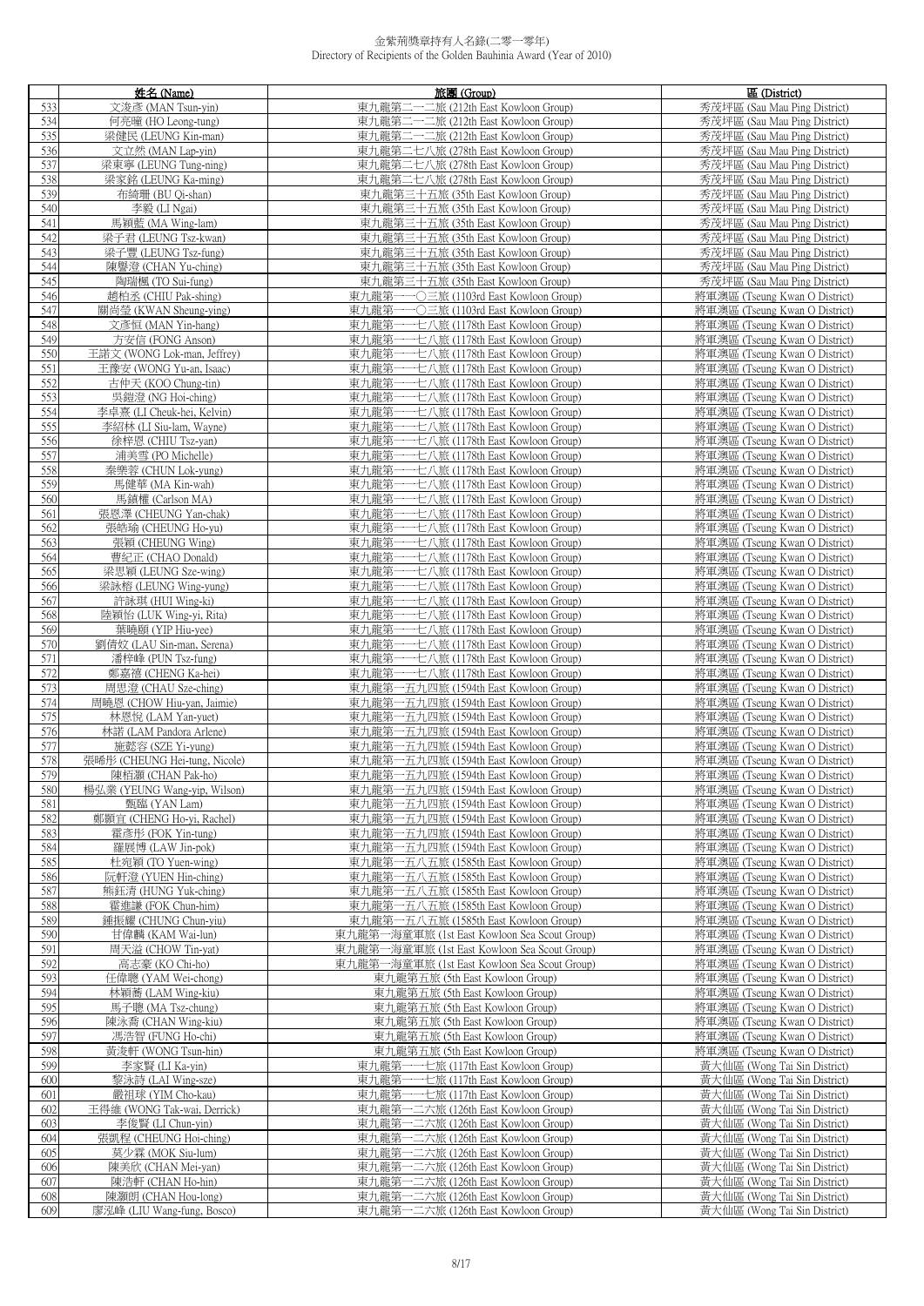# 金紫荊獎章持有人名錄(二零一零年)
Directory of Recipients of the Golden Bauhinia Award (Year of 2010)

| | 姓名 (Name) | 旅團 (Group) | 區 (District) |
|---|---|---|---|
| 533 | 文浚彥 (MAN Tsun-yin) | 東九龍第二一二旅 (212th East Kowloon Group) | 秀茂坪區 (Sau Mau Ping District) |
| 534 | 何亮曈 (HO Leong-tung) | 東九龍第二一二旅 (212th East Kowloon Group) | 秀茂坪區 (Sau Mau Ping District) |
| 535 | 梁健民 (LEUNG Kin-man) | 東九龍第二一二旅 (212th East Kowloon Group) | 秀茂坪區 (Sau Mau Ping District) |
| 536 | 文立然 (MAN Lap-yin) | 東九龍第二七八旅 (278th East Kowloon Group) | 秀茂坪區 (Sau Mau Ping District) |
| 537 | 梁東寧 (LEUNG Tung-ning) | 東九龍第二七八旅 (278th East Kowloon Group) | 秀茂坪區 (Sau Mau Ping District) |
| 538 | 梁家銘 (LEUNG Ka-ming) | 東九龍第二七八旅 (278th East Kowloon Group) | 秀茂坪區 (Sau Mau Ping District) |
| 539 | 布綺珊 (BU Qi-shan) | 東九龍第三十五旅 (35th East Kowloon Group) | 秀茂坪區 (Sau Mau Ping District) |
| 540 | 李毅 (LI Ngai) | 東九龍第三十五旅 (35th East Kowloon Group) | 秀茂坪區 (Sau Mau Ping District) |
| 541 | 馬穎藍 (MA Wing-lam) | 東九龍第三十五旅 (35th East Kowloon Group) | 秀茂坪區 (Sau Mau Ping District) |
| 542 | 梁子君 (LEUNG Tsz-kwan) | 東九龍第三十五旅 (35th East Kowloon Group) | 秀茂坪區 (Sau Mau Ping District) |
| 543 | 梁子豐 (LEUNG Tsz-fung) | 東九龍第三十五旅 (35th East Kowloon Group) | 秀茂坪區 (Sau Mau Ping District) |
| 544 | 陳譽澄 (CHAN Yu-ching) | 東九龍第三十五旅 (35th East Kowloon Group) | 秀茂坪區 (Sau Mau Ping District) |
| 545 | 陶瑞楓 (TO Sui-fung) | 東九龍第三十五旅 (35th East Kowloon Group) | 秀茂坪區 (Sau Mau Ping District) |
| 546 | 趙柏丞 (CHIU Pak-shing) | 東九龍第一一〇三旅 (1103rd East Kowloon Group) | 將軍澳區 (Tseung Kwan O District) |
| 547 | 關尚瑩 (KWAN Sheung-ying) | 東九龍第一一〇三旅 (1103rd East Kowloon Group) | 將軍澳區 (Tseung Kwan O District) |
| 548 | 文彥恒 (MAN Yin-hang) | 東九龍第一一七八旅 (1178th East Kowloon Group) | 將軍澳區 (Tseung Kwan O District) |
| 549 | 方安信 (FONG Anson) | 東九龍第一一七八旅 (1178th East Kowloon Group) | 將軍澳區 (Tseung Kwan O District) |
| 550 | 王諾文 (WONG Lok-man, Jeffrey) | 東九龍第一一七八旅 (1178th East Kowloon Group) | 將軍澳區 (Tseung Kwan O District) |
| 551 | 王豫安 (WONG Yu-an, Isaac) | 東九龍第一一七八旅 (1178th East Kowloon Group) | 將軍澳區 (Tseung Kwan O District) |
| 552 | 古仲天 (KOO Chung-tin) | 東九龍第一一七八旅 (1178th East Kowloon Group) | 將軍澳區 (Tseung Kwan O District) |
| 553 | 吳鎧澄 (NG Hoi-ching) | 東九龍第一一七八旅 (1178th East Kowloon Group) | 將軍澳區 (Tseung Kwan O District) |
| 554 | 李卓熹 (LI Cheuk-hei, Kelvin) | 東九龍第一一七八旅 (1178th East Kowloon Group) | 將軍澳區 (Tseung Kwan O District) |
| 555 | 李紹林 (LI Siu-lam, Wayne) | 東九龍第一一七八旅 (1178th East Kowloon Group) | 將軍澳區 (Tseung Kwan O District) |
| 556 | 徐梓恩 (CHIU Tsz-yan) | 東九龍第一一七八旅 (1178th East Kowloon Group) | 將軍澳區 (Tseung Kwan O District) |
| 557 | 浦美雪 (PO Michelle) | 東九龍第一一七八旅 (1178th East Kowloon Group) | 將軍澳區 (Tseung Kwan O District) |
| 558 | 秦樂蓉 (CHUN Lok-yung) | 東九龍第一一七八旅 (1178th East Kowloon Group) | 將軍澳區 (Tseung Kwan O District) |
| 559 | 馬健華 (MA Kin-wah) | 東九龍第一一七八旅 (1178th East Kowloon Group) | 將軍澳區 (Tseung Kwan O District) |
| 560 | 馬鎮權 (Carlson MA) | 東九龍第一一七八旅 (1178th East Kowloon Group) | 將軍澳區 (Tseung Kwan O District) |
| 561 | 張恩澤 (CHEUNG Yan-chak) | 東九龍第一一七八旅 (1178th East Kowloon Group) | 將軍澳區 (Tseung Kwan O District) |
| 562 | 張皓瑜 (CHEUNG Ho-yu) | 東九龍第一一七八旅 (1178th East Kowloon Group) | 將軍澳區 (Tseung Kwan O District) |
| 563 | 張穎 (CHEUNG Wing) | 東九龍第一一七八旅 (1178th East Kowloon Group) | 將軍澳區 (Tseung Kwan O District) |
| 564 | 曹紀正 (CHAO Donald) | 東九龍第一一七八旅 (1178th East Kowloon Group) | 將軍澳區 (Tseung Kwan O District) |
| 565 | 梁思穎 (LEUNG Sze-wing) | 東九龍第一一七八旅 (1178th East Kowloon Group) | 將軍澳區 (Tseung Kwan O District) |
| 566 | 梁詠榕 (LEUNG Wing-yung) | 東九龍第一一七八旅 (1178th East Kowloon Group) | 將軍澳區 (Tseung Kwan O District) |
| 567 | 許詠琪 (HUI Wing-ki) | 東九龍第一一七八旅 (1178th East Kowloon Group) | 將軍澳區 (Tseung Kwan O District) |
| 568 | 陸穎怡 (LUK Wing-yi, Rita) | 東九龍第一一七八旅 (1178th East Kowloon Group) | 將軍澳區 (Tseung Kwan O District) |
| 569 | 葉曉頤 (YIP Hiu-yee) | 東九龍第一一七八旅 (1178th East Kowloon Group) | 將軍澳區 (Tseung Kwan O District) |
| 570 | 劉倩妏 (LAU Sin-man, Serena) | 東九龍第一一七八旅 (1178th East Kowloon Group) | 將軍澳區 (Tseung Kwan O District) |
| 571 | 潘梓峰 (PUN Tsz-fung) | 東九龍第一一七八旅 (1178th East Kowloon Group) | 將軍澳區 (Tseung Kwan O District) |
| 572 | 鄭嘉禧 (CHENG Ka-hei) | 東九龍第一一七八旅 (1178th East Kowloon Group) | 將軍澳區 (Tseung Kwan O District) |
| 573 | 周思澄 (CHAU Sze-ching) | 東九龍第一五九四旅 (1594th East Kowloon Group) | 將軍澳區 (Tseung Kwan O District) |
| 574 | 周曉恩 (CHOW Hiu-yan, Jaimie) | 東九龍第一五九四旅 (1594th East Kowloon Group) | 將軍澳區 (Tseung Kwan O District) |
| 575 | 林恩悅 (LAM Yan-yuet) | 東九龍第一五九四旅 (1594th East Kowloon Group) | 將軍澳區 (Tseung Kwan O District) |
| 576 | 林諾 (LAM Pandora Arlene) | 東九龍第一五九四旅 (1594th East Kowloon Group) | 將軍澳區 (Tseung Kwan O District) |
| 577 | 施懿容 (SZE Yi-yung) | 東九龍第一五九四旅 (1594th East Kowloon Group) | 將軍澳區 (Tseung Kwan O District) |
| 578 | 張晞彤 (CHEUNG Hei-tung, Nicole) | 東九龍第一五九四旅 (1594th East Kowloon Group) | 將軍澳區 (Tseung Kwan O District) |
| 579 | 陳栢灝 (CHAN Pak-ho) | 東九龍第一五九四旅 (1594th East Kowloon Group) | 將軍澳區 (Tseung Kwan O District) |
| 580 | 楊弘業 (YEUNG Wang-yip, Wilson) | 東九龍第一五九四旅 (1594th East Kowloon Group) | 將軍澳區 (Tseung Kwan O District) |
| 581 | 甄臨 (YAN Lam) | 東九龍第一五九四旅 (1594th East Kowloon Group) | 將軍澳區 (Tseung Kwan O District) |
| 582 | 鄭灝宜 (CHENG Ho-yi, Rachel) | 東九龍第一五九四旅 (1594th East Kowloon Group) | 將軍澳區 (Tseung Kwan O District) |
| 583 | 霍彥彤 (FOK Yin-tung) | 東九龍第一五九四旅 (1594th East Kowloon Group) | 將軍澳區 (Tseung Kwan O District) |
| 584 | 羅展博 (LAW Jin-pok) | 東九龍第一五九四旅 (1594th East Kowloon Group) | 將軍澳區 (Tseung Kwan O District) |
| 585 | 杜宛穎 (TO Yuen-wing) | 東九龍第一五八五旅 (1585th East Kowloon Group) | 將軍澳區 (Tseung Kwan O District) |
| 586 | 阮軒澄 (YUEN Hin-ching) | 東九龍第一五八五旅 (1585th East Kowloon Group) | 將軍澳區 (Tseung Kwan O District) |
| 587 | 熊鈺清 (HUNG Yuk-ching) | 東九龍第一五八五旅 (1585th East Kowloon Group) | 將軍澳區 (Tseung Kwan O District) |
| 588 | 霍進謙 (FOK Chun-him) | 東九龍第一五八五旅 (1585th East Kowloon Group) | 將軍澳區 (Tseung Kwan O District) |
| 589 | 鍾振耀 (CHUNG Chun-yiu) | 東九龍第一五八五旅 (1585th East Kowloon Group) | 將軍澳區 (Tseung Kwan O District) |
| 590 | 甘偉麟 (KAM Wai-lun) | 東九龍第一海童軍旅 (1st East Kowloon Sea Scout Group) | 將軍澳區 (Tseung Kwan O District) |
| 591 | 周天溢 (CHOW Tin-yat) | 東九龍第一海童軍旅 (1st East Kowloon Sea Scout Group) | 將軍澳區 (Tseung Kwan O District) |
| 592 | 高志豪 (KO Chi-ho) | 東九龍第一海童軍旅 (1st East Kowloon Sea Scout Group) | 將軍澳區 (Tseung Kwan O District) |
| 593 | 任偉聰 (YAM Wei-chong) | 東九龍第五旅 (5th East Kowloon Group) | 將軍澳區 (Tseung Kwan O District) |
| 594 | 林穎蕎 (LAM Wing-kiu) | 東九龍第五旅 (5th East Kowloon Group) | 將軍澳區 (Tseung Kwan O District) |
| 595 | 馬子聰 (MA Tsz-chung) | 東九龍第五旅 (5th East Kowloon Group) | 將軍澳區 (Tseung Kwan O District) |
| 596 | 陳泳喬 (CHAN Wing-kiu) | 東九龍第五旅 (5th East Kowloon Group) | 將軍澳區 (Tseung Kwan O District) |
| 597 | 馮浩智 (FUNG Ho-chi) | 東九龍第五旅 (5th East Kowloon Group) | 將軍澳區 (Tseung Kwan O District) |
| 598 | 黃浚軒 (WONG Tsun-hin) | 東九龍第五旅 (5th East Kowloon Group) | 將軍澳區 (Tseung Kwan O District) |
| 599 | 李家賢 (LI Ka-yin) | 東九龍第一一七旅 (117th East Kowloon Group) | 黃大仙區 (Wong Tai Sin District) |
| 600 | 黎泳詩 (LAI Wing-sze) | 東九龍第一一七旅 (117th East Kowloon Group) | 黃大仙區 (Wong Tai Sin District) |
| 601 | 嚴祖球 (YIM Cho-kau) | 東九龍第一一七旅 (117th East Kowloon Group) | 黃大仙區 (Wong Tai Sin District) |
| 602 | 王得維 (WONG Tak-wai, Derrick) | 東九龍第一二六旅 (126th East Kowloon Group) | 黃大仙區 (Wong Tai Sin District) |
| 603 | 李俊賢 (LI Chun-yin) | 東九龍第一二六旅 (126th East Kowloon Group) | 黃大仙區 (Wong Tai Sin District) |
| 604 | 張凱程 (CHEUNG Hoi-ching) | 東九龍第一二六旅 (126th East Kowloon Group) | 黃大仙區 (Wong Tai Sin District) |
| 605 | 莫少霖 (MOK Siu-lum) | 東九龍第一二六旅 (126th East Kowloon Group) | 黃大仙區 (Wong Tai Sin District) |
| 606 | 陳美欣 (CHAN Mei-yan) | 東九龍第一二六旅 (126th East Kowloon Group) | 黃大仙區 (Wong Tai Sin District) |
| 607 | 陳浩軒 (CHAN Ho-hin) | 東九龍第一二六旅 (126th East Kowloon Group) | 黃大仙區 (Wong Tai Sin District) |
| 608 | 陳灝朗 (CHAN Hou-long) | 東九龍第一二六旅 (126th East Kowloon Group) | 黃大仙區 (Wong Tai Sin District) |
| 609 | 廖泓峰 (LIU Wang-fung, Bosco) | 東九龍第一二六旅 (126th East Kowloon Group) | 黃大仙區 (Wong Tai Sin District) |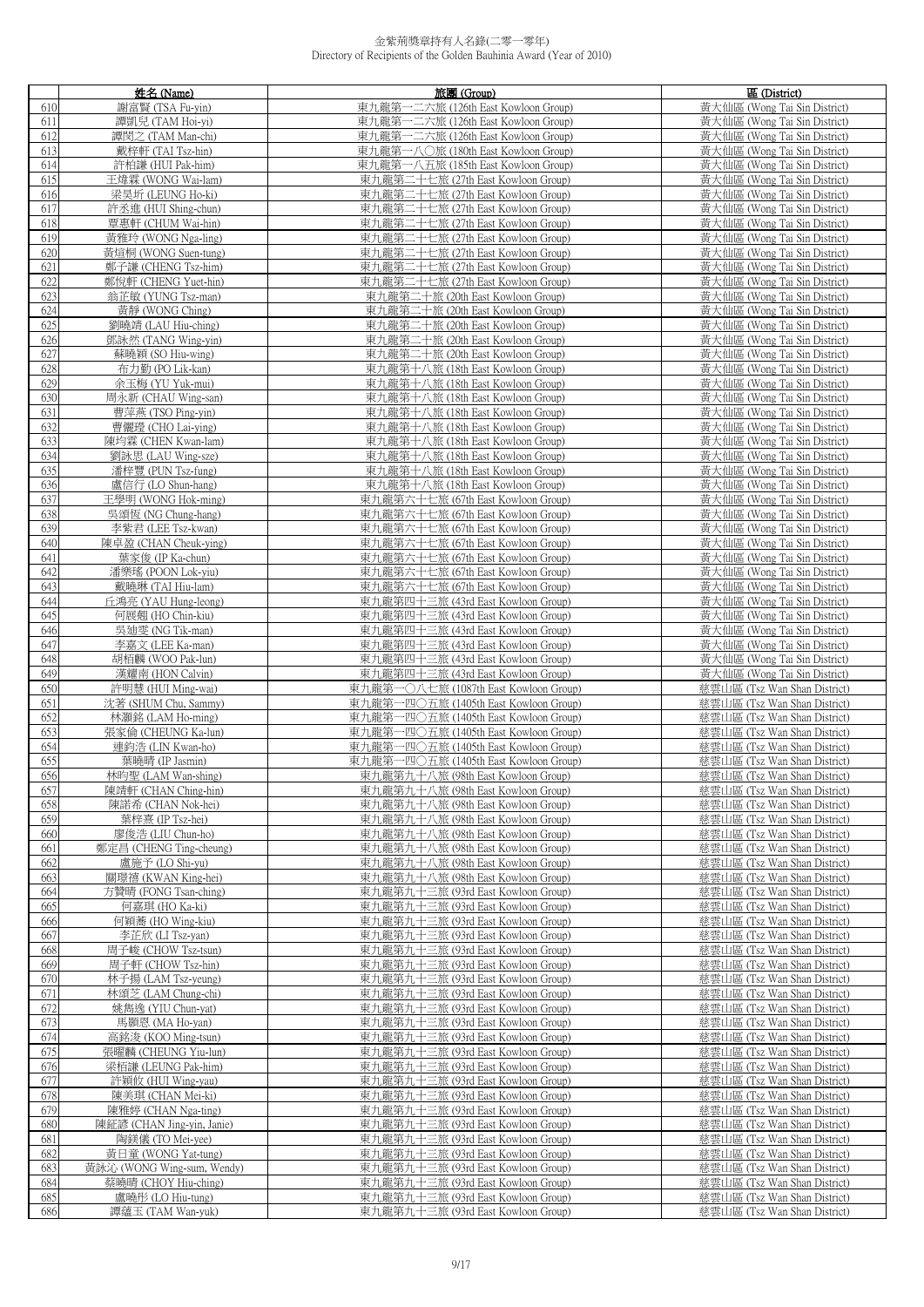# 金紫荊獎章持有人名錄(二零一零年)
Directory of Recipients of the Golden Bauhinia Award (Year of 2010)

| | 姓名 (Name) | 旅團 (Group) | 區 (District) |
|---|---|---|---|
| 610 | 謝富賢 (TSA Fu-yin) | 東九龍第一二六旅 (126th East Kowloon Group) | 黃大仙區 (Wong Tai Sin District) |
| 611 | 譚凱兒 (TAM Hoi-yi) | 東九龍第一二六旅 (126th East Kowloon Group) | 黃大仙區 (Wong Tai Sin District) |
| 612 | 譚閔之 (TAM Man-chi) | 東九龍第一二六旅 (126th East Kowloon Group) | 黃大仙區 (Wong Tai Sin District) |
| 613 | 戴梓軒 (TAI Tsz-hin) | 東九龍第一八〇旅 (180th East Kowloon Group) | 黃大仙區 (Wong Tai Sin District) |
| 614 | 許柏謙 (HUI Pak-him) | 東九龍第一八五旅 (185th East Kowloon Group) | 黃大仙區 (Wong Tai Sin District) |
| 615 | 王煒霖 (WONG Wai-lam) | 東九龍第二十七旅 (27th East Kowloon Group) | 黃大仙區 (Wong Tai Sin District) |
| 616 | 梁昊圻 (LEUNG Ho-ki) | 東九龍第二十七旅 (27th East Kowloon Group) | 黃大仙區 (Wong Tai Sin District) |
| 617 | 許丞進 (HUI Shing-chun) | 東九龍第二十七旅 (27th East Kowloon Group) | 黃大仙區 (Wong Tai Sin District) |
| 618 | 覃惠軒 (CHUM Wai-hin) | 東九龍第二十七旅 (27th East Kowloon Group) | 黃大仙區 (Wong Tai Sin District) |
| 619 | 黃雅玲 (WONG Nga-ling) | 東九龍第二十七旅 (27th East Kowloon Group) | 黃大仙區 (Wong Tai Sin District) |
| 620 | 黃煊桐 (WONG Suen-tung) | 東九龍第二十七旅 (27th East Kowloon Group) | 黃大仙區 (Wong Tai Sin District) |
| 621 | 鄭子謙 (CHENG Tsz-him) | 東九龍第二十七旅 (27th East Kowloon Group) | 黃大仙區 (Wong Tai Sin District) |
| 622 | 鄭悅軒 (CHENG Yuet-hin) | 東九龍第二十七旅 (27th East Kowloon Group) | 黃大仙區 (Wong Tai Sin District) |
| 623 | 翁芷敏 (YUNG Tsz-man) | 東九龍第二十旅 (20th East Kowloon Group) | 黃大仙區 (Wong Tai Sin District) |
| 624 | 黃靜 (WONG Ching) | 東九龍第二十旅 (20th East Kowloon Group) | 黃大仙區 (Wong Tai Sin District) |
| 625 | 劉曉靖 (LAU Hiu-ching) | 東九龍第二十旅 (20th East Kowloon Group) | 黃大仙區 (Wong Tai Sin District) |
| 626 | 鄧詠然 (TANG Wing-yin) | 東九龍第二十旅 (20th East Kowloon Group) | 黃大仙區 (Wong Tai Sin District) |
| 627 | 蘇曉穎 (SO Hiu-wing) | 東九龍第二十旅 (20th East Kowloon Group) | 黃大仙區 (Wong Tai Sin District) |
| 628 | 布力勤 (PO Lik-kan) | 東九龍第十八旅 (18th East Kowloon Group) | 黃大仙區 (Wong Tai Sin District) |
| 629 | 余玉梅 (YU Yuk-mui) | 東九龍第十八旅 (18th East Kowloon Group) | 黃大仙區 (Wong Tai Sin District) |
| 630 | 周永新 (CHAU Wing-san) | 東九龍第十八旅 (18th East Kowloon Group) | 黃大仙區 (Wong Tai Sin District) |
| 631 | 曹萍燕 (TSO Ping-yin) | 東九龍第十八旅 (18th East Kowloon Group) | 黃大仙區 (Wong Tai Sin District) |
| 632 | 曹儷瑩 (CHO Lai-ying) | 東九龍第十八旅 (18th East Kowloon Group) | 黃大仙區 (Wong Tai Sin District) |
| 633 | 陳均霖 (CHEN Kwan-lam) | 東九龍第十八旅 (18th East Kowloon Group) | 黃大仙區 (Wong Tai Sin District) |
| 634 | 劉詠思 (LAU Wing-sze) | 東九龍第十八旅 (18th East Kowloon Group) | 黃大仙區 (Wong Tai Sin District) |
| 635 | 潘梓豐 (PUN Tsz-fung) | 東九龍第十八旅 (18th East Kowloon Group) | 黃大仙區 (Wong Tai Sin District) |
| 636 | 盧信行 (LO Shun-hang) | 東九龍第十八旅 (18th East Kowloon Group) | 黃大仙區 (Wong Tai Sin District) |
| 637 | 王學明 (WONG Hok-ming) | 東九龍第六十七旅 (67th East Kowloon Group) | 黃大仙區 (Wong Tai Sin District) |
| 638 | 吳頌恆 (NG Chung-hang) | 東九龍第六十七旅 (67th East Kowloon Group) | 黃大仙區 (Wong Tai Sin District) |
| 639 | 李紫君 (LEE Tsz-kwan) | 東九龍第六十七旅 (67th East Kowloon Group) | 黃大仙區 (Wong Tai Sin District) |
| 640 | 陳卓盈 (CHAN Cheuk-ying) | 東九龍第六十七旅 (67th East Kowloon Group) | 黃大仙區 (Wong Tai Sin District) |
| 641 | 葉家俊 (IP Ka-chun) | 東九龍第六十七旅 (67th East Kowloon Group) | 黃大仙區 (Wong Tai Sin District) |
| 642 | 潘樂瑤 (POON Lok-yiu) | 東九龍第六十七旅 (67th East Kowloon Group) | 黃大仙區 (Wong Tai Sin District) |
| 643 | 戴曉琳 (TAI Hiu-lam) | 東九龍第六十七旅 (67th East Kowloon Group) | 黃大仙區 (Wong Tai Sin District) |
| 644 | 丘鴻亮 (YAU Hung-leong) | 東九龍第四十三旅 (43rd East Kowloon Group) | 黃大仙區 (Wong Tai Sin District) |
| 645 | 何展翹 (HO Chin-kiu) | 東九龍第四十三旅 (43rd East Kowloon Group) | 黃大仙區 (Wong Tai Sin District) |
| 646 | 吳廸雯 (NG Tik-man) | 東九龍第四十三旅 (43rd East Kowloon Group) | 黃大仙區 (Wong Tai Sin District) |
| 647 | 李嘉文 (LEE Ka-man) | 東九龍第四十三旅 (43rd East Kowloon Group) | 黃大仙區 (Wong Tai Sin District) |
| 648 | 胡栢麟 (WOO Pak-lun) | 東九龍第四十三旅 (43rd East Kowloon Group) | 黃大仙區 (Wong Tai Sin District) |
| 649 | 漢耀南 (HON Calvin) | 東九龍第四十三旅 (43rd East Kowloon Group) | 黃大仙區 (Wong Tai Sin District) |
| 650 | 許明慧 (HUI Ming-wai) | 東九龍第一〇八七旅 (1087th East Kowloon Group) | 慈雲山區 (Tsz Wan Shan District) |
| 651 | 沈著 (SHUM Chu, Sammy) | 東九龍第一四〇五旅 (1405th East Kowloon Group) | 慈雲山區 (Tsz Wan Shan District) |
| 652 | 林灝銘 (LAM Ho-ming) | 東九龍第一四〇五旅 (1405th East Kowloon Group) | 慈雲山區 (Tsz Wan Shan District) |
| 653 | 張家倫 (CHEUNG Ka-lun) | 東九龍第一四〇五旅 (1405th East Kowloon Group) | 慈雲山區 (Tsz Wan Shan District) |
| 654 | 連鈞浩 (LIN Kwan-ho) | 東九龍第一四〇五旅 (1405th East Kowloon Group) | 慈雲山區 (Tsz Wan Shan District) |
| 655 | 葉曉晴 (IP Jasmin) | 東九龍第一四〇五旅 (1405th East Kowloon Group) | 慈雲山區 (Tsz Wan Shan District) |
| 656 | 林昀聖 (LAM Wan-shing) | 東九龍第九十八旅 (98th East Kowloon Group) | 慈雲山區 (Tsz Wan Shan District) |
| 657 | 陳靖軒 (CHAN Ching-hin) | 東九龍第九十八旅 (98th East Kowloon Group) | 慈雲山區 (Tsz Wan Shan District) |
| 658 | 陳諾希 (CHAN Nok-hei) | 東九龍第九十八旅 (98th East Kowloon Group) | 慈雲山區 (Tsz Wan Shan District) |
| 659 | 葉梓熹 (IP Tsz-hei) | 東九龍第九十八旅 (98th East Kowloon Group) | 慈雲山區 (Tsz Wan Shan District) |
| 660 | 廖俊浩 (LIU Chun-ho) | 東九龍第九十八旅 (98th East Kowloon Group) | 慈雲山區 (Tsz Wan Shan District) |
| 661 | 鄭定昌 (CHENG Ting-cheung) | 東九龍第九十八旅 (98th East Kowloon Group) | 慈雲山區 (Tsz Wan Shan District) |
| 662 | 盧施予 (LO Shi-yu) | 東九龍第九十八旅 (98th East Kowloon Group) | 慈雲山區 (Tsz Wan Shan District) |
| 663 | 關璟禧 (KWAN King-hei) | 東九龍第九十八旅 (98th East Kowloon Group) | 慈雲山區 (Tsz Wan Shan District) |
| 664 | 方贊晴 (FONG Tsan-ching) | 東九龍第九十三旅 (93rd East Kowloon Group) | 慈雲山區 (Tsz Wan Shan District) |
| 665 | 何嘉琪 (HO Ka-ki) | 東九龍第九十三旅 (93rd East Kowloon Group) | 慈雲山區 (Tsz Wan Shan District) |
| 666 | 何穎蕎 (HO Wing-kiu) | 東九龍第九十三旅 (93rd East Kowloon Group) | 慈雲山區 (Tsz Wan Shan District) |
| 667 | 李芷欣 (LI Tsz-yan) | 東九龍第九十三旅 (93rd East Kowloon Group) | 慈雲山區 (Tsz Wan Shan District) |
| 668 | 周子峻 (CHOW Tsz-tsun) | 東九龍第九十三旅 (93rd East Kowloon Group) | 慈雲山區 (Tsz Wan Shan District) |
| 669 | 周子軒 (CHOW Tsz-hin) | 東九龍第九十三旅 (93rd East Kowloon Group) | 慈雲山區 (Tsz Wan Shan District) |
| 670 | 林子揚 (LAM Tsz-yeung) | 東九龍第九十三旅 (93rd East Kowloon Group) | 慈雲山區 (Tsz Wan Shan District) |
| 671 | 林頌芝 (LAM Chung-chi) | 東九龍第九十三旅 (93rd East Kowloon Group) | 慈雲山區 (Tsz Wan Shan District) |
| 672 | 姚雋逸 (YIU Chun-yat) | 東九龍第九十三旅 (93rd East Kowloon Group) | 慈雲山區 (Tsz Wan Shan District) |
| 673 | 馬顥恩 (MA Ho-yan) | 東九龍第九十三旅 (93rd East Kowloon Group) | 慈雲山區 (Tsz Wan Shan District) |
| 674 | 高銘浚 (KOO Ming-tsun) | 東九龍第九十三旅 (93rd East Kowloon Group) | 慈雲山區 (Tsz Wan Shan District) |
| 675 | 張耀麟 (CHEUNG Yiu-lun) | 東九龍第九十三旅 (93rd East Kowloon Group) | 慈雲山區 (Tsz Wan Shan District) |
| 676 | 梁栢謙 (LEUNG Pak-him) | 東九龍第九十三旅 (93rd East Kowloon Group) | 慈雲山區 (Tsz Wan Shan District) |
| 677 | 許穎攸 (HUI Wing-yau) | 東九龍第九十三旅 (93rd East Kowloon Group) | 慈雲山區 (Tsz Wan Shan District) |
| 678 | 陳美琪 (CHAN Mei-ki) | 東九龍第九十三旅 (93rd East Kowloon Group) | 慈雲山區 (Tsz Wan Shan District) |
| 679 | 陳雅婷 (CHAN Nga-ting) | 東九龍第九十三旅 (93rd East Kowloon Group) | 慈雲山區 (Tsz Wan Shan District) |
| 680 | 陳鉦諺 (CHAN Jing-yin, Janie) | 東九龍第九十三旅 (93rd East Kowloon Group) | 慈雲山區 (Tsz Wan Shan District) |
| 681 | 陶鎂儀 (TO Mei-yee) | 東九龍第九十三旅 (93rd East Kowloon Group) | 慈雲山區 (Tsz Wan Shan District) |
| 682 | 黃日童 (WONG Yat-tung) | 東九龍第九十三旅 (93rd East Kowloon Group) | 慈雲山區 (Tsz Wan Shan District) |
| 683 | 黃詠沁 (WONG Wing-sum, Wendy) | 東九龍第九十三旅 (93rd East Kowloon Group) | 慈雲山區 (Tsz Wan Shan District) |
| 684 | 蔡曉晴 (CHOY Hiu-ching) | 東九龍第九十三旅 (93rd East Kowloon Group) | 慈雲山區 (Tsz Wan Shan District) |
| 685 | 盧曉彤 (LO Hiu-tung) | 東九龍第九十三旅 (93rd East Kowloon Group) | 慈雲山區 (Tsz Wan Shan District) |
| 686 | 譚蘊玉 (TAM Wan-yuk) | 東九龍第九十三旅 (93rd East Kowloon Group) | 慈雲山區 (Tsz Wan Shan District) |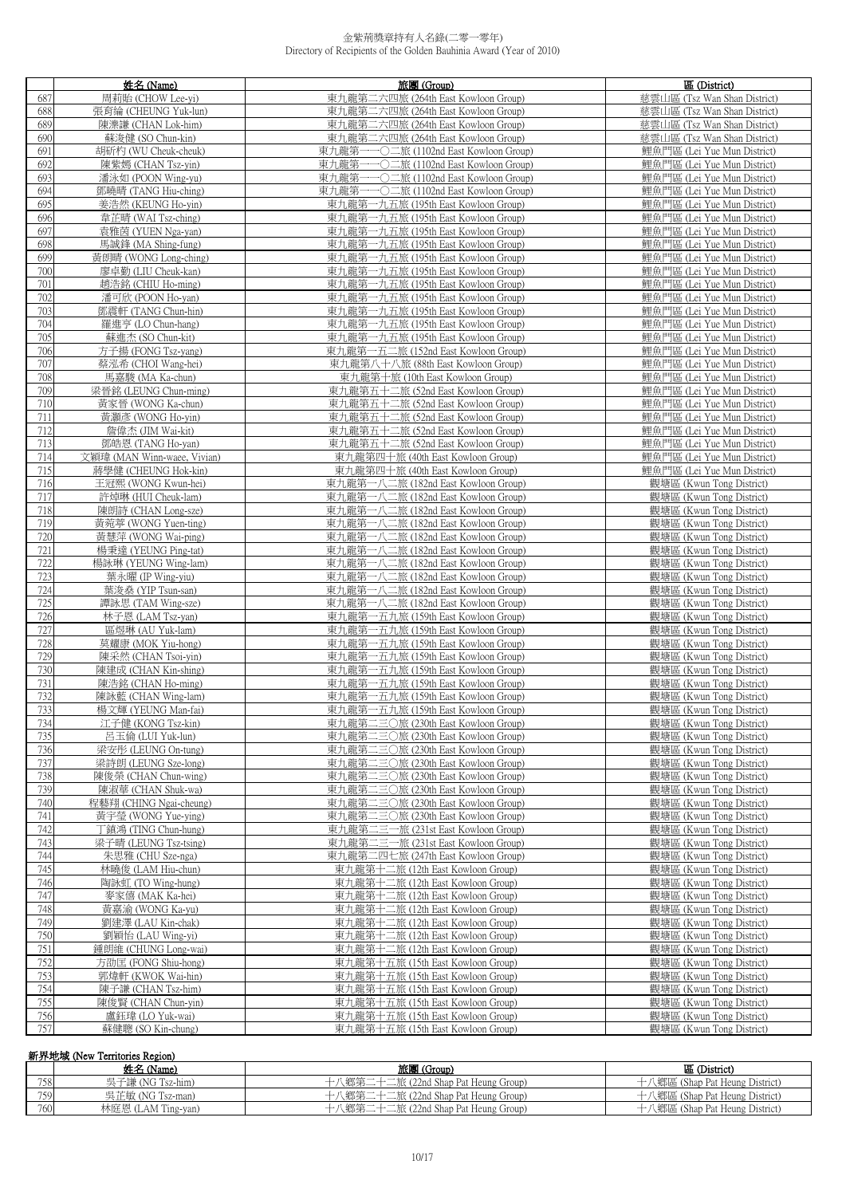# 金紫荊獎章持有人名錄(二零一零年)
Directory of Recipients of the Golden Bauhinia Award (Year of 2010)

| | 姓名 (Name) | 旅團 (Group) | 區 (District) |
|---|---|---|---|
| 687 | 周莉貽 (CHOW Lee-yi) | 東九龍第二六四旅 (264th East Kowloon Group) | 慈雲山區 (Tsz Wan Shan District) |
| 688 | 張育綸 (CHEUNG Yuk-lun) | 東九龍第二六四旅 (264th East Kowloon Group) | 慈雲山區 (Tsz Wan Shan District) |
| 689 | 陳濼謙 (CHAN Lok-him) | 東九龍第二六四旅 (264th East Kowloon Group) | 慈雲山區 (Tsz Wan Shan District) |
| 690 | 蘇浚健 (SO Chun-kin) | 東九龍第二六四旅 (264th East Kowloon Group) | 慈雲山區 (Tsz Wan Shan District) |
| 691 | 胡矿杓 (WU Cheuk-cheuk) | 東九龍第一一〇二旅 (1102nd East Kowloon Group) | 鯉魚門區 (Lei Yue Mun District) |
| 692 | 陳紫嫣 (CHAN Tsz-yin) | 東九龍第一一〇二旅 (1102nd East Kowloon Group) | 鯉魚門區 (Lei Yue Mun District) |
| 693 | 潘泳如 (POON Wing-yu) | 東九龍第一一〇二旅 (1102nd East Kowloon Group) | 鯉魚門區 (Lei Yue Mun District) |
| 694 | 鄧曉晴 (TANG Hiu-ching) | 東九龍第一一〇二旅 (1102nd East Kowloon Group) | 鯉魚門區 (Lei Yue Mun District) |
| 695 | 姜浩然 (KEUNG Ho-yin) | 東九龍第一九五旅 (195th East Kowloon Group) | 鯉魚門區 (Lei Yue Mun District) |
| 696 | 韋芷晴 (WAI Tsz-ching) | 東九龍第一九五旅 (195th East Kowloon Group) | 鯉魚門區 (Lei Yue Mun District) |
| 697 | 袁雅茵 (YUEN Nga-yan) | 東九龍第一九五旅 (195th East Kowloon Group) | 鯉魚門區 (Lei Yue Mun District) |
| 698 | 馬誠鋒 (MA Shing-fung) | 東九龍第一九五旅 (195th East Kowloon Group) | 鯉魚門區 (Lei Yue Mun District) |
| 699 | 黃朗晴 (WONG Long-ching) | 東九龍第一九五旅 (195th East Kowloon Group) | 鯉魚門區 (Lei Yue Mun District) |
| 700 | 廖卓勤 (LIU Cheuk-kan) | 東九龍第一九五旅 (195th East Kowloon Group) | 鯉魚門區 (Lei Yue Mun District) |
| 701 | 趙浩銘 (CHIU Ho-ming) | 東九龍第一九五旅 (195th East Kowloon Group) | 鯉魚門區 (Lei Yue Mun District) |
| 702 | 潘可欣 (POON Ho-yan) | 東九龍第一九五旅 (195th East Kowloon Group) | 鯉魚門區 (Lei Yue Mun District) |
| 703 | 鄧震軒 (TANG Chun-hin) | 東九龍第一九五旅 (195th East Kowloon Group) | 鯉魚門區 (Lei Yue Mun District) |
| 704 | 羅進亨 (LO Chun-hang) | 東九龍第一九五旅 (195th East Kowloon Group) | 鯉魚門區 (Lei Yue Mun District) |
| 705 | 蘇進杰 (SO Chun-kit) | 東九龍第一九五旅 (195th East Kowloon Group) | 鯉魚門區 (Lei Yue Mun District) |
| 706 | 方子揚 (FONG Tsz-yang) | 東九龍第一五二旅 (152nd East Kowloon Group) | 鯉魚門區 (Lei Yue Mun District) |
| 707 | 蔡泓希 (CHOI Wang-hei) | 東九龍第八十八旅 (88th East Kowloon Group) | 鯉魚門區 (Lei Yue Mun District) |
| 708 | 馬嘉駿 (MA Ka-chun) | 東九龍第十旅 (10th East Kowloon Group) | 鯉魚門區 (Lei Yue Mun District) |
| 709 | 梁晉銘 (LEUNG Chun-ming) | 東九龍第五十二旅 (52nd East Kowloon Group) | 鯉魚門區 (Lei Yue Mun District) |
| 710 | 黃家晉 (WONG Ka-chun) | 東九龍第五十二旅 (52nd East Kowloon Group) | 鯉魚門區 (Lei Yue Mun District) |
| 711 | 黃灝彥 (WONG Ho-yin) | 東九龍第五十二旅 (52nd East Kowloon Group) | 鯉魚門區 (Lei Yue Mun District) |
| 712 | 詹偉杰 (JIM Wai-kit) | 東九龍第五十二旅 (52nd East Kowloon Group) | 鯉魚門區 (Lei Yue Mun District) |
| 713 | 鄧皓恩 (TANG Ho-yan) | 東九龍第五十二旅 (52nd East Kowloon Group) | 鯉魚門區 (Lei Yue Mun District) |
| 714 | 文穎瑋 (MAN Winn-waee, Vivian) | 東九龍第四十旅 (40th East Kowloon Group) | 鯉魚門區 (Lei Yue Mun District) |
| 715 | 蔣學健 (CHEUNG Hok-kin) | 東九龍第四十旅 (40th East Kowloon Group) | 鯉魚門區 (Lei Yue Mun District) |
| 716 | 王冠熙 (WONG Kwun-hei) | 東九龍第一八二旅 (182nd East Kowloon Group) | 觀塘區 (Kwun Tong District) |
| 717 | 許焯琳 (HUI Cheuk-lam) | 東九龍第一八二旅 (182nd East Kowloon Group) | 觀塘區 (Kwun Tong District) |
| 718 | 陳朗詩 (CHAN Long-sze) | 東九龍第一八二旅 (182nd East Kowloon Group) | 觀塘區 (Kwun Tong District) |
| 719 | 黃菀葶 (WONG Yuen-ting) | 東九龍第一八二旅 (182nd East Kowloon Group) | 觀塘區 (Kwun Tong District) |
| 720 | 黃慧萍 (WONG Wai-ping) | 東九龍第一八二旅 (182nd East Kowloon Group) | 觀塘區 (Kwun Tong District) |
| 721 | 楊秉達 (YEUNG Ping-tat) | 東九龍第一八二旅 (182nd East Kowloon Group) | 觀塘區 (Kwun Tong District) |
| 722 | 楊詠琳 (YEUNG Wing-lam) | 東九龍第一八二旅 (182nd East Kowloon Group) | 觀塘區 (Kwun Tong District) |
| 723 | 葉永曜 (IP Wing-yiu) | 東九龍第一八二旅 (182nd East Kowloon Group) | 觀塘區 (Kwun Tong District) |
| 724 | 葉浚燊 (YIP Tsun-san) | 東九龍第一八二旅 (182nd East Kowloon Group) | 觀塘區 (Kwun Tong District) |
| 725 | 譚詠思 (TAM Wing-sze) | 東九龍第一八二旅 (182nd East Kowloon Group) | 觀塘區 (Kwun Tong District) |
| 726 | 林子恩 (LAM Tsz-yan) | 東九龍第一五九旅 (159th East Kowloon Group) | 觀塘區 (Kwun Tong District) |
| 727 | 區煜琳 (AU Yuk-lam) | 東九龍第一五九旅 (159th East Kowloon Group) | 觀塘區 (Kwun Tong District) |
| 728 | 莫耀康 (MOK Yiu-hong) | 東九龍第一五九旅 (159th East Kowloon Group) | 觀塘區 (Kwun Tong District) |
| 729 | 陳采然 (CHAN Tsoi-yin) | 東九龍第一五九旅 (159th East Kowloon Group) | 觀塘區 (Kwun Tong District) |
| 730 | 陳建成 (CHAN Kin-shing) | 東九龍第一五九旅 (159th East Kowloon Group) | 觀塘區 (Kwun Tong District) |
| 731 | 陳浩銘 (CHAN Ho-ming) | 東九龍第一五九旅 (159th East Kowloon Group) | 觀塘區 (Kwun Tong District) |
| 732 | 陳詠藍 (CHAN Wing-lam) | 東九龍第一五九旅 (159th East Kowloon Group) | 觀塘區 (Kwun Tong District) |
| 733 | 楊文輝 (YEUNG Man-fai) | 東九龍第一五九旅 (159th East Kowloon Group) | 觀塘區 (Kwun Tong District) |
| 734 | 江子健 (KONG Tsz-kin) | 東九龍第二三〇旅 (230th East Kowloon Group) | 觀塘區 (Kwun Tong District) |
| 735 | 呂玉倫 (LUI Yuk-lun) | 東九龍第二三〇旅 (230th East Kowloon Group) | 觀塘區 (Kwun Tong District) |
| 736 | 梁安彤 (LEUNG On-tung) | 東九龍第二三〇旅 (230th East Kowloon Group) | 觀塘區 (Kwun Tong District) |
| 737 | 梁詩朗 (LEUNG Sze-long) | 東九龍第二三〇旅 (230th East Kowloon Group) | 觀塘區 (Kwun Tong District) |
| 738 | 陳俊榮 (CHAN Chun-wing) | 東九龍第二三〇旅 (230th East Kowloon Group) | 觀塘區 (Kwun Tong District) |
| 739 | 陳淑華 (CHAN Shuk-wa) | 東九龍第二三〇旅 (230th East Kowloon Group) | 觀塘區 (Kwun Tong District) |
| 740 | 程藝翔 (CHING Ngai-cheung) | 東九龍第二三〇旅 (230th East Kowloon Group) | 觀塘區 (Kwun Tong District) |
| 741 | 黃宇瑩 (WONG Yue-ying) | 東九龍第二三〇旅 (230th East Kowloon Group) | 觀塘區 (Kwun Tong District) |
| 742 | 丁鎮鴻 (TING Chun-hung) | 東九龍第二三一旅 (231st East Kowloon Group) | 觀塘區 (Kwun Tong District) |
| 743 | 梁子晴 (LEUNG Tsz-tsing) | 東九龍第二三一旅 (231st East Kowloon Group) | 觀塘區 (Kwun Tong District) |
| 744 | 朱思雅 (CHU Sze-nga) | 東九龍第二四七旅 (247th East Kowloon Group) | 觀塘區 (Kwun Tong District) |
| 745 | 林曉俊 (LAM Hiu-chun) | 東九龍第十二旅 (12th East Kowloon Group) | 觀塘區 (Kwun Tong District) |
| 746 | 陶詠虹 (TO Wing-hung) | 東九龍第十二旅 (12th East Kowloon Group) | 觀塘區 (Kwun Tong District) |
| 747 | 麥家僖 (MAK Ka-hei) | 東九龍第十二旅 (12th East Kowloon Group) | 觀塘區 (Kwun Tong District) |
| 748 | 黃嘉渝 (WONG Ka-yu) | 東九龍第十二旅 (12th East Kowloon Group) | 觀塘區 (Kwun Tong District) |
| 749 | 劉建澤 (LAU Kin-chak) | 東九龍第十二旅 (12th East Kowloon Group) | 觀塘區 (Kwun Tong District) |
| 750 | 劉穎怡 (LAU Wing-yi) | 東九龍第十二旅 (12th East Kowloon Group) | 觀塘區 (Kwun Tong District) |
| 751 | 鍾朗維 (CHUNG Long-wai) | 東九龍第十二旅 (12th East Kowloon Group) | 觀塘區 (Kwun Tong District) |
| 752 | 方劭匡 (FONG Shiu-hong) | 東九龍第十五旅 (15th East Kowloon Group) | 觀塘區 (Kwun Tong District) |
| 753 | 郭煒軒 (KWOK Wai-hin) | 東九龍第十五旅 (15th East Kowloon Group) | 觀塘區 (Kwun Tong District) |
| 754 | 陳子謙 (CHAN Tsz-him) | 東九龍第十五旅 (15th East Kowloon Group) | 觀塘區 (Kwun Tong District) |
| 755 | 陳俊賢 (CHAN Chun-yin) | 東九龍第十五旅 (15th East Kowloon Group) | 觀塘區 (Kwun Tong District) |
| 756 | 盧鈺瑋 (LO Yuk-wai) | 東九龍第十五旅 (15th East Kowloon Group) | 觀塘區 (Kwun Tong District) |
| 757 | 蘇健聰 (SO Kin-chung) | 東九龍第十五旅 (15th East Kowloon Group) | 觀塘區 (Kwun Tong District) |

## 新界地域 (New Territories Region)

| | 姓名 (Name) | 旅團 (Group) | 區 (District) |
|---|---|---|---|
| 758 | 吳子謙 (NG Tsz-him) | 十八鄉第二十二旅 (22nd Shap Pat Heung Group) | 十八鄉區 (Shap Pat Heung District) |
| 759 | 吳芷敏 (NG Tsz-man) | 十八鄉第二十二旅 (22nd Shap Pat Heung Group) | 十八鄉區 (Shap Pat Heung District) |
| 760 | 林庭恩 (LAM Ting-yan) | 十八鄉第二十二旅 (22nd Shap Pat Heung Group) | 十八鄉區 (Shap Pat Heung District) |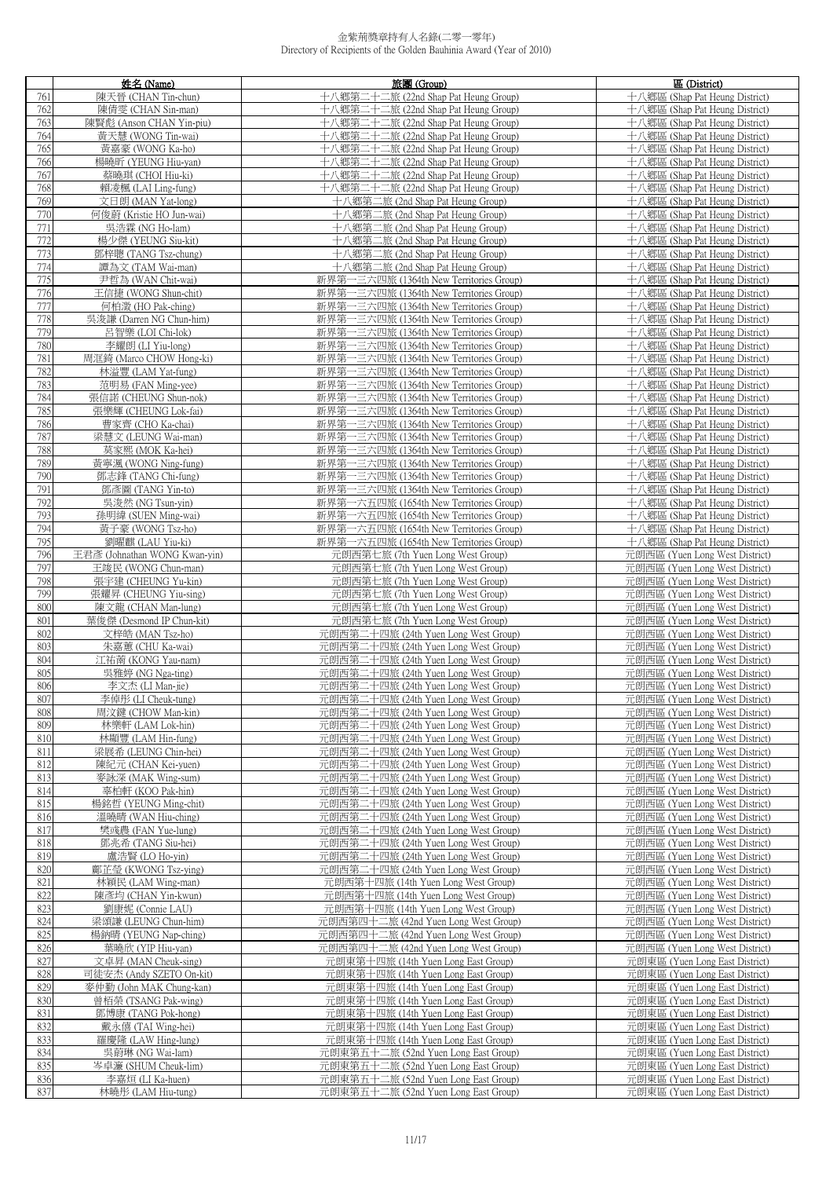金紫荊獎章持有人名錄(二零一零年)
Directory of Recipients of the Golden Bauhinia Award (Year of 2010)

| | 姓名 (Name) | 旅團 (Group) | 區 (District) |
|---|---|---|---|
| 761 | 陳天晉 (CHAN Tin-chun) | 十八鄉第二十二旅 (22nd Shap Pat Heung Group) | 十八鄉區 (Shap Pat Heung District) |
| 762 | 陳倩雯 (CHAN Sin-man) | 十八鄉第二十二旅 (22nd Shap Pat Heung Group) | 十八鄉區 (Shap Pat Heung District) |
| 763 | 陳賢彪 (Anson CHAN Yin-piu) | 十八鄉第二十二旅 (22nd Shap Pat Heung Group) | 十八鄉區 (Shap Pat Heung District) |
| 764 | 黃天慧 (WONG Tin-wai) | 十八鄉第二十二旅 (22nd Shap Pat Heung Group) | 十八鄉區 (Shap Pat Heung District) |
| 765 | 黃嘉豪 (WONG Ka-ho) | 十八鄉第二十二旅 (22nd Shap Pat Heung Group) | 十八鄉區 (Shap Pat Heung District) |
| 766 | 楊曉昕 (YEUNG Hiu-yan) | 十八鄉第二十二旅 (22nd Shap Pat Heung Group) | 十八鄉區 (Shap Pat Heung District) |
| 767 | 蔡曉琪 (CHOI Hiu-ki) | 十八鄉第二十二旅 (22nd Shap Pat Heung Group) | 十八鄉區 (Shap Pat Heung District) |
| 768 | 賴凌楓 (LAI Ling-fung) | 十八鄉第二十二旅 (22nd Shap Pat Heung Group) | 十八鄉區 (Shap Pat Heung District) |
| 769 | 文日朗 (MAN Yat-long) | 十八鄉第二旅 (2nd Shap Pat Heung Group) | 十八鄉區 (Shap Pat Heung District) |
| 770 | 何俊蔚 (Kristie HO Jun-wai) | 十八鄉第二旅 (2nd Shap Pat Heung Group) | 十八鄉區 (Shap Pat Heung District) |
| 771 | 吳浩霖 (NG Ho-lam) | 十八鄉第二旅 (2nd Shap Pat Heung Group) | 十八鄉區 (Shap Pat Heung District) |
| 772 | 楊少傑 (YEUNG Siu-kit) | 十八鄉第二旅 (2nd Shap Pat Heung Group) | 十八鄉區 (Shap Pat Heung District) |
| 773 | 鄧梓聰 (TANG Tsz-chung) | 十八鄉第二旅 (2nd Shap Pat Heung Group) | 十八鄉區 (Shap Pat Heung District) |
| 774 | 譚為文 (TAM Wai-man) | 十八鄉第二旅 (2nd Shap Pat Heung Group) | 十八鄉區 (Shap Pat Heung District) |
| 775 | 尹哲為 (WAN Chit-wai) | 新界第一三六四旅 (1364th New Territories Group) | 十八鄉區 (Shap Pat Heung District) |
| 776 | 王信捷 (WONG Shun-chit) | 新界第一三六四旅 (1364th New Territories Group) | 十八鄉區 (Shap Pat Heung District) |
| 777 | 何柏澂 (HO Pak-ching) | 新界第一三六四旅 (1364th New Territories Group) | 十八鄉區 (Shap Pat Heung District) |
| 778 | 吳浚謙 (Darren NG Chun-him) | 新界第一三六四旅 (1364th New Territories Group) | 十八鄉區 (Shap Pat Heung District) |
| 779 | 呂智樂 (LOI Chi-lok) | 新界第一三六四旅 (1364th New Territories Group) | 十八鄉區 (Shap Pat Heung District) |
| 780 | 李耀朗 (LI Yiu-long) | 新界第一三六四旅 (1364th New Territories Group) | 十八鄉區 (Shap Pat Heung District) |
| 781 | 周滙錡 (Marco CHOW Hong-ki) | 新界第一三六四旅 (1364th New Territories Group) | 十八鄉區 (Shap Pat Heung District) |
| 782 | 林溢豐 (LAM Yat-fung) | 新界第一三六四旅 (1364th New Territories Group) | 十八鄉區 (Shap Pat Heung District) |
| 783 | 范明易 (FAN Ming-yee) | 新界第一三六四旅 (1364th New Territories Group) | 十八鄉區 (Shap Pat Heung District) |
| 784 | 張信諾 (CHEUNG Shun-nok) | 新界第一三六四旅 (1364th New Territories Group) | 十八鄉區 (Shap Pat Heung District) |
| 785 | 張樂輝 (CHEUNG Lok-fai) | 新界第一三六四旅 (1364th New Territories Group) | 十八鄉區 (Shap Pat Heung District) |
| 786 | 曹家齊 (CHO Ka-chai) | 新界第一三六四旅 (1364th New Territories Group) | 十八鄉區 (Shap Pat Heung District) |
| 787 | 梁慧文 (LEUNG Wai-man) | 新界第一三六四旅 (1364th New Territories Group) | 十八鄉區 (Shap Pat Heung District) |
| 788 | 莫家熙 (MOK Ka-hei) | 新界第一三六四旅 (1364th New Territories Group) | 十八鄉區 (Shap Pat Heung District) |
| 789 | 黃寧渢 (WONG Ning-fung) | 新界第一三六四旅 (1364th New Territories Group) | 十八鄉區 (Shap Pat Heung District) |
| 790 | 鄧志鋒 (TANG Chi-fung) | 新界第一三六四旅 (1364th New Territories Group) | 十八鄉區 (Shap Pat Heung District) |
| 791 | 鄧彥圖 (TANG Yin-to) | 新界第一三六四旅 (1364th New Territories Group) | 十八鄉區 (Shap Pat Heung District) |
| 792 | 吳浚然 (NG Tsun-yin) | 新界第一六五四旅 (1654th New Territories Group) | 十八鄉區 (Shap Pat Heung District) |
| 793 | 孫明緯 (SUEN Ming-wai) | 新界第一六五四旅 (1654th New Territories Group) | 十八鄉區 (Shap Pat Heung District) |
| 794 | 黃子豪 (WONG Tsz-ho) | 新界第一六五四旅 (1654th New Territories Group) | 十八鄉區 (Shap Pat Heung District) |
| 795 | 劉曜麒 (LAU Yiu-ki) | 新界第一六五四旅 (1654th New Territories Group) | 十八鄉區 (Shap Pat Heung District) |
| 796 | 王君彥 (Johnathan WONG Kwan-yin) | 元朗西第七旅 (7th Yuen Long West Group) | 元朗西區 (Yuen Long West District) |
| 797 | 王竣民 (WONG Chun-man) | 元朗西第七旅 (7th Yuen Long West Group) | 元朗西區 (Yuen Long West District) |
| 798 | 張宇建 (CHEUNG Yu-kin) | 元朗西第七旅 (7th Yuen Long West Group) | 元朗西區 (Yuen Long West District) |
| 799 | 張耀昇 (CHEUNG Yiu-sing) | 元朗西第七旅 (7th Yuen Long West Group) | 元朗西區 (Yuen Long West District) |
| 800 | 陳文龍 (CHAN Man-lung) | 元朗西第七旅 (7th Yuen Long West Group) | 元朗西區 (Yuen Long West District) |
| 801 | 葉俊傑 (Desmond IP Chun-kit) | 元朗西第七旅 (7th Yuen Long West Group) | 元朗西區 (Yuen Long West District) |
| 802 | 文梓皓 (MAN Tsz-ho) | 元朗西第二十四旅 (24th Yuen Long West Group) | 元朗西區 (Yuen Long West District) |
| 803 | 朱嘉蕙 (CHU Ka-wai) | 元朗西第二十四旅 (24th Yuen Long West Group) | 元朗西區 (Yuen Long West District) |
| 804 | 江祐南 (KONG Yau-nam) | 元朗西第二十四旅 (24th Yuen Long West Group) | 元朗西區 (Yuen Long West District) |
| 805 | 吳雅婷 (NG Nga-ting) | 元朗西第二十四旅 (24th Yuen Long West Group) | 元朗西區 (Yuen Long West District) |
| 806 | 李文杰 (LI Man-jie) | 元朗西第二十四旅 (24th Yuen Long West Group) | 元朗西區 (Yuen Long West District) |
| 807 | 李倬彤 (LI Cheuk-tung) | 元朗西第二十四旅 (24th Yuen Long West Group) | 元朗西區 (Yuen Long West District) |
| 808 | 周汶鍵 (CHOW Man-kin) | 元朗西第二十四旅 (24th Yuen Long West Group) | 元朗西區 (Yuen Long West District) |
| 809 | 林樂軒 (LAM Lok-hin) | 元朗西第二十四旅 (24th Yuen Long West Group) | 元朗西區 (Yuen Long West District) |
| 810 | 林顯豐 (LAM Hin-fung) | 元朗西第二十四旅 (24th Yuen Long West Group) | 元朗西區 (Yuen Long West District) |
| 811 | 梁展希 (LEUNG Chin-hei) | 元朗西第二十四旅 (24th Yuen Long West Group) | 元朗西區 (Yuen Long West District) |
| 812 | 陳紀元 (CHAN Kei-yuen) | 元朗西第二十四旅 (24th Yuen Long West Group) | 元朗西區 (Yuen Long West District) |
| 813 | 麥詠深 (MAK Wing-sum) | 元朗西第二十四旅 (24th Yuen Long West Group) | 元朗西區 (Yuen Long West District) |
| 814 | 辜柏軒 (KOO Pak-hin) | 元朗西第二十四旅 (24th Yuen Long West Group) | 元朗西區 (Yuen Long West District) |
| 815 | 楊銘哲 (YEUNG Ming-chit) | 元朗西第二十四旅 (24th Yuen Long West Group) | 元朗西區 (Yuen Long West District) |
| 816 | 溫曉晴 (WAN Hiu-ching) | 元朗西第二十四旅 (24th Yuen Long West Group) | 元朗西區 (Yuen Long West District) |
| 817 | 樊彧農 (FAN Yue-lung) | 元朗西第二十四旅 (24th Yuen Long West Group) | 元朗西區 (Yuen Long West District) |
| 818 | 鄧兆希 (TANG Siu-hei) | 元朗西第二十四旅 (24th Yuen Long West Group) | 元朗西區 (Yuen Long West District) |
| 819 | 盧浩賢 (LO Ho-yin) | 元朗西第二十四旅 (24th Yuen Long West Group) | 元朗西區 (Yuen Long West District) |
| 820 | 鄺芷瑩 (KWONG Tsz-ying) | 元朗西第二十四旅 (24th Yuen Long West Group) | 元朗西區 (Yuen Long West District) |
| 821 | 林穎民 (LAM Wing-man) | 元朗西第十四旅 (14th Yuen Long West Group) | 元朗西區 (Yuen Long West District) |
| 822 | 陳彥均 (CHAN Yin-kwun) | 元朗西第十四旅 (14th Yuen Long West Group) | 元朗西區 (Yuen Long West District) |
| 823 | 劉康妮 (Connie LAU) | 元朗西第十四旅 (14th Yuen Long West Group) | 元朗西區 (Yuen Long West District) |
| 824 | 梁頌謙 (LEUNG Chun-him) | 元朗西第四十二旅 (42nd Yuen Long West Group) | 元朗西區 (Yuen Long West District) |
| 825 | 楊納晴 (YEUNG Nap-ching) | 元朗西第四十二旅 (42nd Yuen Long West Group) | 元朗西區 (Yuen Long West District) |
| 826 | 葉曉欣 (YIP Hiu-yan) | 元朗西第四十二旅 (42nd Yuen Long West Group) | 元朗西區 (Yuen Long West District) |
| 827 | 文卓昇 (MAN Cheuk-sing) | 元朗東第十四旅 (14th Yuen Long East Group) | 元朗東區 (Yuen Long East District) |
| 828 | 司徒安杰 (Andy SZETO On-kit) | 元朗東第十四旅 (14th Yuen Long East Group) | 元朗東區 (Yuen Long East District) |
| 829 | 麥仲勤 (John MAK Chung-kan) | 元朗東第十四旅 (14th Yuen Long East Group) | 元朗東區 (Yuen Long East District) |
| 830 | 曾栢榮 (TSANG Pak-wing) | 元朗東第十四旅 (14th Yuen Long East Group) | 元朗東區 (Yuen Long East District) |
| 831 | 鄧博康 (TANG Pok-hong) | 元朗東第十四旅 (14th Yuen Long East Group) | 元朗東區 (Yuen Long East District) |
| 832 | 戴永僖 (TAI Wing-hei) | 元朗東第十四旅 (14th Yuen Long East Group) | 元朗東區 (Yuen Long East District) |
| 833 | 羅慶隆 (LAW Hing-lung) | 元朗東第十四旅 (14th Yuen Long East Group) | 元朗東區 (Yuen Long East District) |
| 834 | 吳蔚琳 (NG Wai-lam) | 元朗東第五十二旅 (52nd Yuen Long East Group) | 元朗東區 (Yuen Long East District) |
| 835 | 岑卓濂 (SHUM Cheuk-lim) | 元朗東第五十二旅 (52nd Yuen Long East Group) | 元朗東區 (Yuen Long East District) |
| 836 | 李嘉烜 (LI Ka-huen) | 元朗東第五十二旅 (52nd Yuen Long East Group) | 元朗東區 (Yuen Long East District) |
| 837 | 林曉彤 (LAM Hiu-tung) | 元朗東第五十二旅 (52nd Yuen Long East Group) | 元朗東區 (Yuen Long East District) |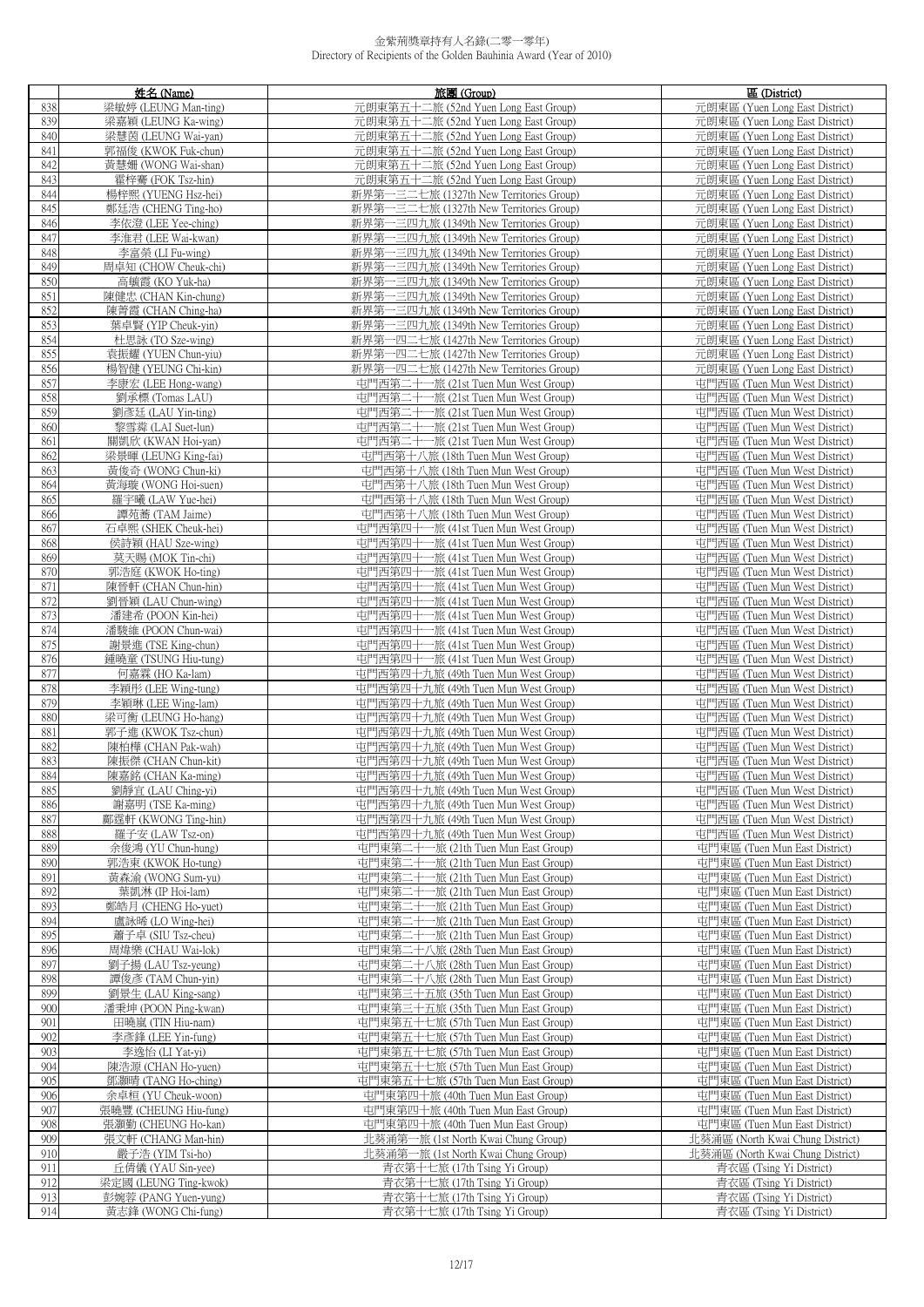金紫荊獎章持有人名錄(二零一零年)
Directory of Recipients of the Golden Bauhinia Award (Year of 2010)

| | 姓名 (Name) | 旅團 (Group) | 區 (District) |
|---|---|---|---|
| 838 | 梁敏婷 (LEUNG Man-ting) | 元朗東第五十二旅 (52nd Yuen Long East Group) | 元朗東區 (Yuen Long East District) |
| 839 | 梁嘉穎 (LEUNG Ka-wing) | 元朗東第五十二旅 (52nd Yuen Long East Group) | 元朗東區 (Yuen Long East District) |
| 840 | 梁慧茵 (LEUNG Wai-yan) | 元朗東第五十二旅 (52nd Yuen Long East Group) | 元朗東區 (Yuen Long East District) |
| 841 | 郭福俊 (KWOK Fuk-chun) | 元朗東第五十二旅 (52nd Yuen Long East Group) | 元朗東區 (Yuen Long East District) |
| 842 | 黃慧姍 (WONG Wai-shan) | 元朗東第五十二旅 (52nd Yuen Long East Group) | 元朗東區 (Yuen Long East District) |
| 843 | 霍梓騫 (FOK Tsz-hin) | 元朗東第五十二旅 (52nd Yuen Long East Group) | 元朗東區 (Yuen Long East District) |
| 844 | 楊梓熙 (YUENG Hsz-hei) | 新界第一三二七旅 (1327th New Territories Group) | 元朗東區 (Yuen Long East District) |
| 845 | 鄭廷浩 (CHENG Ting-ho) | 新界第一三二七旅 (1327th New Territories Group) | 元朗東區 (Yuen Long East District) |
| 846 | 李依澄 (LEE Yee-ching) | 新界第一三四九旅 (1349th New Territories Group) | 元朗東區 (Yuen Long East District) |
| 847 | 李淮君 (LEE Wai-kwan) | 新界第一三四九旅 (1349th New Territories Group) | 元朗東區 (Yuen Long East District) |
| 848 | 李富榮 (LI Fu-wing) | 新界第一三四九旅 (1349th New Territories Group) | 元朗東區 (Yuen Long East District) |
| 849 | 周卓知 (CHOW Cheuk-chi) | 新界第一三四九旅 (1349th New Territories Group) | 元朗東區 (Yuen Long East District) |
| 850 | 高毓霞 (KO Yuk-ha) | 新界第一三四九旅 (1349th New Territories Group) | 元朗東區 (Yuen Long East District) |
| 851 | 陳健忠 (CHAN Kin-chung) | 新界第一三四九旅 (1349th New Territories Group) | 元朗東區 (Yuen Long East District) |
| 852 | 陳菁霞 (CHAN Ching-ha) | 新界第一三四九旅 (1349th New Territories Group) | 元朗東區 (Yuen Long East District) |
| 853 | 葉卓賢 (YIP Cheuk-yin) | 新界第一三四九旅 (1349th New Territories Group) | 元朗東區 (Yuen Long East District) |
| 854 | 杜思詠 (TO Sze-wing) | 新界第一四二七旅 (1427th New Territories Group) | 元朗東區 (Yuen Long East District) |
| 855 | 袁振耀 (YUEN Chun-yiu) | 新界第一四二七旅 (1427th New Territories Group) | 元朗東區 (Yuen Long East District) |
| 856 | 楊智健 (YEUNG Chi-kin) | 新界第一四二七旅 (1427th New Territories Group) | 元朗東區 (Yuen Long East District) |
| 857 | 李康宏 (LEE Hong-wang) | 屯門西第二十一旅 (21st Tuen Mun West Group) | 屯門西區 (Tuen Mun West District) |
| 858 | 劉承標 (Tomas LAU) | 屯門西第二十一旅 (21st Tuen Mun West Group) | 屯門西區 (Tuen Mun West District) |
| 859 | 劉彥廷 (LAU Yin-ting) | 屯門西第二十一旅 (21st Tuen Mun West Group) | 屯門西區 (Tuen Mun West District) |
| 860 | 黎雪粦 (LAI Suet-lun) | 屯門西第二十一旅 (21st Tuen Mun West Group) | 屯門西區 (Tuen Mun West District) |
| 861 | 關凱欣 (KWAN Hoi-yan) | 屯門西第二十一旅 (21st Tuen Mun West Group) | 屯門西區 (Tuen Mun West District) |
| 862 | 梁景暉 (LEUNG King-fai) | 屯門西第十八旅 (18th Tuen Mun West Group) | 屯門西區 (Tuen Mun West District) |
| 863 | 黃俊奇 (WONG Chun-ki) | 屯門西第十八旅 (18th Tuen Mun West Group) | 屯門西區 (Tuen Mun West District) |
| 864 | 黃海璇 (WONG Hoi-suen) | 屯門西第十八旅 (18th Tuen Mun West Group) | 屯門西區 (Tuen Mun West District) |
| 865 | 羅宇曦 (LAW Yue-hei) | 屯門西第十八旅 (18th Tuen Mun West Group) | 屯門西區 (Tuen Mun West District) |
| 866 | 譚苑蕎 (TAM Jaime) | 屯門西第十八旅 (18th Tuen Mun West Group) | 屯門西區 (Tuen Mun West District) |
| 867 | 石卓熙 (SHEK Cheuk-hei) | 屯門西第四十一旅 (41st Tuen Mun West Group) | 屯門西區 (Tuen Mun West District) |
| 868 | 侯詩穎 (HAU Sze-wing) | 屯門西第四十一旅 (41st Tuen Mun West Group) | 屯門西區 (Tuen Mun West District) |
| 869 | 莫天賜 (MOK Tin-chi) | 屯門西第四十一旅 (41st Tuen Mun West Group) | 屯門西區 (Tuen Mun West District) |
| 870 | 郭浩庭 (KWOK Ho-ting) | 屯門西第四十一旅 (41st Tuen Mun West Group) | 屯門西區 (Tuen Mun West District) |
| 871 | 陳晉軒 (CHAN Chun-hin) | 屯門西第四十一旅 (41st Tuen Mun West Group) | 屯門西區 (Tuen Mun West District) |
| 872 | 劉晉穎 (LAU Chun-wing) | 屯門西第四十一旅 (41st Tuen Mun West Group) | 屯門西區 (Tuen Mun West District) |
| 873 | 潘建希 (POON Kin-hei) | 屯門西第四十一旅 (41st Tuen Mun West Group) | 屯門西區 (Tuen Mun West District) |
| 874 | 潘駿維 (POON Chun-wai) | 屯門西第四十一旅 (41st Tuen Mun West Group) | 屯門西區 (Tuen Mun West District) |
| 875 | 謝景進 (TSE King-chun) | 屯門西第四十一旅 (41st Tuen Mun West Group) | 屯門西區 (Tuen Mun West District) |
| 876 | 鍾曉童 (TSUNG Hiu-tung) | 屯門西第四十一旅 (41st Tuen Mun West Group) | 屯門西區 (Tuen Mun West District) |
| 877 | 何嘉霖 (HO Ka-lam) | 屯門西第四十九旅 (49th Tuen Mun West Group) | 屯門西區 (Tuen Mun West District) |
| 878 | 李穎彤 (LEE Wing-tung) | 屯門西第四十九旅 (49th Tuen Mun West Group) | 屯門西區 (Tuen Mun West District) |
| 879 | 李穎琳 (LEE Wing-lam) | 屯門西第四十九旅 (49th Tuen Mun West Group) | 屯門西區 (Tuen Mun West District) |
| 880 | 梁可衡 (LEUNG Ho-hang) | 屯門西第四十九旅 (49th Tuen Mun West Group) | 屯門西區 (Tuen Mun West District) |
| 881 | 郭子進 (KWOK Tsz-chun) | 屯門西第四十九旅 (49th Tuen Mun West Group) | 屯門西區 (Tuen Mun West District) |
| 882 | 陳柏樺 (CHAN Pak-wah) | 屯門西第四十九旅 (49th Tuen Mun West Group) | 屯門西區 (Tuen Mun West District) |
| 883 | 陳振傑 (CHAN Chun-kit) | 屯門西第四十九旅 (49th Tuen Mun West Group) | 屯門西區 (Tuen Mun West District) |
| 884 | 陳嘉銘 (CHAN Ka-ming) | 屯門西第四十九旅 (49th Tuen Mun West Group) | 屯門西區 (Tuen Mun West District) |
| 885 | 劉靜宜 (LAU Ching-yi) | 屯門西第四十九旅 (49th Tuen Mun West Group) | 屯門西區 (Tuen Mun West District) |
| 886 | 謝嘉明 (TSE Ka-ming) | 屯門西第四十九旅 (49th Tuen Mun West Group) | 屯門西區 (Tuen Mun West District) |
| 887 | 鄺霆軒 (KWONG Ting-hin) | 屯門西第四十九旅 (49th Tuen Mun West Group) | 屯門西區 (Tuen Mun West District) |
| 888 | 羅子安 (LAW Tsz-on) | 屯門西第四十九旅 (49th Tuen Mun West Group) | 屯門西區 (Tuen Mun West District) |
| 889 | 余俊鴻 (YU Chun-hung) | 屯門東第二十一旅 (21th Tuen Mun East Group) | 屯門東區 (Tuen Mun East District) |
| 890 | 郭浩東 (KWOK Ho-tung) | 屯門東第二十一旅 (21th Tuen Mun East Group) | 屯門東區 (Tuen Mun East District) |
| 891 | 黃森渝 (WONG Sum-yu) | 屯門東第二十一旅 (21th Tuen Mun East Group) | 屯門東區 (Tuen Mun East District) |
| 892 | 葉凱淋 (IP Hoi-lam) | 屯門東第二十一旅 (21th Tuen Mun East Group) | 屯門東區 (Tuen Mun East District) |
| 893 | 鄭皓月 (CHENG Ho-yuet) | 屯門東第二十一旅 (21th Tuen Mun East Group) | 屯門東區 (Tuen Mun East District) |
| 894 | 盧詠晞 (LO Wing-hei) | 屯門東第二十一旅 (21th Tuen Mun East Group) | 屯門東區 (Tuen Mun East District) |
| 895 | 蕭子卓 (SIU Tsz-cheu) | 屯門東第二十一旅 (21th Tuen Mun East Group) | 屯門東區 (Tuen Mun East District) |
| 896 | 周煒樂 (CHAU Wai-lok) | 屯門東第二十八旅 (28th Tuen Mun East Group) | 屯門東區 (Tuen Mun East District) |
| 897 | 劉子揚 (LAU Tsz-yeung) | 屯門東第二十八旅 (28th Tuen Mun East Group) | 屯門東區 (Tuen Mun East District) |
| 898 | 譚俊彥 (TAM Chun-yin) | 屯門東第二十八旅 (28th Tuen Mun East Group) | 屯門東區 (Tuen Mun East District) |
| 899 | 劉景生 (LAU King-sang) | 屯門東第三十五旅 (35th Tuen Mun East Group) | 屯門東區 (Tuen Mun East District) |
| 900 | 潘秉坤 (POON Ping-kwan) | 屯門東第三十五旅 (35th Tuen Mun East Group) | 屯門東區 (Tuen Mun East District) |
| 901 | 田曉嵐 (TIN Hiu-nam) | 屯門東第五十七旅 (57th Tuen Mun East Group) | 屯門東區 (Tuen Mun East District) |
| 902 | 李彥鋒 (LEE Yin-fung) | 屯門東第五十七旅 (57th Tuen Mun East Group) | 屯門東區 (Tuen Mun East District) |
| 903 | 李逸怡 (LI Yat-yi) | 屯門東第五十七旅 (57th Tuen Mun East Group) | 屯門東區 (Tuen Mun East District) |
| 904 | 陳浩源 (CHAN Ho-yuen) | 屯門東第五十七旅 (57th Tuen Mun East Group) | 屯門東區 (Tuen Mun East District) |
| 905 | 鄧灝晴 (TANG Ho-ching) | 屯門東第五十七旅 (57th Tuen Mun East Group) | 屯門東區 (Tuen Mun East District) |
| 906 | 余卓桓 (YU Cheuk-woon) | 屯門東第四十旅 (40th Tuen Mun East Group) | 屯門東區 (Tuen Mun East District) |
| 907 | 張曉豐 (CHEUNG Hiu-fung) | 屯門東第四十旅 (40th Tuen Mun East Group) | 屯門東區 (Tuen Mun East District) |
| 908 | 張灝勤 (CHEUNG Ho-kan) | 屯門東第四十旅 (40th Tuen Mun East Group) | 屯門東區 (Tuen Mun East District) |
| 909 | 張文軒 (CHANG Man-hin) | 北葵涌第一旅 (1st North Kwai Chung Group) | 北葵涌區 (North Kwai Chung District) |
| 910 | 嚴子浩 (YIM Tsi-ho) | 北葵涌第一旅 (1st North Kwai Chung Group) | 北葵涌區 (North Kwai Chung District) |
| 911 | 丘倩儀 (YAU Sin-yee) | 青衣第十七旅 (17th Tsing Yi Group) | 青衣區 (Tsing Yi District) |
| 912 | 梁定國 (LEUNG Ting-kwok) | 青衣第十七旅 (17th Tsing Yi Group) | 青衣區 (Tsing Yi District) |
| 913 | 彭婉蓉 (PANG Yuen-yung) | 青衣第十七旅 (17th Tsing Yi Group) | 青衣區 (Tsing Yi District) |
| 914 | 黃志鋒 (WONG Chi-fung) | 青衣第十七旅 (17th Tsing Yi Group) | 青衣區 (Tsing Yi District) |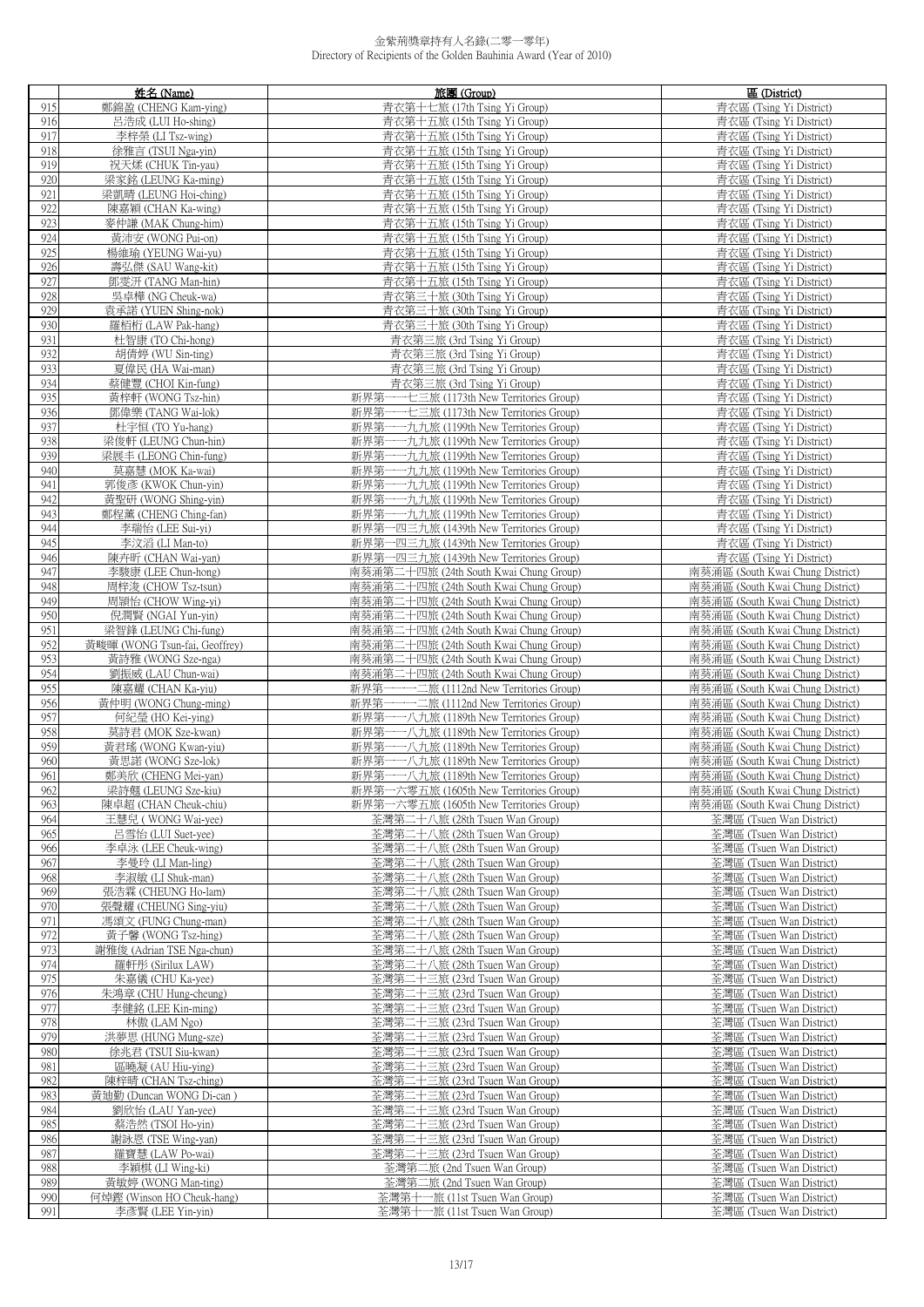# 金紫荊獎章持有人名錄(二零一零年)
Directory of Recipients of the Golden Bauhinia Award (Year of 2010)

| | 姓名 (Name) | 旅團 (Group) | 區 (District) |
|---|---|---|---|
| 915 | 鄭錦盈 (CHENG Kam-ying) | 青衣第十七旅 (17th Tsing Yi Group) | 青衣區 (Tsing Yi District) |
| 916 | 呂浩成 (LUI Ho-shing) | 青衣第十五旅 (15th Tsing Yi Group) | 青衣區 (Tsing Yi District) |
| 917 | 李梓榮 (LI Tsz-wing) | 青衣第十五旅 (15th Tsing Yi Group) | 青衣區 (Tsing Yi District) |
| 918 | 徐雅言 (TSUI Nga-yin) | 青衣第十五旅 (15th Tsing Yi Group) | 青衣區 (Tsing Yi District) |
| 919 | 祝天恷 (CHUK Tin-yau) | 青衣第十五旅 (15th Tsing Yi Group) | 青衣區 (Tsing Yi District) |
| 920 | 梁家銘 (LEUNG Ka-ming) | 青衣第十五旅 (15th Tsing Yi Group) | 青衣區 (Tsing Yi District) |
| 921 | 梁凱晴 (LEUNG Hoi-ching) | 青衣第十五旅 (15th Tsing Yi Group) | 青衣區 (Tsing Yi District) |
| 922 | 陳嘉穎 (CHAN Ka-wing) | 青衣第十五旅 (15th Tsing Yi Group) | 青衣區 (Tsing Yi District) |
| 923 | 麥仲謙 (MAK Chung-him) | 青衣第十五旅 (15th Tsing Yi Group) | 青衣區 (Tsing Yi District) |
| 924 | 黃沛安 (WONG Pui-on) | 青衣第十五旅 (15th Tsing Yi Group) | 青衣區 (Tsing Yi District) |
| 925 | 楊維瑜 (YEUNG Wai-yu) | 青衣第十五旅 (15th Tsing Yi Group) | 青衣區 (Tsing Yi District) |
| 926 | 壽弘傑 (SAU Wang-kit) | 青衣第十五旅 (15th Tsing Yi Group) | 青衣區 (Tsing Yi District) |
| 927 | 鄧雯汧 (TANG Man-hin) | 青衣第十五旅 (15th Tsing Yi Group) | 青衣區 (Tsing Yi District) |
| 928 | 吳卓樺 (NG Cheuk-wa) | 青衣第三十旅 (30th Tsing Yi Group) | 青衣區 (Tsing Yi District) |
| 929 | 袁承諾 (YUEN Shing-nok) | 青衣第三十旅 (30th Tsing Yi Group) | 青衣區 (Tsing Yi District) |
| 930 | 羅栢桁 (LAW Pak-hang) | 青衣第三十旅 (30th Tsing Yi Group) | 青衣區 (Tsing Yi District) |
| 931 | 杜智康 (TO Chi-hong) | 青衣第三旅 (3rd Tsing Yi Group) | 青衣區 (Tsing Yi District) |
| 932 | 胡倩婷 (WU Sin-ting) | 青衣第三旅 (3rd Tsing Yi Group) | 青衣區 (Tsing Yi District) |
| 933 | 夏偉民 (HA Wai-man) | 青衣第三旅 (3rd Tsing Yi Group) | 青衣區 (Tsing Yi District) |
| 934 | 蔡健豐 (CHOI Kin-fung) | 青衣第三旅 (3rd Tsing Yi Group) | 青衣區 (Tsing Yi District) |
| 935 | 黃梓軒 (WONG Tsz-hin) | 新界第一一七三旅 (1173th New Territories Group) | 青衣區 (Tsing Yi District) |
| 936 | 鄧偉樂 (TANG Wai-lok) | 新界第一一七三旅 (1173th New Territories Group) | 青衣區 (Tsing Yi District) |
| 937 | 杜宇恒 (TO Yu-hang) | 新界第一一九九旅 (1199th New Territories Group) | 青衣區 (Tsing Yi District) |
| 938 | 梁俊軒 (LEUNG Chun-hin) | 新界第一一九九旅 (1199th New Territories Group) | 青衣區 (Tsing Yi District) |
| 939 | 梁展丰 (LEONG Chin-fung) | 新界第一一九九旅 (1199th New Territories Group) | 青衣區 (Tsing Yi District) |
| 940 | 莫嘉慧 (MOK Ka-wai) | 新界第一一九九旅 (1199th New Territories Group) | 青衣區 (Tsing Yi District) |
| 941 | 郭俊彥 (KWOK Chun-yin) | 新界第一一九九旅 (1199th New Territories Group) | 青衣區 (Tsing Yi District) |
| 942 | 黃聖研 (WONG Shing-yin) | 新界第一一九九旅 (1199th New Territories Group) | 青衣區 (Tsing Yi District) |
| 943 | 鄭程薰 (CHENG Ching-fan) | 新界第一一九九旅 (1199th New Territories Group) | 青衣區 (Tsing Yi District) |
| 944 | 李瑞怡 (LEE Sui-yi) | 新界第一四三九旅 (1439th New Territories Group) | 青衣區 (Tsing Yi District) |
| 945 | 李汶滔 (LI Man-to) | 新界第一四三九旅 (1439th New Territories Group) | 青衣區 (Tsing Yi District) |
| 946 | 陳卉昕 (CHAN Wai-yan) | 新界第一四三九旅 (1439th New Territories Group) | 青衣區 (Tsing Yi District) |
| 947 | 李駿康 (LEE Chun-hong) | 南葵涌第二十四旅 (24th South Kwai Chung Group) | 南葵涌區 (South Kwai Chung District) |
| 948 | 周梓浚 (CHOW Tsz-tsun) | 南葵涌第二十四旅 (24th South Kwai Chung Group) | 南葵涌區 (South Kwai Chung District) |
| 949 | 周頴怡 (CHOW Wing-yi) | 南葵涌第二十四旅 (24th South Kwai Chung Group) | 南葵涌區 (South Kwai Chung District) |
| 950 | 倪潤賢 (NGAI Yun-yin) | 南葵涌第二十四旅 (24th South Kwai Chung Group) | 南葵涌區 (South Kwai Chung District) |
| 951 | 梁智鋒 (LEUNG Chi-fung) | 南葵涌第二十四旅 (24th South Kwai Chung Group) | 南葵涌區 (South Kwai Chung District) |
| 952 | 黃畯暉 (WONG Tsun-fai, Geoffrey) | 南葵涌第二十四旅 (24th South Kwai Chung Group) | 南葵涌區 (South Kwai Chung District) |
| 953 | 黃詩雅 (WONG Sze-nga) | 南葵涌第二十四旅 (24th South Kwai Chung Group) | 南葵涌區 (South Kwai Chung District) |
| 954 | 劉振威 (LAU Chun-wai) | 南葵涌第二十四旅 (24th South Kwai Chung Group) | 南葵涌區 (South Kwai Chung District) |
| 955 | 陳嘉耀 (CHAN Ka-yiu) | 新界第一一一二旅 (1112nd New Territories Group) | 南葵涌區 (South Kwai Chung District) |
| 956 | 黃仲明 (WONG Chung-ming) | 新界第一一一二旅 (1112nd New Territories Group) | 南葵涌區 (South Kwai Chung District) |
| 957 | 何紀瑩 (HO Kei-ying) | 新界第一一八九旅 (1189th New Territories Group) | 南葵涌區 (South Kwai Chung District) |
| 958 | 莫詩君 (MOK Sze-kwan) | 新界第一一八九旅 (1189th New Territories Group) | 南葵涌區 (South Kwai Chung District) |
| 959 | 黃君瑤 (WONG Kwan-yiu) | 新界第一一八九旅 (1189th New Territories Group) | 南葵涌區 (South Kwai Chung District) |
| 960 | 黃思諾 (WONG Sze-lok) | 新界第一一八九旅 (1189th New Territories Group) | 南葵涌區 (South Kwai Chung District) |
| 961 | 鄭美欣 (CHENG Mei-yan) | 新界第一一八九旅 (1189th New Territories Group) | 南葵涌區 (South Kwai Chung District) |
| 962 | 梁詩翹 (LEUNG Sze-kiu) | 新界第一六零五旅 (1605th New Territories Group) | 南葵涌區 (South Kwai Chung District) |
| 963 | 陳卓超 (CHAN Cheuk-chiu) | 新界第一六零五旅 (1605th New Territories Group) | 南葵涌區 (South Kwai Chung District) |
| 964 | 王慧兒 ( WONG Wai-yee) | 荃灣第二十八旅 (28th Tsuen Wan Group) | 荃灣區 (Tsuen Wan District) |
| 965 | 呂雪怡 (LUI Suet-yee) | 荃灣第二十八旅 (28th Tsuen Wan Group) | 荃灣區 (Tsuen Wan District) |
| 966 | 李卓泳 (LEE Cheuk-wing) | 荃灣第二十八旅 (28th Tsuen Wan Group) | 荃灣區 (Tsuen Wan District) |
| 967 | 李曼玲 (LI Man-ling) | 荃灣第二十八旅 (28th Tsuen Wan Group) | 荃灣區 (Tsuen Wan District) |
| 968 | 李淑敏 (LI Shuk-man) | 荃灣第二十八旅 (28th Tsuen Wan Group) | 荃灣區 (Tsuen Wan District) |
| 969 | 張浩霖 (CHEUNG Ho-lam) | 荃灣第二十八旅 (28th Tsuen Wan Group) | 荃灣區 (Tsuen Wan District) |
| 970 | 張聲耀 (CHEUNG Sing-yiu) | 荃灣第二十八旅 (28th Tsuen Wan Group) | 荃灣區 (Tsuen Wan District) |
| 971 | 馮頌文 (FUNG Chung-man) | 荃灣第二十八旅 (28th Tsuen Wan Group) | 荃灣區 (Tsuen Wan District) |
| 972 | 黃子馨 (WONG Tsz-hing) | 荃灣第二十八旅 (28th Tsuen Wan Group) | 荃灣區 (Tsuen Wan District) |
| 973 | 謝雅俊 (Adrian TSE Nga-chun) | 荃灣第二十八旅 (28th Tsuen Wan Group) | 荃灣區 (Tsuen Wan District) |
| 974 | 羅軒彤 (Sirilux LAW) | 荃灣第二十八旅 (28th Tsuen Wan Group) | 荃灣區 (Tsuen Wan District) |
| 975 | 朱嘉儀 (CHU Ka-yee) | 荃灣第二十三旅 (23rd Tsuen Wan Group) | 荃灣區 (Tsuen Wan District) |
| 976 | 朱鴻章 (CHU Hung-cheung) | 荃灣第二十三旅 (23rd Tsuen Wan Group) | 荃灣區 (Tsuen Wan District) |
| 977 | 李健銘 (LEE Kin-ming) | 荃灣第二十三旅 (23rd Tsuen Wan Group) | 荃灣區 (Tsuen Wan District) |
| 978 | 林傲 (LAM Ngo) | 荃灣第二十三旅 (23rd Tsuen Wan Group) | 荃灣區 (Tsuen Wan District) |
| 979 | 洪夢思 (HUNG Mung-sze) | 荃灣第二十三旅 (23rd Tsuen Wan Group) | 荃灣區 (Tsuen Wan District) |
| 980 | 徐兆君 (TSUI Siu-kwan) | 荃灣第二十三旅 (23rd Tsuen Wan Group) | 荃灣區 (Tsuen Wan District) |
| 981 | 區曉凝 (AU Hiu-ying) | 荃灣第二十三旅 (23rd Tsuen Wan Group) | 荃灣區 (Tsuen Wan District) |
| 982 | 陳梓晴 (CHAN Tsz-ching) | 荃灣第二十三旅 (23rd Tsuen Wan Group) | 荃灣區 (Tsuen Wan District) |
| 983 | 黃廸勤 (Duncan WONG Di-can ) | 荃灣第二十三旅 (23rd Tsuen Wan Group) | 荃灣區 (Tsuen Wan District) |
| 984 | 劉欣怡 (LAU Yan-yee) | 荃灣第二十三旅 (23rd Tsuen Wan Group) | 荃灣區 (Tsuen Wan District) |
| 985 | 蔡浩然 (TSOI Ho-yin) | 荃灣第二十三旅 (23rd Tsuen Wan Group) | 荃灣區 (Tsuen Wan District) |
| 986 | 謝詠恩 (TSE Wing-yan) | 荃灣第二十三旅 (23rd Tsuen Wan Group) | 荃灣區 (Tsuen Wan District) |
| 987 | 羅寶慧 (LAW Po-wai) | 荃灣第二十三旅 (23rd Tsuen Wan Group) | 荃灣區 (Tsuen Wan District) |
| 988 | 李穎棋 (LI Wing-ki) | 荃灣第二旅 (2nd Tsuen Wan Group) | 荃灣區 (Tsuen Wan District) |
| 989 | 黃敏婷 (WONG Man-ting) | 荃灣第二旅 (2nd Tsuen Wan Group) | 荃灣區 (Tsuen Wan District) |
| 990 | 何焯鏗 (Winson HO Cheuk-hang) | 荃灣第十一旅 (11st Tsuen Wan Group) | 荃灣區 (Tsuen Wan District) |
| 991 | 李彥賢 (LEE Tin-yin) | 荃灣第十一旅 (11st Tsuen Wan Group) | 荃灣區 (Tsuen Wan District) |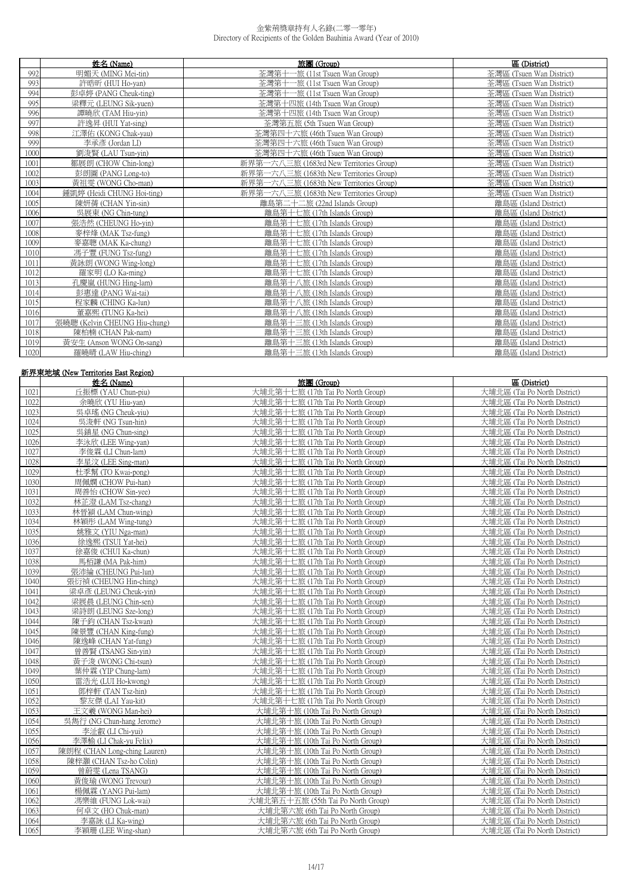金紫荊獎章持有人名錄(二零一零年)
Directory of Recipients of the Golden Bauhinia Award (Year of 2010)

| | 姓名 (Name) | 旅團 (Group) | 區 (District) |
|---|---|---|---|
| 992 | 明媚天 (MING Mei-tin) | 荃灣第十一旅 (11st Tsuen Wan Group) | 荃灣區 (Tsuen Wan District) |
| 993 | 許晧昕 (HUI Ho-yan) | 荃灣第十一旅 (11st Tsuen Wan Group) | 荃灣區 (Tsuen Wan District) |
| 994 | 彭卓婷 (PANG Cheuk-ting) | 荃灣第十一旅 (11st Tsuen Wan Group) | 荃灣區 (Tsuen Wan District) |
| 995 | 梁釋元 (LEUNG Sik-yuen) | 荃灣第十四旅 (14th Tsuen Wan Group) | 荃灣區 (Tsuen Wan District) |
| 996 | 譚曉欣 (TAM Hiu-yin) | 荃灣第十四旅 (14th Tsuen Wan Group) | 荃灣區 (Tsuen Wan District) |
| 997 | 許逸昇 (HUI Yat-sing) | 荃灣第五旅 (5th Tsuen Wan Group) | 荃灣區 (Tsuen Wan District) |
| 998 | 江澤佑 (KONG Chak-yau) | 荃灣第四十六旅 (46th Tsuen Wan Group) | 荃灣區 (Tsuen Wan District) |
| 999 | 李承彥 (Jordan LI) | 荃灣第四十六旅 (46th Tsuen Wan Group) | 荃灣區 (Tsuen Wan District) |
| 1000 | 劉浚賢 (LAU Tsun-yin) | 荃灣第四十六旅 (46th Tsuen Wan Group) | 荃灣區 (Tsuen Wan District) |
| 1001 | 鄒展朗 (CHOW Chin-long) | 新界第一六八三旅 (1683rd New Territories Group) | 荃灣區 (Tsuen Wan District) |
| 1002 | 彭朗圖 (PANG Long-to) | 新界第一六八三旅 (1683rd New Territories Group) | 荃灣區 (Tsuen Wan District) |
| 1003 | 黃祖雯 (WONG Cho-man) | 新界第一六八三旅 (1683th New Territories Group) | 荃灣區 (Tsuen Wan District) |
| 1004 | 鍾凱婷 (Heidi CHUNG Hoi-ting) | 新界第一六八三旅 (1683th New Territories Group) | 荃灣區 (Tsuen Wan District) |
| 1005 | 陳妍蒨 (CHAN Yin-sin) | 離島第二十二旅 (22nd Islands Group) | 離島區 (Island District) |
| 1006 | 吳展東 (NG Chin-tung) | 離島第十七旅 (17th Islands Group) | 離島區 (Island District) |
| 1007 | 張浩然 (CHEUNG Ho-yin) | 離島第十七旅 (17th Islands Group) | 離島區 (Island District) |
| 1008 | 麥梓烽 (MAK Tsz-fung) | 離島第十七旅 (17th Islands Group) | 離島區 (Island District) |
| 1009 | 麥嘉聰 (MAK Ka-chung) | 離島第十七旅 (17th Islands Group) | 離島區 (Island District) |
| 1010 | 馮子豐 (FUNG Tsz-fung) | 離島第十七旅 (17th Islands Group) | 離島區 (Island District) |
| 1011 | 黃詠朗 (WONG Wing-long) | 離島第十七旅 (17th Islands Group) | 離島區 (Island District) |
| 1012 | 羅家明 (LO Ka-ming) | 離島第十七旅 (17th Islands Group) | 離島區 (Island District) |
| 1013 | 孔慶嵐 (HUNG Hing-lam) | 離島第十八旅 (18th Islands Group) | 離島區 (Island District) |
| 1014 | 彭惠達 (PANG Wai-tai) | 離島第十八旅 (18th Islands Group) | 離島區 (Island District) |
| 1015 | 程家麟 (CHING Ka-lun) | 離島第十八旅 (18th Islands Group) | 離島區 (Island District) |
| 1016 | 董嘉熙 (TUNG Ka-hei) | 離島第十八旅 (18th Islands Group) | 離島區 (Island District) |
| 1017 | 張曉聰 (Kelvin CHEUNG Hiu-chung) | 離島第十三旅 (13th Islands Group) | 離島區 (Island District) |
| 1018 | 陳柏楠 (CHAN Pak-nam) | 離島第十三旅 (13th Islands Group) | 離島區 (Island District) |
| 1019 | 黃安生 (Anson WONG On-sang) | 離島第十三旅 (13th Islands Group) | 離島區 (Island District) |
| 1020 | 羅曉晴 (LAW Hiu-ching) | 離島第十三旅 (13th Islands Group) | 離島區 (Island District) |

## 新界東地域 (New Territories East Region)

| | 姓名 (Name) | 旅團 (Group) | 區 (District) |
|---|---|---|---|
| 1021 | 丘振標 (YAU Chun-piu) | 大埔北第十七旅 (17th Tai Po North Group) | 大埔北區 (Tai Po North District) |
| 1022 | 余曉欣 (YU Hiu-yan) | 大埔北第十七旅 (17th Tai Po North Group) | 大埔北區 (Tai Po North District) |
| 1023 | 吳卓瑤 (NG Cheuk-yiu) | 大埔北第十七旅 (17th Tai Po North Group) | 大埔北區 (Tai Po North District) |
| 1024 | 吳浚軒 (NG Tsun-hin) | 大埔北第十七旅 (17th Tai Po North Group) | 大埔北區 (Tai Po North District) |
| 1025 | 吳鎮星 (NG Chun-sing) | 大埔北第十七旅 (17th Tai Po North Group) | 大埔北區 (Tai Po North District) |
| 1026 | 李泳欣 (LEE Wing-yan) | 大埔北第十七旅 (17th Tai Po North Group) | 大埔北區 (Tai Po North District) |
| 1027 | 李俊霖 (LI Chun-lam) | 大埔北第十七旅 (17th Tai Po North Group) | 大埔北區 (Tai Po North District) |
| 1028 | 李星汶 (LEE Sing-man) | 大埔北第十七旅 (17th Tai Po North Group) | 大埔北區 (Tai Po North District) |
| 1029 | 杜季幫 (TO Kwai-pong) | 大埔北第十七旅 (17th Tai Po North Group) | 大埔北區 (Tai Po North District) |
| 1030 | 周佩嫻 (CHOW Pui-han) | 大埔北第十七旅 (17th Tai Po North Group) | 大埔北區 (Tai Po North District) |
| 1031 | 周善怡 (CHOW Sin-yee) | 大埔北第十七旅 (17th Tai Po North Group) | 大埔北區 (Tai Po North District) |
| 1032 | 林芷澄 (LAM Tsz-chang) | 大埔北第十七旅 (17th Tai Po North Group) | 大埔北區 (Tai Po North District) |
| 1033 | 林晉穎 (LAM Chun-wing) | 大埔北第十七旅 (17th Tai Po North Group) | 大埔北區 (Tai Po North District) |
| 1034 | 林穎彤 (LAM Wing-tung) | 大埔北第十七旅 (17th Tai Po North Group) | 大埔北區 (Tai Po North District) |
| 1035 | 姚雅文 (YIU Nga-man) | 大埔北第十七旅 (17th Tai Po North Group) | 大埔北區 (Tai Po North District) |
| 1036 | 徐逸熙 (TSUI Yat-hei) | 大埔北第十七旅 (17th Tai Po North Group) | 大埔北區 (Tai Po North District) |
| 1037 | 徐嘉俊 (CHUI Ka-chun) | 大埔北第十七旅 (17th Tai Po North Group) | 大埔北區 (Tai Po North District) |
| 1038 | 馬栢謙 (MA Pak-him) | 大埔北第十七旅 (17th Tai Po North Group) | 大埔北區 (Tai Po North District) |
| 1039 | 張沛綸 (CHEUNG Pui-lun) | 大埔北第十七旅 (17th Tai Po North Group) | 大埔北區 (Tai Po North District) |
| 1040 | 張衍禎 (CHEUNG Hin-ching) | 大埔北第十七旅 (17th Tai Po North Group) | 大埔北區 (Tai Po North District) |
| 1041 | 梁卓彥 (LEUNG Cheuk-yin) | 大埔北第十七旅 (17th Tai Po North Group) | 大埔北區 (Tai Po North District) |
| 1042 | 梁展晨 (LEUNG Chin-sen) | 大埔北第十七旅 (17th Tai Po North Group) | 大埔北區 (Tai Po North District) |
| 1043 | 梁詩朗 (LEUNG Sze-long) | 大埔北第十七旅 (17th Tai Po North Group) | 大埔北區 (Tai Po North District) |
| 1044 | 陳子鈞 (CHAN Tsz-kwan) | 大埔北第十七旅 (17th Tai Po North Group) | 大埔北區 (Tai Po North District) |
| 1045 | 陳景豐 (CHAN King-fung) | 大埔北第十七旅 (17th Tai Po North Group) | 大埔北區 (Tai Po North District) |
| 1046 | 陳逸峰 (CHAN Yat-fung) | 大埔北第十七旅 (17th Tai Po North Group) | 大埔北區 (Tai Po North District) |
| 1047 | 曾善賢 (TSANG Sin-yin) | 大埔北第十七旅 (17th Tai Po North Group) | 大埔北區 (Tai Po North District) |
| 1048 | 黃子浚 (WONG Chi-tsun) | 大埔北第十七旅 (17th Tai Po North Group) | 大埔北區 (Tai Po North District) |
| 1049 | 葉仲霖 (YIP Chung-lam) | 大埔北第十七旅 (17th Tai Po North Group) | 大埔北區 (Tai Po North District) |
| 1050 | 雷浩光 (LUI Ho-kwong) | 大埔北第十七旅 (17th Tai Po North Group) | 大埔北區 (Tai Po North District) |
| 1051 | 鄧梓軒 (TAN Tsz-hin) | 大埔北第十七旅 (17th Tai Po North Group) | 大埔北區 (Tai Po North District) |
| 1052 | 黎友傑 (LAI Yau-kit) | 大埔北第十七旅 (17th Tai Po North Group) | 大埔北區 (Tai Po North District) |
| 1053 | 王文羲 (WONG Man-hei) | 大埔北第十旅 (10th Tai Po North Group) | 大埔北區 (Tai Po North District) |
| 1054 | 吳雋行 (NG Chun-hang Jerome) | 大埔北第十旅 (10th Tai Po North Group) | 大埔北區 (Tai Po North District) |
| 1055 | 李沚叡 (LI Chi-yui) | 大埔北第十旅 (10th Tai Po North Group) | 大埔北區 (Tai Po North District) |
| 1056 | 李澤榆 (LI Chak-yu Felix) | 大埔北第十旅 (10th Tai Po North Group) | 大埔北區 (Tai Po North District) |
| 1057 | 陳朗程 (CHAN Long-ching Lauren) | 大埔北第十旅 (10th Tai Po North Group) | 大埔北區 (Tai Po North District) |
| 1058 | 陳梓灝 (CHAN Tsz-ho Colin) | 大埔北第十旅 (10th Tai Po North Group) | 大埔北區 (Tai Po North District) |
| 1059 | 曾蔚雯 (Lena TSANG) | 大埔北第十旅 (10th Tai Po North Group) | 大埔北區 (Tai Po North District) |
| 1060 | 黃俊瑜 (WONG Trevour) | 大埔北第十旅 (10th Tai Po North Group) | 大埔北區 (Tai Po North District) |
| 1061 | 楊佩霖 (YANG Pui-lam) | 大埔北第十旅 (10th Tai Po North Group) | 大埔北區 (Tai Po North District) |
| 1062 | 馮樂維 (FUNG Lok-wai) | 大埔北第五十五旅 (55th Tai Po North Group) | 大埔北區 (Tai Po North District) |
| 1063 | 何卓文 (HO Chuk-man) | 大埔北第六旅 (6th Tai Po North Group) | 大埔北區 (Tai Po North District) |
| 1064 | 李嘉詠 (LI Ka-wing) | 大埔北第六旅 (6th Tai Po North Group) | 大埔北區 (Tai Po North District) |
| 1065 | 李穎珊 (LEE Wing-shan) | 大埔北第六旅 (6th Tai Po North Group) | 大埔北區 (Tai Po North District) |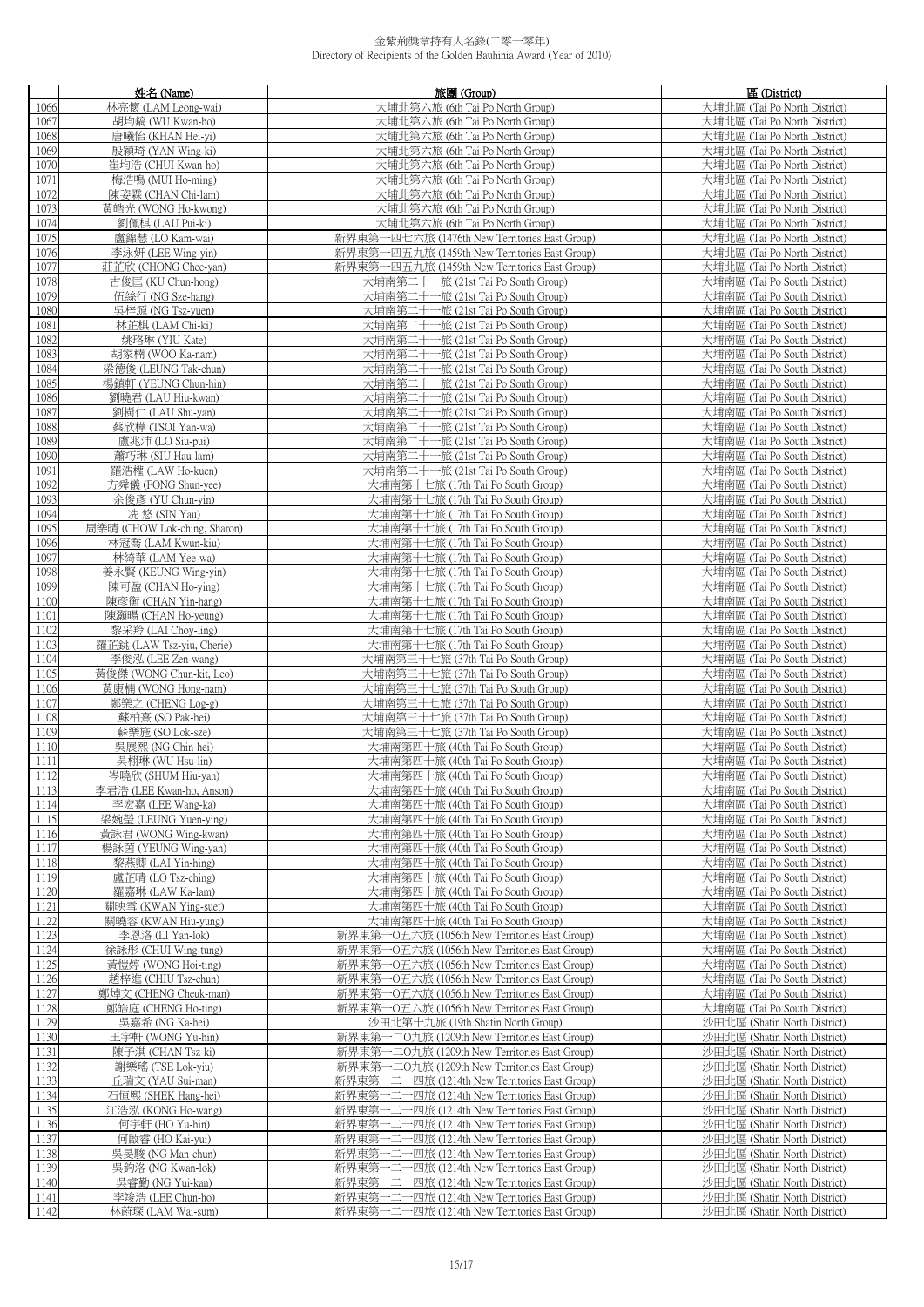# 金紫荊獎章持有人名錄(二零一零年)
Directory of Recipients of the Golden Bauhinia Award (Year of 2010)

| | 姓名 (Name) | 旅團 (Group) | 區 (District) |
|---|---|---|---|
| 1066 | 林亮懷 (LAM Leong-wai) | 大埔北第六旅 (6th Tai Po North Group) | 大埔北區 (Tai Po North District) |
| 1067 | 胡均鎬 (WU Kwan-ho) | 大埔北第六旅 (6th Tai Po North Group) | 大埔北區 (Tai Po North District) |
| 1068 | 唐曦怡 (KHAN Hei-yi) | 大埔北第六旅 (6th Tai Po North Group) | 大埔北區 (Tai Po North District) |
| 1069 | 殷穎琦 (YAN Wing-ki) | 大埔北第六旅 (6th Tai Po North Group) | 大埔北區 (Tai Po North District) |
| 1070 | 崔均浩 (CHUI Kwan-ho) | 大埔北第六旅 (6th Tai Po North Group) | 大埔北區 (Tai Po North District) |
| 1071 | 梅浩鳴 (MUI Ho-ming) | 大埔北第六旅 (6th Tai Po North Group) | 大埔北區 (Tai Po North District) |
| 1072 | 陳姿霖 (CHAN Chi-lam) | 大埔北第六旅 (6th Tai Po North Group) | 大埔北區 (Tai Po North District) |
| 1073 | 黃皓光 (WONG Ho-kwong) | 大埔北第六旅 (6th Tai Po North Group) | 大埔北區 (Tai Po North District) |
| 1074 | 劉佩棋 (LAU Pui-ki) | 大埔北第六旅 (6th Tai Po North Group) | 大埔北區 (Tai Po North District) |
| 1075 | 盧錦慧 (LO Kam-wai) | 新界東第一四七六旅 (1476th New Territories East Group) | 大埔北區 (Tai Po North District) |
| 1076 | 李泳妍 (LEE Wing-yin) | 新界東第一四五九旅 (1459th New Territories East Group) | 大埔北區 (Tai Po North District) |
| 1077 | 莊芷欣 (CHONG Chee-yan) | 新界東第一四五九旅 (1459th New Territories East Group) | 大埔北區 (Tai Po North District) |
| 1078 | 古俊匡 (KU Chun-hong) | 大埔南第二十一旅 (21st Tai Po South Group) | 大埔南區 (Tai Po South District) |
| 1079 | 伍絲行 (NG Sze-hang) | 大埔南第二十一旅 (21st Tai Po South Group) | 大埔南區 (Tai Po South District) |
| 1080 | 吳梓源 (NG Tsz-yuen) | 大埔南第二十一旅 (21st Tai Po South Group) | 大埔南區 (Tai Po South District) |
| 1081 | 林芷棋 (LAM Chi-ki) | 大埔南第二十一旅 (21st Tai Po South Group) | 大埔南區 (Tai Po South District) |
| 1082 | 姚珞琳 (YIU Kate) | 大埔南第二十一旅 (21st Tai Po South Group) | 大埔南區 (Tai Po South District) |
| 1083 | 胡家楠 (WOO Ka-nam) | 大埔南第二十一旅 (21st Tai Po South Group) | 大埔南區 (Tai Po South District) |
| 1084 | 梁德俊 (LEUNG Tak-chun) | 大埔南第二十一旅 (21st Tai Po South Group) | 大埔南區 (Tai Po South District) |
| 1085 | 楊鎮軒 (YEUNG Chun-hin) | 大埔南第二十一旅 (21st Tai Po South Group) | 大埔南區 (Tai Po South District) |
| 1086 | 劉曉君 (LAU Hiu-kwan) | 大埔南第二十一旅 (21st Tai Po South Group) | 大埔南區 (Tai Po South District) |
| 1087 | 劉樹仁 (LAU Shu-yan) | 大埔南第二十一旅 (21st Tai Po South Group) | 大埔南區 (Tai Po South District) |
| 1088 | 蔡欣樺 (TSOI Yan-wa) | 大埔南第二十一旅 (21st Tai Po South Group) | 大埔南區 (Tai Po South District) |
| 1089 | 盧兆沛 (LO Siu-pui) | 大埔南第二十一旅 (21st Tai Po South Group) | 大埔南區 (Tai Po South District) |
| 1090 | 蕭巧琳 (SIU Hau-lam) | 大埔南第二十一旅 (21st Tai Po South Group) | 大埔南區 (Tai Po South District) |
| 1091 | 羅浩權 (LAW Ho-kuen) | 大埔南第二十一旅 (21st Tai Po South Group) | 大埔南區 (Tai Po South District) |
| 1092 | 方舜儀 (FONG Shun-yee) | 大埔南第十七旅 (17th Tai Po South Group) | 大埔南區 (Tai Po South District) |
| 1093 | 余俊彥 (YU Chun-yin) | 大埔南第十七旅 (17th Tai Po South Group) | 大埔南區 (Tai Po South District) |
| 1094 | 冼 悠 (SIN Yau) | 大埔南第十七旅 (17th Tai Po South Group) | 大埔南區 (Tai Po South District) |
| 1095 | 周樂晴 (CHOW Lok-ching, Sharon) | 大埔南第十七旅 (17th Tai Po South Group) | 大埔南區 (Tai Po South District) |
| 1096 | 林冠喬 (LAM Kwun-kiu) | 大埔南第十七旅 (17th Tai Po South Group) | 大埔南區 (Tai Po South District) |
| 1097 | 林綺華 (LAM Yee-wa) | 大埔南第十七旅 (17th Tai Po South Group) | 大埔南區 (Tai Po South District) |
| 1098 | 姜永賢 (KEUNG Wing-yin) | 大埔南第十七旅 (17th Tai Po South Group) | 大埔南區 (Tai Po South District) |
| 1099 | 陳可盈 (CHAN Ho-ying) | 大埔南第十七旅 (17th Tai Po South Group) | 大埔南區 (Tai Po South District) |
| 1100 | 陳彥衡 (CHAN Yin-hang) | 大埔南第十七旅 (17th Tai Po South Group) | 大埔南區 (Tai Po South District) |
| 1101 | 陳灝暘 (CHAN Ho-yeung) | 大埔南第十七旅 (17th Tai Po South Group) | 大埔南區 (Tai Po South District) |
| 1102 | 黎采羚 (LAI Choy-ling) | 大埔南第十七旅 (17th Tai Po South Group) | 大埔南區 (Tai Po South District) |
| 1103 | 羅芷銚 (LAW Tsz-yiu, Cherie) | 大埔南第十七旅 (17th Tai Po South Group) | 大埔南區 (Tai Po South District) |
| 1104 | 李俊泓 (LEE Zen-wang) | 大埔南第三十七旅 (37th Tai Po South Group) | 大埔南區 (Tai Po South District) |
| 1105 | 黃俊傑 (WONG Chun-kit, Leo) | 大埔南第三十七旅 (37th Tai Po South Group) | 大埔南區 (Tai Po South District) |
| 1106 | 黃康楠 (WONG Hong-nam) | 大埔南第三十七旅 (37th Tai Po South Group) | 大埔南區 (Tai Po South District) |
| 1107 | 鄭樂之 (CHENG Log-g) | 大埔南第三十七旅 (37th Tai Po South Group) | 大埔南區 (Tai Po South District) |
| 1108 | 蘇柏熹 (SO Pak-hei) | 大埔南第三十七旅 (37th Tai Po South Group) | 大埔南區 (Tai Po South District) |
| 1109 | 蘇樂施 (SO Lok-sze) | 大埔南第三十七旅 (37th Tai Po South Group) | 大埔南區 (Tai Po South District) |
| 1110 | 吳展熙 (NG Chin-hei) | 大埔南第四十旅 (40th Tai Po South Group) | 大埔南區 (Tai Po South District) |
| 1111 | 吳栩琳 (WU Hsu-lin) | 大埔南第四十旅 (40th Tai Po South Group) | 大埔南區 (Tai Po South District) |
| 1112 | 岑曉欣 (SHUM Hiu-yan) | 大埔南第四十旅 (40th Tai Po South Group) | 大埔南區 (Tai Po South District) |
| 1113 | 李君浩 (LEE Kwan-ho, Anson) | 大埔南第四十旅 (40th Tai Po South Group) | 大埔南區 (Tai Po South District) |
| 1114 | 李宏嘉 (LEE Wang-ka) | 大埔南第四十旅 (40th Tai Po South Group) | 大埔南區 (Tai Po South District) |
| 1115 | 梁婉瑩 (LEUNG Yuen-ying) | 大埔南第四十旅 (40th Tai Po South Group) | 大埔南區 (Tai Po South District) |
| 1116 | 黃詠君 (WONG Wing-kwan) | 大埔南第四十旅 (40th Tai Po South Group) | 大埔南區 (Tai Po South District) |
| 1117 | 楊詠茵 (YEUNG Wing-yan) | 大埔南第四十旅 (40th Tai Po South Group) | 大埔南區 (Tai Po South District) |
| 1118 | 黎燕卿 (LAI Yin-hing) | 大埔南第四十旅 (40th Tai Po South Group) | 大埔南區 (Tai Po South District) |
| 1119 | 盧芷晴 (LO Tsz-ching) | 大埔南第四十旅 (40th Tai Po South Group) | 大埔南區 (Tai Po South District) |
| 1120 | 羅嘉琳 (LAW Ka-lam) | 大埔南第四十旅 (40th Tai Po South Group) | 大埔南區 (Tai Po South District) |
| 1121 | 關映雪 (KWAN Ying-suet) | 大埔南第四十旅 (40th Tai Po South Group) | 大埔南區 (Tai Po South District) |
| 1122 | 關曉容 (KWAN Hiu-yung) | 大埔南第四十旅 (40th Tai Po South Group) | 大埔南區 (Tai Po South District) |
| 1123 | 李恩洛 (LI Yan-lok) | 新界東第一O五六旅 (1056th New Territories East Group) | 大埔南區 (Tai Po South District) |
| 1124 | 徐詠彤 (CHUI Wing-tung) | 新界東第一O五六旅 (1056th New Territories East Group) | 大埔南區 (Tai Po South District) |
| 1125 | 黃愷婷 (WONG Hoi-ting) | 新界東第一O五六旅 (1056th New Territories East Group) | 大埔南區 (Tai Po South District) |
| 1126 | 趙梓進 (CHIU Tsz-chun) | 新界東第一O五六旅 (1056th New Territories East Group) | 大埔南區 (Tai Po South District) |
| 1127 | 鄭焯文 (CHENG Cheuk-man) | 新界東第一O五六旅 (1056th New Territories East Group) | 大埔南區 (Tai Po South District) |
| 1128 | 鄭皓庭 (CHENG Ho-ting) | 新界東第一O五六旅 (1056th New Territories East Group) | 大埔南區 (Tai Po South District) |
| 1129 | 吳嘉希 (NG Ka-hei) | 沙田北第十九旅 (19th Shatin North Group) | 沙田北區 (Shatin North District) |
| 1130 | 王宇軒 (WONG Yu-hin) | 新界東第一二O九旅 (1209th New Territories East Group) | 沙田北區 (Shatin North District) |
| 1131 | 陳子淇 (CHAN Tsz-ki) | 新界東第一二O九旅 (1209th New Territories East Group) | 沙田北區 (Shatin North District) |
| 1132 | 謝樂瑤 (TSE Lok-yiu) | 新界東第一二O九旅 (1209th New Territories East Group) | 沙田北區 (Shatin North District) |
| 1133 | 丘瑞文 (YAU Sui-man) | 新界東第一二一四旅 (1214th New Territories East Group) | 沙田北區 (Shatin North District) |
| 1134 | 石恒熙 (SHEK Hang-hei) | 新界東第一二一四旅 (1214th New Territories East Group) | 沙田北區 (Shatin North District) |
| 1135 | 江浩泓 (KONG Ho-wang) | 新界東第一二一四旅 (1214th New Territories East Group) | 沙田北區 (Shatin North District) |
| 1136 | 何宇軒 (HO Yu-hin) | 新界東第一二一四旅 (1214th New Territories East Group) | 沙田北區 (Shatin North District) |
| 1137 | 何啟睿 (HO Kai-yui) | 新界東第一二一四旅 (1214th New Territories East Group) | 沙田北區 (Shatin North District) |
| 1138 | 吳旻駿 (NG Man-chun) | 新界東第一二一四旅 (1214th New Territories East Group) | 沙田北區 (Shatin North District) |
| 1139 | 吳鈞洛 (NG Kwan-lok) | 新界東第一二一四旅 (1214th New Territories East Group) | 沙田北區 (Shatin North District) |
| 1140 | 吳睿勤 (NG Yui-kan) | 新界東第一二一四旅 (1214th New Territories East Group) | 沙田北區 (Shatin North District) |
| 1141 | 李竣浩 (LEE Chun-ho) | 新界東第一二一四旅 (1214th New Territories East Group) | 沙田北區 (Shatin North District) |
| 1142 | 林蔚琛 (LAM Wai-sum) | 新界東第一二一四旅 (1214th New Territories East Group) | 沙田北區 (Shatin North District) |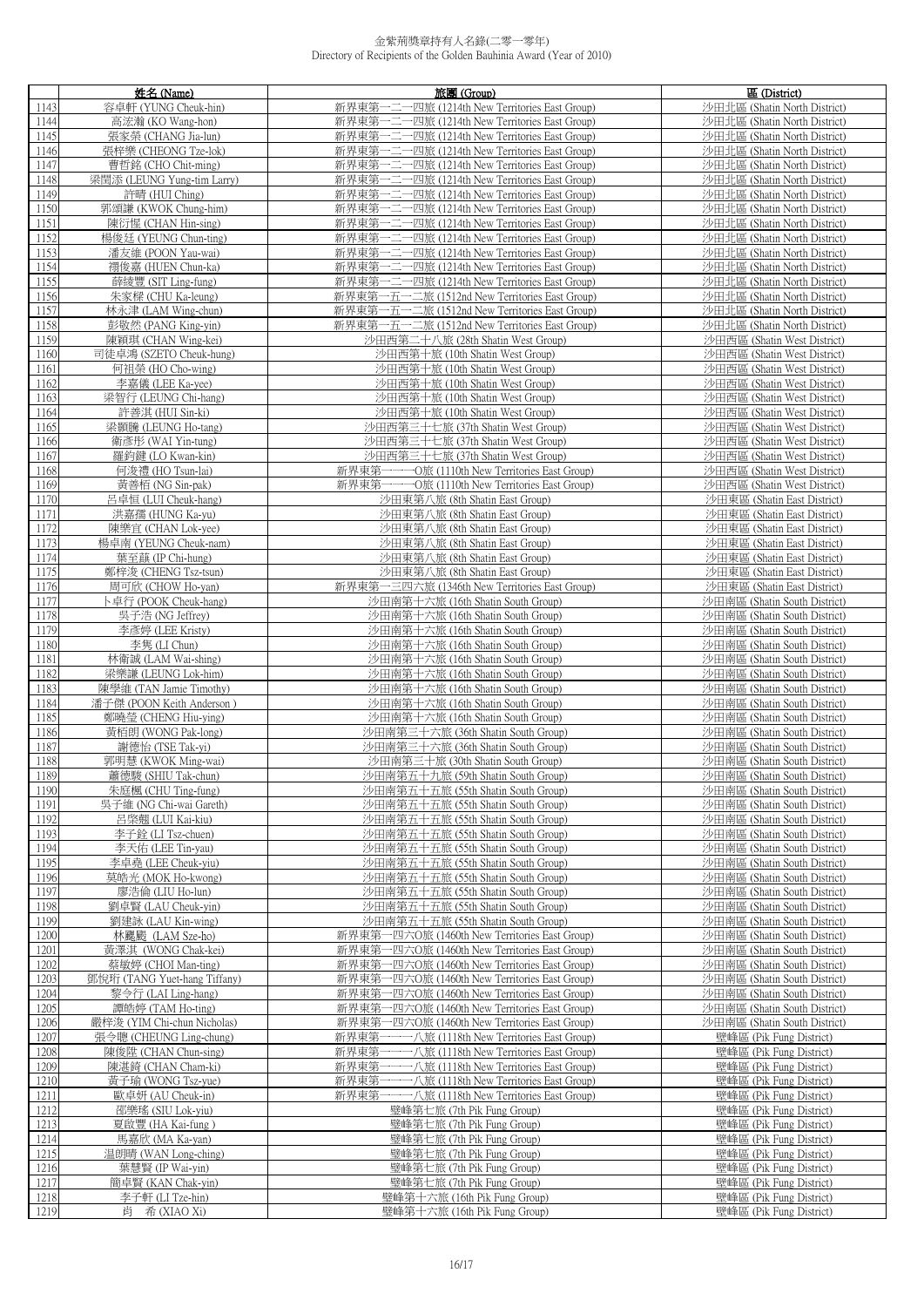# 金紫荊獎章持有人名錄(二零一零年)
Directory of Recipients of the Golden Bauhinia Award (Year of 2010)

| | 姓名 (Name) | 旅團 (Group) | 區 (District) |
|---|---|---|---|
| 1143 | 容卓軒 (YUNG Cheuk-hin) | 新界東第一二一四旅 (1214th New Territories East Group) | 沙田北區 (Shatin North District) |
| 1144 | 高浤瀚 (KO Wang-hon) | 新界東第一二一四旅 (1214th New Territories East Group) | 沙田北區 (Shatin North District) |
| 1145 | 張家榮 (CHANG Jia-lun) | 新界東第一二一四旅 (1214th New Territories East Group) | 沙田北區 (Shatin North District) |
| 1146 | 張梓樂 (CHEONG Tze-lok) | 新界東第一二一四旅 (1214th New Territories East Group) | 沙田北區 (Shatin North District) |
| 1147 | 曹哲銘 (CHO Chit-ming) | 新界東第一二一四旅 (1214th New Territories East Group) | 沙田北區 (Shatin North District) |
| 1148 | 梁潤添 (LEUNG Yung-tim Larry) | 新界東第一二一四旅 (1214th New Territories East Group) | 沙田北區 (Shatin North District) |
| 1149 | 許晴 (HUI Ching) | 新界東第一二一四旅 (1214th New Territories East Group) | 沙田北區 (Shatin North District) |
| 1150 | 郭頌謙 (KWOK Chung-him) | 新界東第一二一四旅 (1214th New Territories East Group) | 沙田北區 (Shatin North District) |
| 1151 | 陳衍惺 (CHAN Hin-sing) | 新界東第一二一四旅 (1214th New Territories East Group) | 沙田北區 (Shatin North District) |
| 1152 | 楊俊廷 (YEUNG Chun-ting) | 新界東第一二一四旅 (1214th New Territories East Group) | 沙田北區 (Shatin North District) |
| 1153 | 潘友維 (POON Yau-wai) | 新界東第一二一四旅 (1214th New Territories East Group) | 沙田北區 (Shatin North District) |
| 1154 | 禤俊嘉 (HUEN Chun-ka) | 新界東第一二一四旅 (1214th New Territories East Group) | 沙田北區 (Shatin North District) |
| 1155 | 薛綾豐 (SIT Ling-fung) | 新界東第一二一四旅 (1214th New Territories East Group) | 沙田北區 (Shatin North District) |
| 1156 | 朱家樑 (CHU Ka-leung) | 新界東第一五一二旅 (1512nd New Territories East Group) | 沙田北區 (Shatin North District) |
| 1157 | 林永津 (LAM Wing-chun) | 新界東第一五一二旅 (1512nd New Territories East Group) | 沙田北區 (Shatin North District) |
| 1158 | 彭敬然 (PANG King-yin) | 新界東第一五一二旅 (1512nd New Territories East Group) | 沙田北區 (Shatin North District) |
| 1159 | 陳穎琪 (CHAN Wing-kei) | 沙田西第二十八旅 (28th Shatin West Group) | 沙田西區 (Shatin West District) |
| 1160 | 司徒卓鴻 (SZETO Cheuk-hung) | 沙田西第十旅 (10th Shatin West Group) | 沙田西區 (Shatin West District) |
| 1161 | 何祖榮 (HO Cho-wing) | 沙田西第十旅 (10th Shatin West Group) | 沙田西區 (Shatin West District) |
| 1162 | 李嘉儀 (LEE Ka-yee) | 沙田西第十旅 (10th Shatin West Group) | 沙田西區 (Shatin West District) |
| 1163 | 梁智行 (LEUNG Chi-hang) | 沙田西第十旅 (10th Shatin West Group) | 沙田西區 (Shatin West District) |
| 1164 | 許善淇 (HUI Sin-ki) | 沙田西第十旅 (10th Shatin West Group) | 沙田西區 (Shatin West District) |
| 1165 | 梁灝騰 (LEUNG Ho-tang) | 沙田西第三十七旅 (37th Shatin West Group) | 沙田西區 (Shatin West District) |
| 1166 | 衛彥彤 (WAI Yin-tung) | 沙田西第三十七旅 (37th Shatin West Group) | 沙田西區 (Shatin West District) |
| 1167 | 羅鈞鍵 (LO Kwan-kin) | 沙田西第三十七旅 (37th Shatin West Group) | 沙田西區 (Shatin West District) |
| 1168 | 何浚禮 (HO Tsun-lai) | 新界東第一一一O旅 (1110th New Territories East Group) | 沙田西區 (Shatin West District) |
| 1169 | 黃善栢 (NG Sin-pak) | 新界東第一一一O旅 (1110th New Territories East Group) | 沙田西區 (Shatin West District) |
| 1170 | 呂卓恒 (LUI Cheuk-hang) | 沙田東第八旅 (8th Shatin East Group) | 沙田東區 (Shatin East District) |
| 1171 | 洪嘉鑴 (HUNG Ka-yu) | 沙田東第八旅 (8th Shatin East Group) | 沙田東區 (Shatin East District) |
| 1172 | 陳樂宜 (CHAN Lok-yee) | 沙田東第八旅 (8th Shatin East Group) | 沙田東區 (Shatin East District) |
| 1173 | 楊卓南 (YEUNG Cheuk-nam) | 沙田東第八旅 (8th Shatin East Group) | 沙田東區 (Shatin East District) |
| 1174 | 葉至蘢 (IP Chi-hung) | 沙田東第八旅 (8th Shatin East Group) | 沙田東區 (Shatin East District) |
| 1175 | 鄭梓浚 (CHENG Tsz-tsun) | 沙田東第八旅 (8th Shatin East Group) | 沙田東區 (Shatin East District) |
| 1176 | 周可欣 (CHOW Ho-yan) | 新界東第一三四六旅 (1346th New Territories East Group) | 沙田東區 (Shatin East District) |
| 1177 | 卜卓行 (POOK Cheuk-hang) | 沙田南第十六旅 (16th Shatin South Group) | 沙田南區 (Shatin South District) |
| 1178 | 吳子浩 (NG Jeffrey) | 沙田南第十六旅 (16th Shatin South Group) | 沙田南區 (Shatin South District) |
| 1179 | 李彥婷 (LEE Kristy) | 沙田南第十六旅 (16th Shatin South Group) | 沙田南區 (Shatin South District) |
| 1180 | 李雋 (LI Chun) | 沙田南第十六旅 (16th Shatin South Group) | 沙田南區 (Shatin South District) |
| 1181 | 林衛誠 (LAM Wai-shing) | 沙田南第十六旅 (16th Shatin South Group) | 沙田南區 (Shatin South District) |
| 1182 | 梁樂謙 (LEUNG Lok-him) | 沙田南第十六旅 (16th Shatin South Group) | 沙田南區 (Shatin South District) |
| 1183 | 陳學維 (TAN Jamie Timothy) | 沙田南第十六旅 (16th Shatin South Group) | 沙田南區 (Shatin South District) |
| 1184 | 潘子傑 (POON Keith Anderson ) | 沙田南第十六旅 (16th Shatin South Group) | 沙田南區 (Shatin South District) |
| 1185 | 鄭曉瑩 (CHENG Hiu-ying) | 沙田南第十六旅 (16th Shatin South Group) | 沙田南區 (Shatin South District) |
| 1186 | 黃栢朗 (WONG Pak-long) | 沙田南第三十六旅 (36th Shatin South Group) | 沙田南區 (Shatin South District) |
| 1187 | 謝德怡 (TSE Tak-yi) | 沙田南第三十六旅 (36th Shatin South Group) | 沙田南區 (Shatin South District) |
| 1188 | 郭明慧 (KWOK Ming-wai) | 沙田南第三十旅 (30th Shatin South Group) | 沙田南區 (Shatin South District) |
| 1189 | 蕭德駿 (SHIU Tak-chun) | 沙田南第五十九旅 (59th Shatin South Group) | 沙田南區 (Shatin South District) |
| 1190 | 朱庭楓 (CHU Ting-fung) | 沙田南第五十五旅 (55th Shatin South Group) | 沙田南區 (Shatin South District) |
| 1191 | 吳子維 (NG Chi-wai Gareth) | 沙田南第五十五旅 (55th Shatin South Group) | 沙田南區 (Shatin South District) |
| 1192 | 呂啓翹 (LUI Kai-kiu) | 沙田南第五十五旅 (55th Shatin South Group) | 沙田南區 (Shatin South District) |
| 1193 | 李子銓 (LI Tsz-chuen) | 沙田南第五十五旅 (55th Shatin South Group) | 沙田南區 (Shatin South District) |
| 1194 | 李天佑 (LEE Tin-yau) | 沙田南第五十五旅 (55th Shatin South Group) | 沙田南區 (Shatin South District) |
| 1195 | 李卓堯 (LEE Cheuk-yiu) | 沙田南第五十五旅 (55th Shatin South Group) | 沙田南區 (Shatin South District) |
| 1196 | 莫皓光 (MOK Ho-kwong) | 沙田南第五十五旅 (55th Shatin South Group) | 沙田南區 (Shatin South District) |
| 1197 | 廖浩倫 (LIU Ho-lun) | 沙田南第五十五旅 (55th Shatin South Group) | 沙田南區 (Shatin South District) |
| 1198 | 劉卓賢 (LAU Cheuk-yin) | 沙田南第五十五旅 (55th Shatin South Group) | 沙田南區 (Shatin South District) |
| 1199 | 劉建詠 (LAU Kin-wing) | 沙田南第五十五旅 (55th Shatin South Group) | 沙田南區 (Shatin South District) |
| 1200 | 林飊颭 (LAM Sze-ho) | 新界東第一四六O旅 (1460th New Territories East Group) | 沙田南區 (Shatin South District) |
| 1201 | 黃澤淇 (WONG Chak-kei) | 新界東第一四六O旅 (1460th New Territories East Group) | 沙田南區 (Shatin South District) |
| 1202 | 蔡敏婷 (CHOI Man-ting) | 新界東第一四六O旅 (1460th New Territories East Group) | 沙田南區 (Shatin South District) |
| 1203 | 鄧悅珩 (TANG Yuet-hang Tiffany) | 新界東第一四六O旅 (1460th New Territories East Group) | 沙田南區 (Shatin South District) |
| 1204 | 黎令行 (LAI Ling-hang) | 新界東第一四六O旅 (1460th New Territories East Group) | 沙田南區 (Shatin South District) |
| 1205 | 譚皓婷 (TAM Ho-ting) | 新界東第一四六O旅 (1460th New Territories East Group) | 沙田南區 (Shatin South District) |
| 1206 | 嚴梓浚 (YIM Chi-chun Nicholas) | 新界東第一四六O旅 (1460th New Territories East Group) | 沙田南區 (Shatin South District) |
| 1207 | 張令聰 (CHEUNG Ling-chung) | 新界東第一一一八旅 (1118th New Territories East Group) | 璧峰區 (Pik Fung District) |
| 1208 | 陳俊陞 (CHAN Chun-sing) | 新界東第一一一八旅 (1118th New Territories East Group) | 璧峰區 (Pik Fung District) |
| 1209 | 陳湛錡 (CHAN Cham-ki) | 新界東第一一一八旅 (1118th New Territories East Group) | 璧峰區 (Pik Fung District) |
| 1210 | 黃子瑜 (WONG Tsz-yue) | 新界東第一一一八旅 (1118th New Territories East Group) | 璧峰區 (Pik Fung District) |
| 1211 | 歐卓妍 (AU Cheuk-in) | 新界東第一一一八旅 (1118th New Territories East Group) | 璧峰區 (Pik Fung District) |
| 1212 | 邵樂瑤 (SIU Lok-yiu) | 璧峰第七旅 (7th Pik Fung Group) | 璧峰區 (Pik Fung District) |
| 1213 | 夏啟豐 (HA Kai-fung ) | 璧峰第七旅 (7th Pik Fung Group) | 璧峰區 (Pik Fung District) |
| 1214 | 馬嘉欣 (MA Ka-yan) | 璧峰第七旅 (7th Pik Fung Group) | 璧峰區 (Pik Fung District) |
| 1215 | 温朗晴 (WAN Long-ching) | 璧峰第七旅 (7th Pik Fung Group) | 璧峰區 (Pik Fung District) |
| 1216 | 葉慧賢 (IP Wai-yin) | 璧峰第七旅 (7th Pik Fung Group) | 璧峰區 (Pik Fung District) |
| 1217 | 簡卓賢 (KAN Chak-yin) | 璧峰第七旅 (7th Pik Fung Group) | 璧峰區 (Pik Fung District) |
| 1218 | 李子軒 (LI Tze-hin) | 璧峰第十六旅 (16th Pik Fung Group) | 璧峰區 (Pik Fung District) |
| 1219 | 肖　希 (XIAO Xi) | 璧峰第十六旅 (16th Pik Fung Group) | 璧峰區 (Pik Fung District) |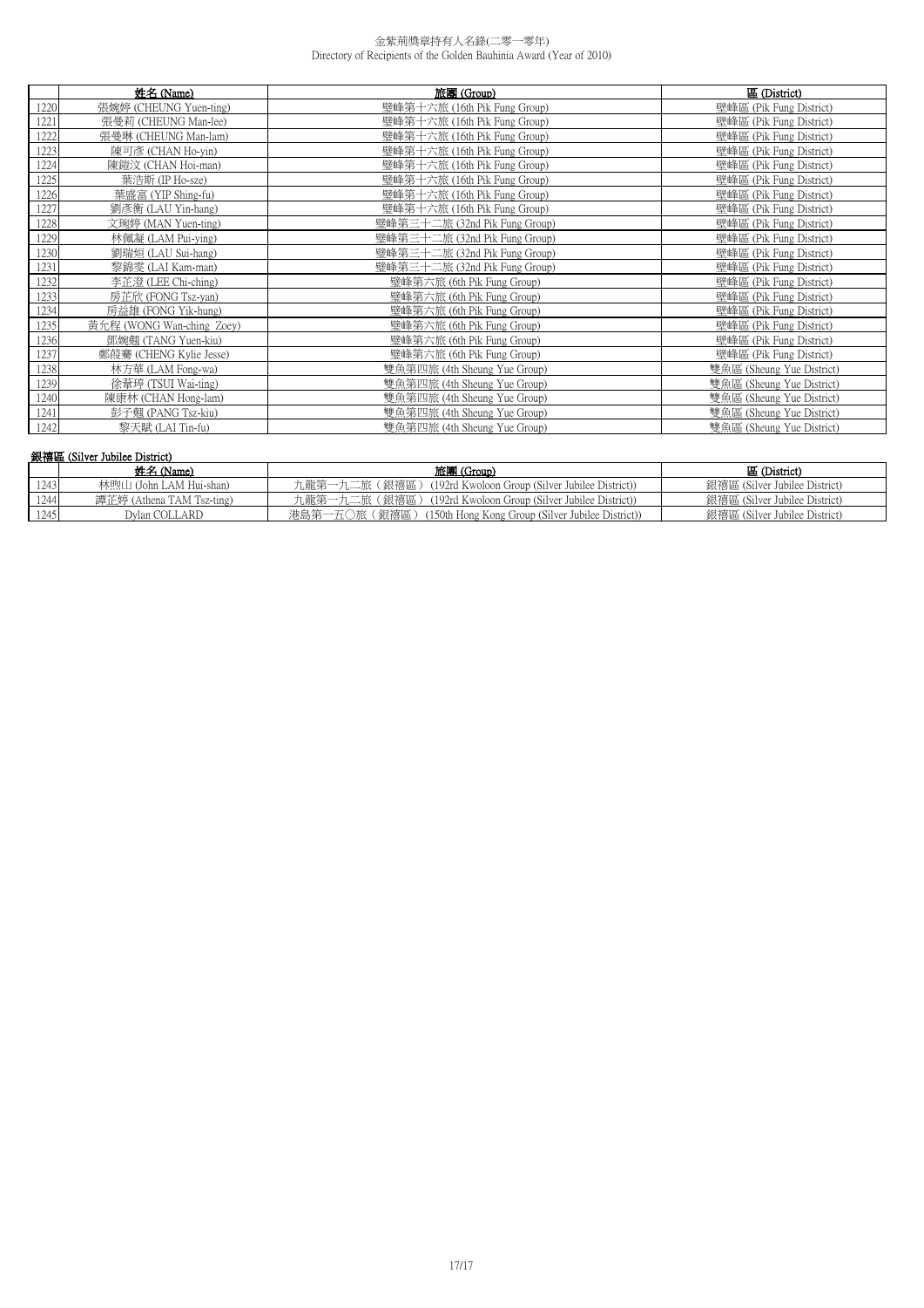# 金紫荊獎章持有人名錄(二零一零年)
Directory of Recipients of the Golden Bauhinia Award (Year of 2010)

| | 姓名 (Name) | 旅團 (Group) | 區 (District) |
|---|---|---|---|
| 1220 | 張婉婷 (CHEUNG Yuen-ting) | 璧峰第十六旅 (16th Pik Fung Group) | 璧峰區 (Pik Fung District) |
| 1221 | 張曼莉 (CHEUNG Man-lee) | 璧峰第十六旅 (16th Pik Fung Group) | 璧峰區 (Pik Fung District) |
| 1222 | 張曼琳 (CHEUNG Man-lam) | 璧峰第十六旅 (16th Pik Fung Group) | 璧峰區 (Pik Fung District) |
| 1223 | 陳可彥 (CHAN Ho-yin) | 璧峰第十六旅 (16th Pik Fung Group) | 璧峰區 (Pik Fung District) |
| 1224 | 陳鎧汶 (CHAN Hoi-man) | 璧峰第十六旅 (16th Pik Fung Group) | 璧峰區 (Pik Fung District) |
| 1225 | 葉浩斯 (IP Ho-sze) | 璧峰第十六旅 (16th Pik Fung Group) | 璧峰區 (Pik Fung District) |
| 1226 | 葉盛富 (YIP Shing-fu) | 璧峰第十六旅 (16th Pik Fung Group) | 璧峰區 (Pik Fung District) |
| 1227 | 劉彥衡 (LAU Yin-hang) | 璧峰第十六旅 (16th Pik Fung Group) | 璧峰區 (Pik Fung District) |
| 1228 | 文琬婷 (MAN Yuen-ting) | 璧峰第三十二旅 (32nd Pik Fung Group) | 璧峰區 (Pik Fung District) |
| 1229 | 林佩凝 (LAM Pui-ying) | 璧峰第三十二旅 (32nd Pik Fung Group) | 璧峰區 (Pik Fung District) |
| 1230 | 劉瑞姮 (LAU Sui-hang) | 璧峰第三十二旅 (32nd Pik Fung Group) | 璧峰區 (Pik Fung District) |
| 1231 | 黎錦雯 (LAI Kam-man) | 璧峰第三十二旅 (32nd Pik Fung Group) | 璧峰區 (Pik Fung District) |
| 1232 | 李芷澄 (LEE Chi-ching) | 璧峰第六旅 (6th Pik Fung Group) | 璧峰區 (Pik Fung District) |
| 1233 | 房芷欣 (FONG Tsz-yan) | 璧峰第六旅 (6th Pik Fung Group) | 璧峰區 (Pik Fung District) |
| 1234 | 房益雄 (FONG Yik-hung) | 璧峰第六旅 (6th Pik Fung Group) | 璧峰區 (Pik Fung District) |
| 1235 | 黃允程 (WONG Wan-ching Zoey) | 璧峰第六旅 (6th Pik Fung Group) | 璧峰區 (Pik Fung District) |
| 1236 | 鄧婉翹 (TANG Yuen-kiu) | 璧峰第六旅 (6th Pik Fung Group) | 璧峰區 (Pik Fung District) |
| 1237 | 鄭葭蓍 (CHENG Kylie Jesse) | 璧峰第六旅 (6th Pik Fung Group) | 璧峰區 (Pik Fung District) |
| 1238 | 林方華 (LAM Fong-wa) | 雙魚第四旅 (4th Sheung Yue Group) | 雙魚區 (Sheung Yue District) |
| 1239 | 徐葦葶 (TSUI Wai-ting) | 雙魚第四旅 (4th Sheung Yue Group) | 雙魚區 (Sheung Yue District) |
| 1240 | 陳康林 (CHAN Hong-lam) | 雙魚第四旅 (4th Sheung Yue Group) | 雙魚區 (Sheung Yue District) |
| 1241 | 彭子翹 (PANG Tsz-kiu) | 雙魚第四旅 (4th Sheung Yue Group) | 雙魚區 (Sheung Yue District) |
| 1242 | 黎天賦 (LAI Tin-fu) | 雙魚第四旅 (4th Sheung Yue Group) | 雙魚區 (Sheung Yue District) |

## 銀禧區 (Silver Jubilee District)

| | 姓名 (Name) | 旅團 (Group) | 區 (District) |
|---|---|---|---|
| 1243 | 林煦山 (John LAM Hui-shan) | 九龍第一九二旅（銀禧區） (192rd Kwoloon Group (Silver Jubilee District)) | 銀禧區 (Silver Jubilee District) |
| 1244 | 譚芷婷 (Athena TAM Tsz-ting) | 九龍第一九二旅（銀禧區） (192rd Kwoloon Group (Silver Jubilee District)) | 銀禧區 (Silver Jubilee District) |
| 1245 | Dylan COLLARD | 港島第一五〇旅（銀禧區） (150th Hong Kong Group (Silver Jubilee District)) | 銀禧區 (Silver Jubilee District) |